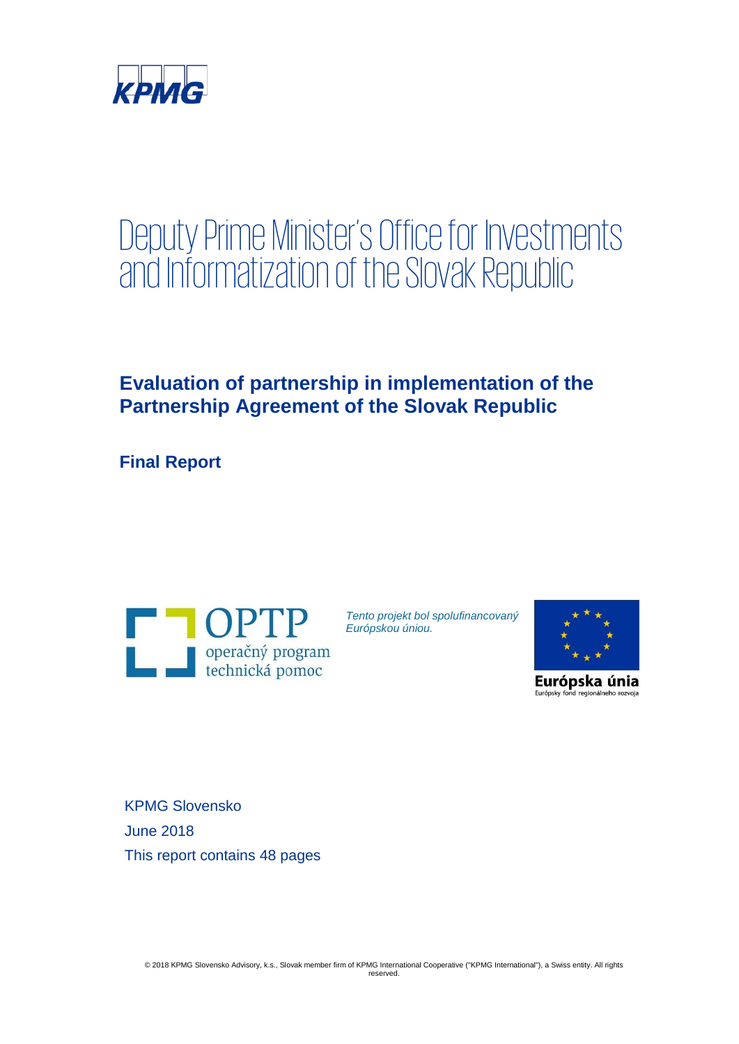KPMG

# Deputy Prime Minister's Office for Investments and Informatization of the Slovak Republic

## Evaluation of partnership in implementation of the Partnership Agreement of the Slovak Republic

**Final Report**

OPTP
operačný program
technická pomoc

*Tento projekt bol spolufinancovaný Európskou úniou.*

Európska únia
Európsky fond regionálneho rozvoja

KPMG Slovensko
June 2018
This report contains 48 pages

© 2018 KPMG Slovensko Advisory, k.s., Slovak member firm of KPMG International Cooperative ("KPMG International"), a Swiss entity. All rights reserved.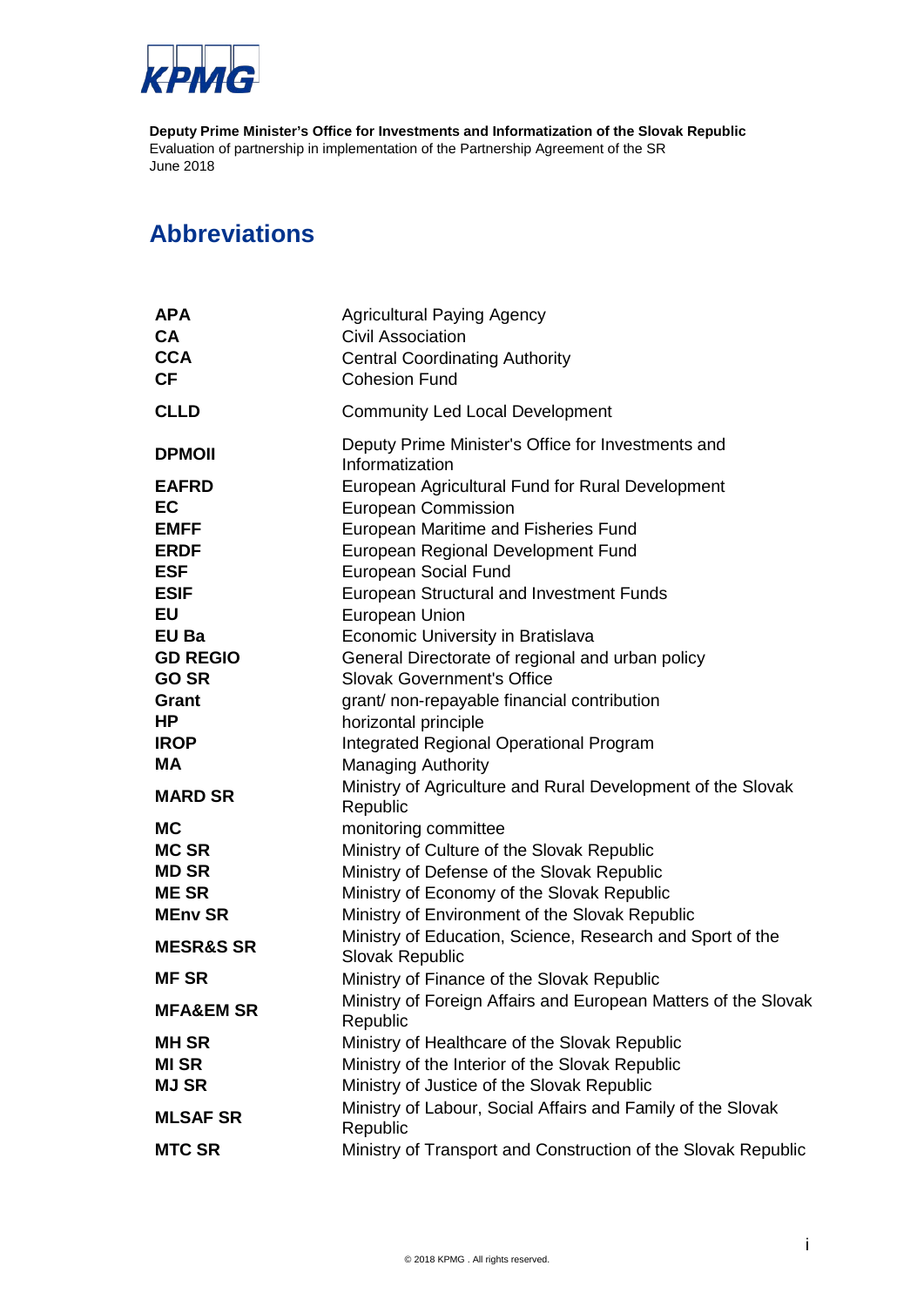## Abbreviations

| | |
|---|---|
| **APA** | Agricultural Paying Agency |
| **CA** | Civil Association |
| **CCA** | Central Coordinating Authority |
| **CF** | Cohesion Fund |
| **CLLD** | Community Led Local Development |
| **DPMOII** | Deputy Prime Minister's Office for Investments and Informatization |
| **EAFRD** | European Agricultural Fund for Rural Development |
| **EC** | European Commission |
| **EMFF** | European Maritime and Fisheries Fund |
| **ERDF** | European Regional Development Fund |
| **ESF** | European Social Fund |
| **ESIF** | European Structural and Investment Funds |
| **EU** | European Union |
| **EU Ba** | Economic University in Bratislava |
| **GD REGIO** | General Directorate of regional and urban policy |
| **GO SR** | Slovak Government's Office |
| **Grant** | grant/ non-repayable financial contribution |
| **HP** | horizontal principle |
| **IROP** | Integrated Regional Operational Program |
| **MA** | Managing Authority |
| **MARD SR** | Ministry of Agriculture and Rural Development of the Slovak Republic |
| **MC** | monitoring committee |
| **MC SR** | Ministry of Culture of the Slovak Republic |
| **MD SR** | Ministry of Defense of the Slovak Republic |
| **ME SR** | Ministry of Economy of the Slovak Republic |
| **MEnv SR** | Ministry of Environment of the Slovak Republic |
| **MESR&S SR** | Ministry of Education, Science, Research and Sport of the Slovak Republic |
| **MF SR** | Ministry of Finance of the Slovak Republic |
| **MFA&EM SR** | Ministry of Foreign Affairs and European Matters of the Slovak Republic |
| **MH SR** | Ministry of Healthcare of the Slovak Republic |
| **MI SR** | Ministry of the Interior of the Slovak Republic |
| **MJ SR** | Ministry of Justice of the Slovak Republic |
| **MLSAF SR** | Ministry of Labour, Social Affairs and Family of the Slovak Republic |
| **MTC SR** | Ministry of Transport and Construction of the Slovak Republic |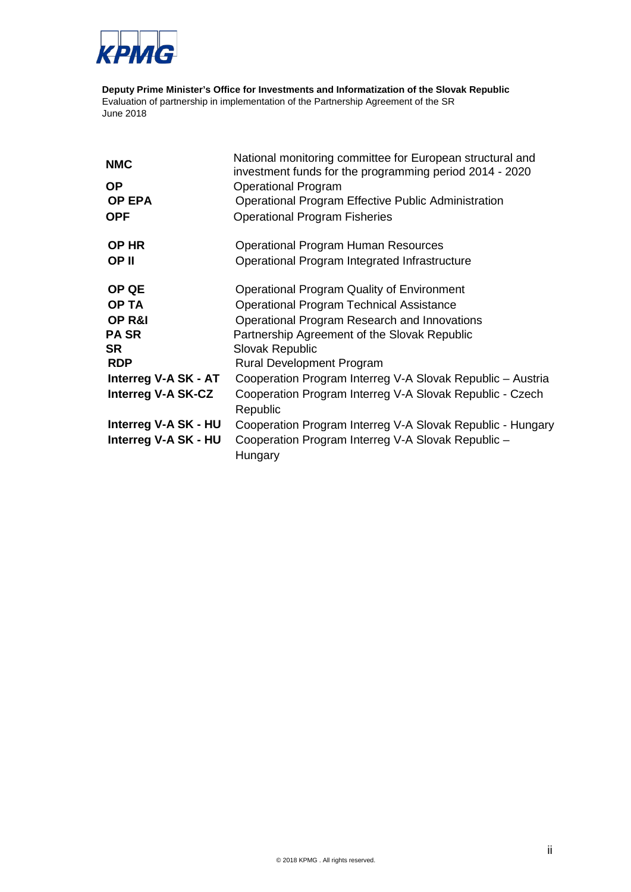| | |
|---|---|
| **NMC** | National monitoring committee for European structural and investment funds for the programming period 2014 - 2020 |
| **OP** | Operational Program |
| **OP EPA** | Operational Program Effective Public Administration |
| **OPF** | Operational Program Fisheries |
| **OP HR** | Operational Program Human Resources |
| **OP II** | Operational Program Integrated Infrastructure |
| **OP QE** | Operational Program Quality of Environment |
| **OP TA** | Operational Program Technical Assistance |
| **OP R&I** | Operational Program Research and Innovations |
| **PA SR** | Partnership Agreement of the Slovak Republic |
| **SR** | Slovak Republic |
| **RDP** | Rural Development Program |
| **Interreg V-A SK - AT** | Cooperation Program Interreg V-A Slovak Republic – Austria |
| **Interreg V-A SK-CZ** | Cooperation Program Interreg V-A Slovak Republic - Czech Republic |
| **Interreg V-A SK - HU** | Cooperation Program Interreg V-A Slovak Republic - Hungary |
| **Interreg V-A SK - HU** | Cooperation Program Interreg V-A Slovak Republic – Hungary |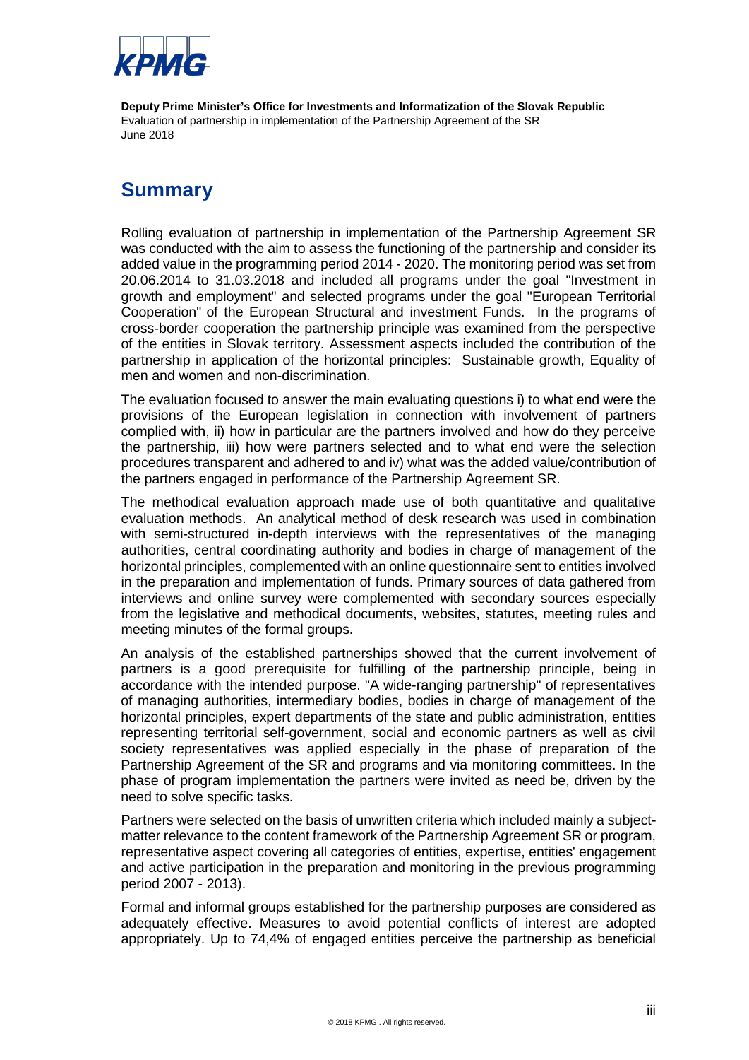# Summary

Rolling evaluation of partnership in implementation of the Partnership Agreement SR was conducted with the aim to assess the functioning of the partnership and consider its added value in the programming period 2014 - 2020. The monitoring period was set from 20.06.2014 to 31.03.2018 and included all programs under the goal "Investment in growth and employment" and selected programs under the goal "European Territorial Cooperation" of the European Structural and investment Funds. In the programs of cross-border cooperation the partnership principle was examined from the perspective of the entities in Slovak territory. Assessment aspects included the contribution of the partnership in application of the horizontal principles: Sustainable growth, Equality of men and women and non-discrimination.

The evaluation focused to answer the main evaluating questions i) to what end were the provisions of the European legislation in connection with involvement of partners complied with, ii) how in particular are the partners involved and how do they perceive the partnership, iii) how were partners selected and to what end were the selection procedures transparent and adhered to and iv) what was the added value/contribution of the partners engaged in performance of the Partnership Agreement SR.

The methodical evaluation approach made use of both quantitative and qualitative evaluation methods. An analytical method of desk research was used in combination with semi-structured in-depth interviews with the representatives of the managing authorities, central coordinating authority and bodies in charge of management of the horizontal principles, complemented with an online questionnaire sent to entities involved in the preparation and implementation of funds. Primary sources of data gathered from interviews and online survey were complemented with secondary sources especially from the legislative and methodical documents, websites, statutes, meeting rules and meeting minutes of the formal groups.

An analysis of the established partnerships showed that the current involvement of partners is a good prerequisite for fulfilling of the partnership principle, being in accordance with the intended purpose. "A wide-ranging partnership" of representatives of managing authorities, intermediary bodies, bodies in charge of management of the horizontal principles, expert departments of the state and public administration, entities representing territorial self-government, social and economic partners as well as civil society representatives was applied especially in the phase of preparation of the Partnership Agreement of the SR and programs and via monitoring committees. In the phase of program implementation the partners were invited as need be, driven by the need to solve specific tasks.

Partners were selected on the basis of unwritten criteria which included mainly a subject-matter relevance to the content framework of the Partnership Agreement SR or program, representative aspect covering all categories of entities, expertise, entities' engagement and active participation in the preparation and monitoring in the previous programming period 2007 - 2013).

Formal and informal groups established for the partnership purposes are considered as adequately effective. Measures to avoid potential conflicts of interest are adopted appropriately. Up to 74,4% of engaged entities perceive the partnership as beneficial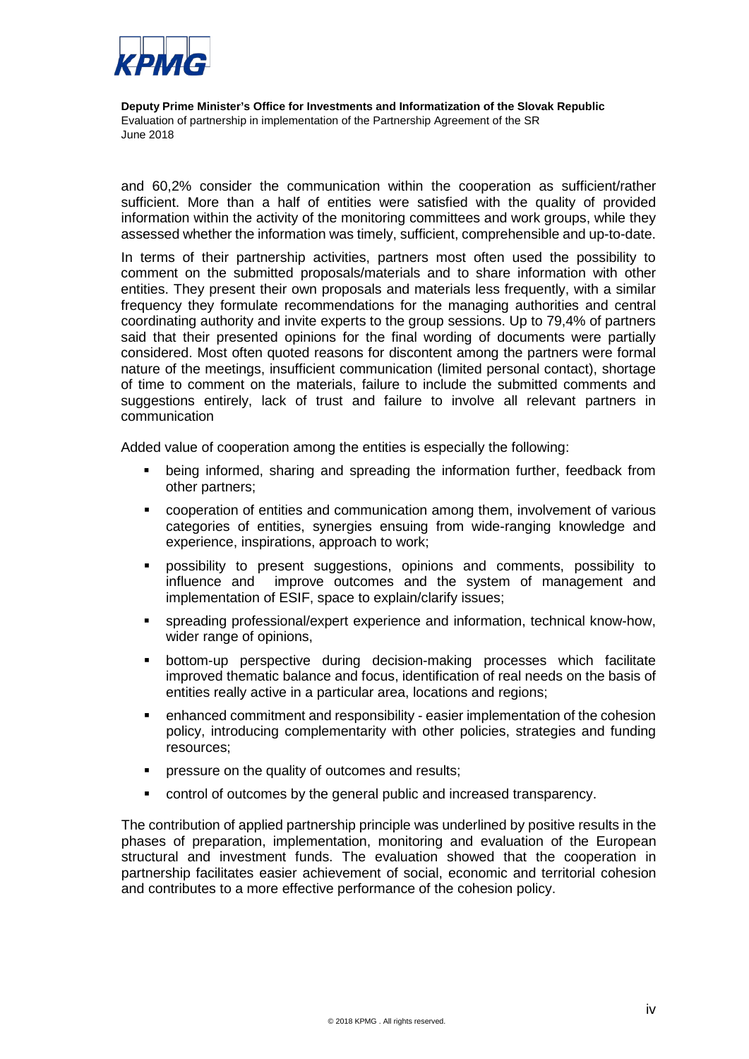and 60,2% consider the communication within the cooperation as sufficient/rather sufficient. More than a half of entities were satisfied with the quality of provided information within the activity of the monitoring committees and work groups, while they assessed whether the information was timely, sufficient, comprehensible and up-to-date.

In terms of their partnership activities, partners most often used the possibility to comment on the submitted proposals/materials and to share information with other entities. They present their own proposals and materials less frequently, with a similar frequency they formulate recommendations for the managing authorities and central coordinating authority and invite experts to the group sessions. Up to 79,4% of partners said that their presented opinions for the final wording of documents were partially considered. Most often quoted reasons for discontent among the partners were formal nature of the meetings, insufficient communication (limited personal contact), shortage of time to comment on the materials, failure to include the submitted comments and suggestions entirely, lack of trust and failure to involve all relevant partners in communication

Added value of cooperation among the entities is especially the following:

- being informed, sharing and spreading the information further, feedback from other partners;
- cooperation of entities and communication among them, involvement of various categories of entities, synergies ensuing from wide-ranging knowledge and experience, inspirations, approach to work;
- possibility to present suggestions, opinions and comments, possibility to influence and improve outcomes and the system of management and implementation of ESIF, space to explain/clarify issues;
- spreading professional/expert experience and information, technical know-how, wider range of opinions,
- bottom-up perspective during decision-making processes which facilitate improved thematic balance and focus, identification of real needs on the basis of entities really active in a particular area, locations and regions;
- enhanced commitment and responsibility - easier implementation of the cohesion policy, introducing complementarity with other policies, strategies and funding resources;
- pressure on the quality of outcomes and results;
- control of outcomes by the general public and increased transparency.

The contribution of applied partnership principle was underlined by positive results in the phases of preparation, implementation, monitoring and evaluation of the European structural and investment funds. The evaluation showed that the cooperation in partnership facilitates easier achievement of social, economic and territorial cohesion and contributes to a more effective performance of the cohesion policy.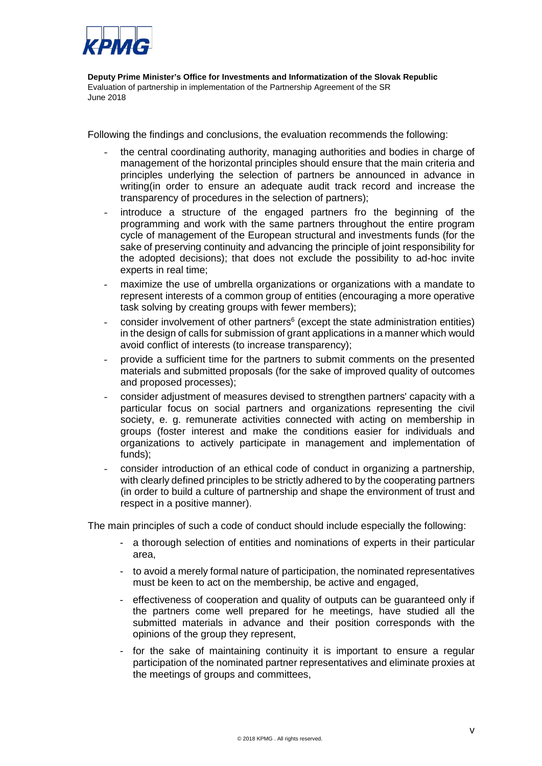Following the findings and conclusions, the evaluation recommends the following:

- the central coordinating authority, managing authorities and bodies in charge of management of the horizontal principles should ensure that the main criteria and principles underlying the selection of partners be announced in advance in writing(in order to ensure an adequate audit track record and increase the transparency of procedures in the selection of partners);
- introduce a structure of the engaged partners fro the beginning of the programming and work with the same partners throughout the entire program cycle of management of the European structural and investments funds (for the sake of preserving continuity and advancing the principle of joint responsibility for the adopted decisions); that does not exclude the possibility to ad-hoc invite experts in real time;
- maximize the use of umbrella organizations or organizations with a mandate to represent interests of a common group of entities (encouraging a more operative task solving by creating groups with fewer members);
- consider involvement of other partners[6] (except the state administration entities) in the design of calls for submission of grant applications in a manner which would avoid conflict of interests (to increase transparency);
- provide a sufficient time for the partners to submit comments on the presented materials and submitted proposals (for the sake of improved quality of outcomes and proposed processes);
- consider adjustment of measures devised to strengthen partners' capacity with a particular focus on social partners and organizations representing the civil society, e. g. remunerate activities connected with acting on membership in groups (foster interest and make the conditions easier for individuals and organizations to actively participate in management and implementation of funds);
- consider introduction of an ethical code of conduct in organizing a partnership, with clearly defined principles to be strictly adhered to by the cooperating partners (in order to build a culture of partnership and shape the environment of trust and respect in a positive manner).

The main principles of such a code of conduct should include especially the following:

- a thorough selection of entities and nominations of experts in their particular area,
- to avoid a merely formal nature of participation, the nominated representatives must be keen to act on the membership, be active and engaged,
- effectiveness of cooperation and quality of outputs can be guaranteed only if the partners come well prepared for he meetings, have studied all the submitted materials in advance and their position corresponds with the opinions of the group they represent,
- for the sake of maintaining continuity it is important to ensure a regular participation of the nominated partner representatives and eliminate proxies at the meetings of groups and committees,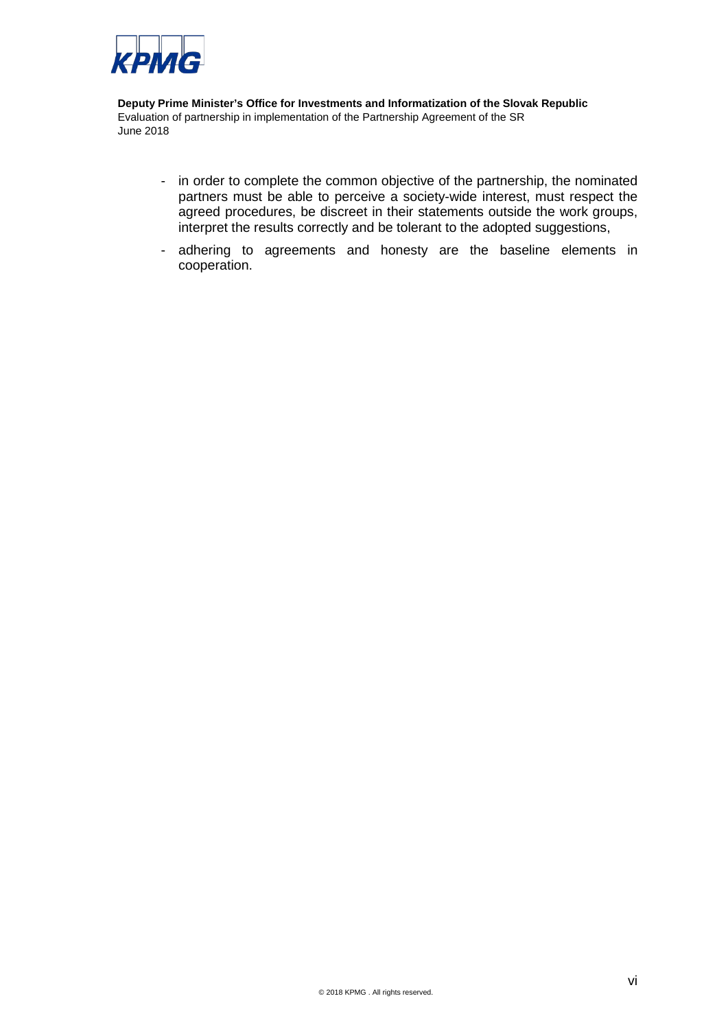- in order to complete the common objective of the partnership, the nominated partners must be able to perceive a society-wide interest, must respect the agreed procedures, be discreet in their statements outside the work groups, interpret the results correctly and be tolerant to the adopted suggestions,
- adhering to agreements and honesty are the baseline elements in cooperation.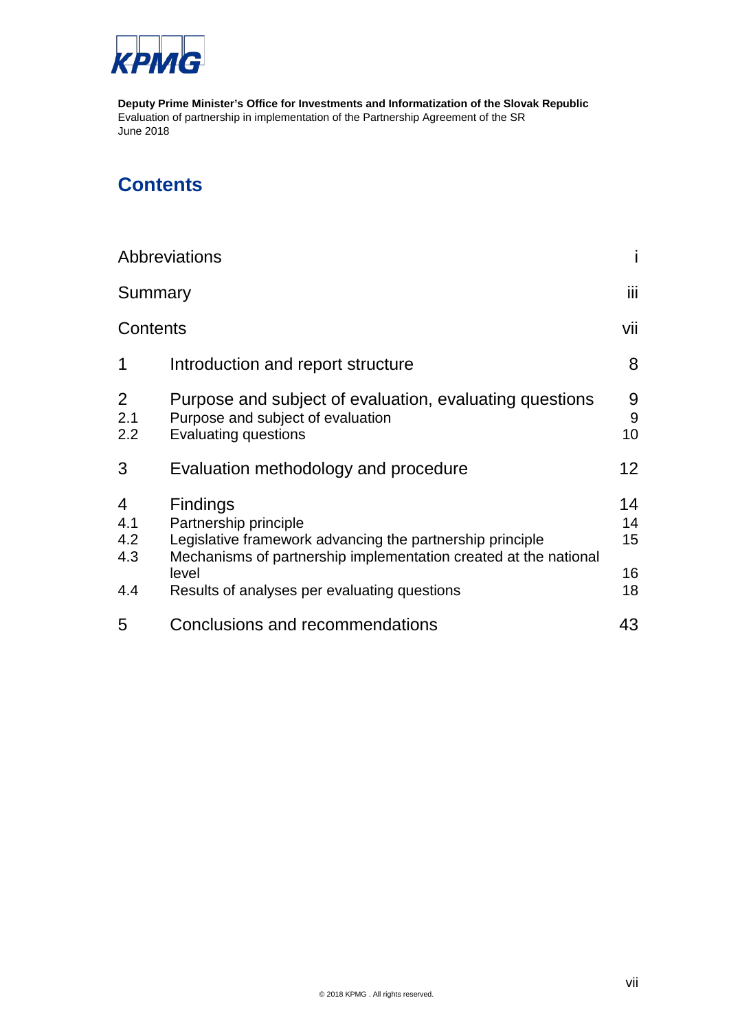**Deputy Prime Minister's Office for Investments and Informatization of the Slovak Republic**
Evaluation of partnership in implementation of the Partnership Agreement of the SR
June 2018

# Contents

| | | |
|---|---|---|
| Abbreviations | | i |
| Summary | | iii |
| Contents | | vii |
| 1 | Introduction and report structure | 8 |
| 2 | Purpose and subject of evaluation, evaluating questions | 9 |
| 2.1 | Purpose and subject of evaluation | 9 |
| 2.2 | Evaluating questions | 10 |
| 3 | Evaluation methodology and procedure | 12 |
| 4 | Findings | 14 |
| 4.1 | Partnership principle | 14 |
| 4.2 | Legislative framework advancing the partnership principle | 15 |
| 4.3 | Mechanisms of partnership implementation created at the national level | 16 |
| 4.4 | Results of analyses per evaluating questions | 18 |
| 5 | Conclusions and recommendations | 43 |

© 2018 KPMG . All rights reserved.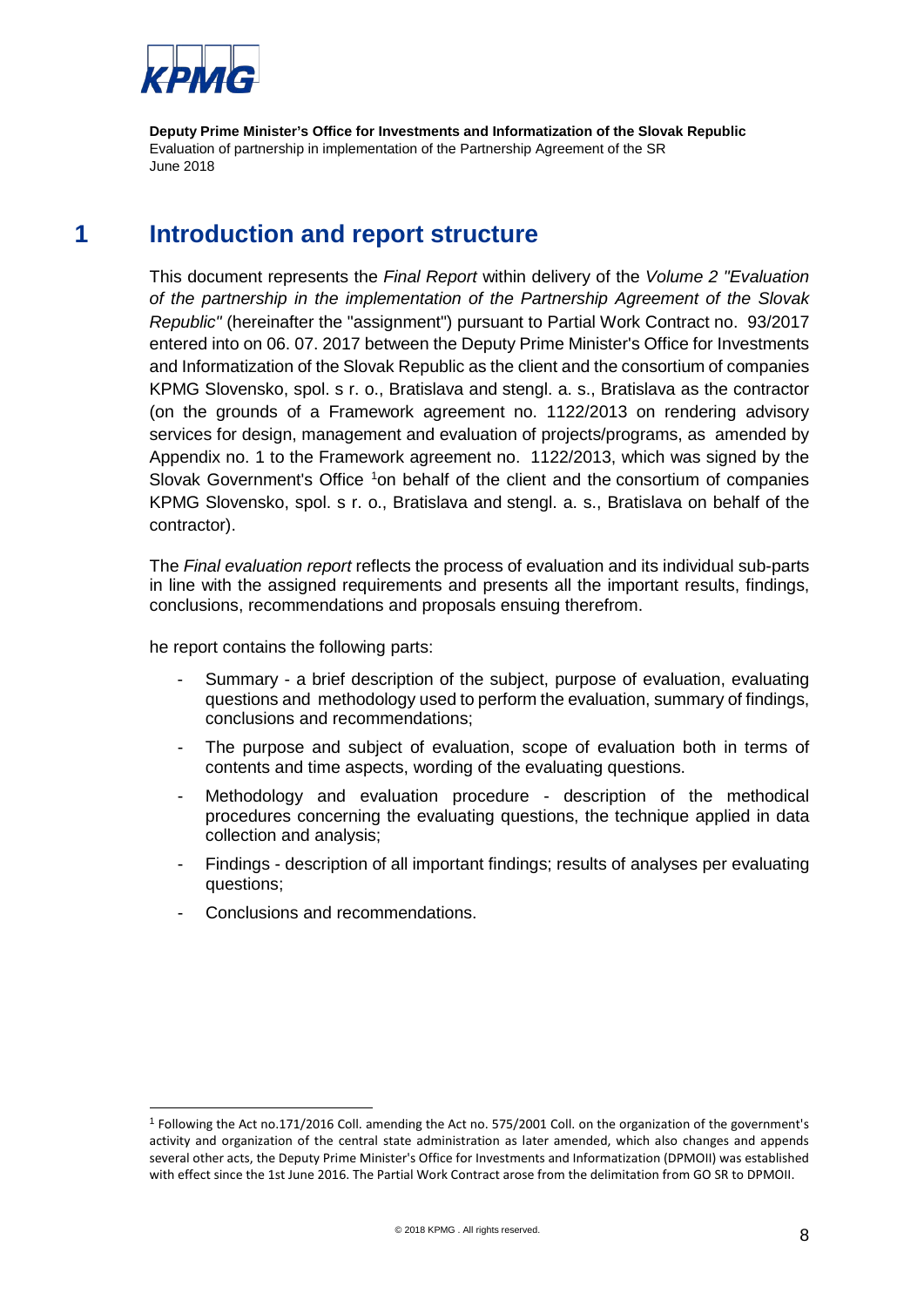# 1 Introduction and report structure

This document represents the *Final Report* within delivery of the *Volume 2 "Evaluation of the partnership in the implementation of the Partnership Agreement of the Slovak Republic"* (hereinafter the "assignment") pursuant to Partial Work Contract no. 93/2017 entered into on 06. 07. 2017 between the Deputy Prime Minister's Office for Investments and Informatization of the Slovak Republic as the client and the consortium of companies KPMG Slovensko, spol. s r. o., Bratislava and stengl. a. s., Bratislava as the contractor (on the grounds of a Framework agreement no. 1122/2013 on rendering advisory services for design, management and evaluation of projects/programs, as amended by Appendix no. 1 to the Framework agreement no. 1122/2013, which was signed by the Slovak Government's Office [1]on behalf of the client and the consortium of companies KPMG Slovensko, spol. s r. o., Bratislava and stengl. a. s., Bratislava on behalf of the contractor).

The *Final evaluation report* reflects the process of evaluation and its individual sub-parts in line with the assigned requirements and presents all the important results, findings, conclusions, recommendations and proposals ensuing therefrom.

he report contains the following parts:

- Summary - a brief description of the subject, purpose of evaluation, evaluating questions and methodology used to perform the evaluation, summary of findings, conclusions and recommendations;
- The purpose and subject of evaluation, scope of evaluation both in terms of contents and time aspects, wording of the evaluating questions.
- Methodology and evaluation procedure - description of the methodical procedures concerning the evaluating questions, the technique applied in data collection and analysis;
- Findings - description of all important findings; results of analyses per evaluating questions;
- Conclusions and recommendations.

[1] Following the Act no.171/2016 Coll. amending the Act no. 575/2001 Coll. on the organization of the government's activity and organization of the central state administration as later amended, which also changes and appends several other acts, the Deputy Prime Minister's Office for Investments and Informatization (DPMOII) was established with effect since the 1st June 2016. The Partial Work Contract arose from the delimitation from GO SR to DPMOII.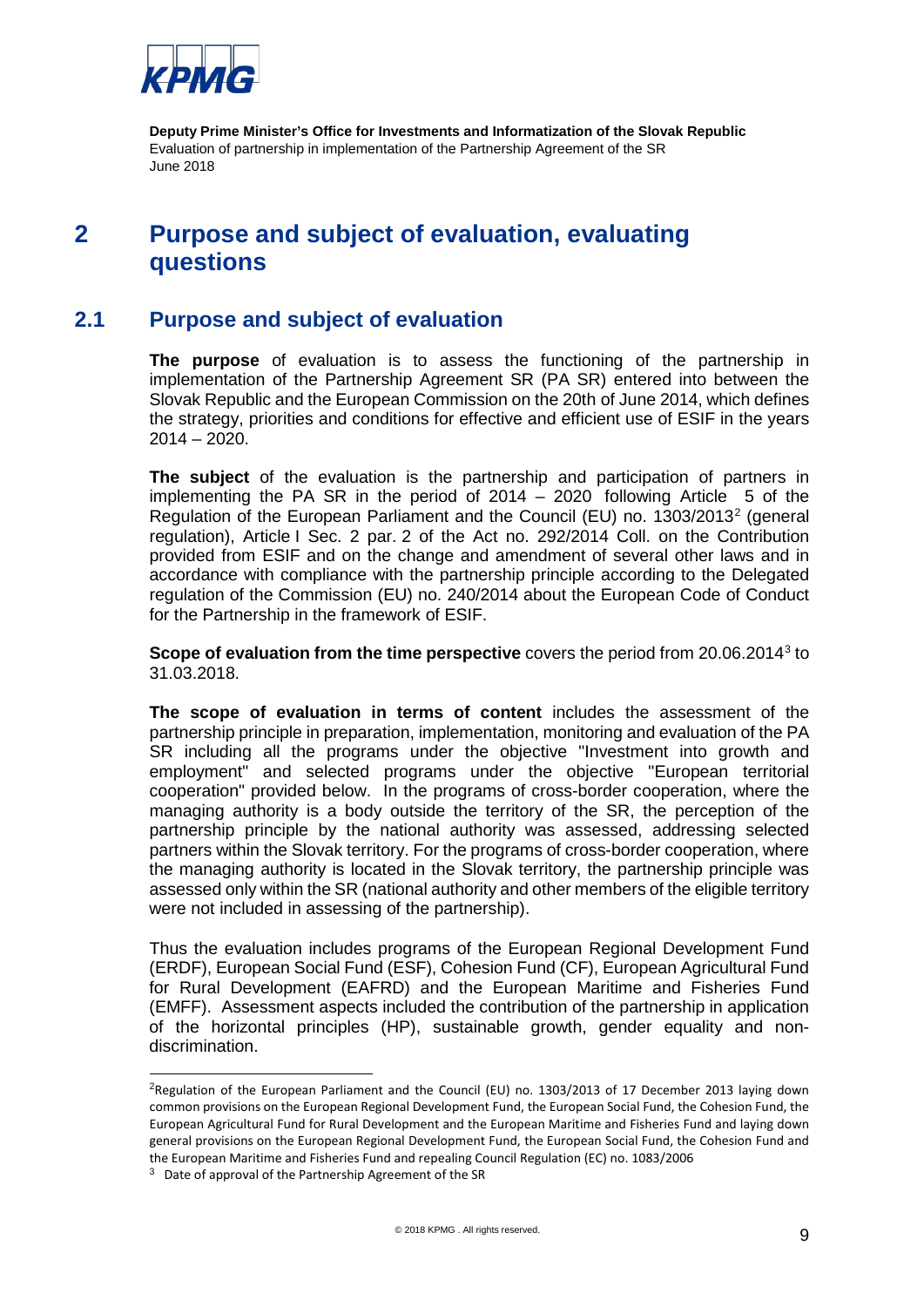# 2 Purpose and subject of evaluation, evaluating questions

## 2.1 Purpose and subject of evaluation

**The purpose** of evaluation is to assess the functioning of the partnership in implementation of the Partnership Agreement SR (PA SR) entered into between the Slovak Republic and the European Commission on the 20th of June 2014, which defines the strategy, priorities and conditions for effective and efficient use of ESIF in the years 2014 – 2020.

**The subject** of the evaluation is the partnership and participation of partners in implementing the PA SR in the period of 2014 – 2020 following Article 5 of the Regulation of the European Parliament and the Council (EU) no. 1303/2013[2] (general regulation), Article I Sec. 2 par. 2 of the Act no. 292/2014 Coll. on the Contribution provided from ESIF and on the change and amendment of several other laws and in accordance with compliance with the partnership principle according to the Delegated regulation of the Commission (EU) no. 240/2014 about the European Code of Conduct for the Partnership in the framework of ESIF.

**Scope of evaluation from the time perspective** covers the period from 20.06.2014[3] to 31.03.2018.

**The scope of evaluation in terms of content** includes the assessment of the partnership principle in preparation, implementation, monitoring and evaluation of the PA SR including all the programs under the objective "Investment into growth and employment" and selected programs under the objective "European territorial cooperation" provided below. In the programs of cross-border cooperation, where the managing authority is a body outside the territory of the SR, the perception of the partnership principle by the national authority was assessed, addressing selected partners within the Slovak territory. For the programs of cross-border cooperation, where the managing authority is located in the Slovak territory, the partnership principle was assessed only within the SR (national authority and other members of the eligible territory were not included in assessing of the partnership).

Thus the evaluation includes programs of the European Regional Development Fund (ERDF), European Social Fund (ESF), Cohesion Fund (CF), European Agricultural Fund for Rural Development (EAFRD) and the European Maritime and Fisheries Fund (EMFF). Assessment aspects included the contribution of the partnership in application of the horizontal principles (HP), sustainable growth, gender equality and non-discrimination.

---

[2] Regulation of the European Parliament and the Council (EU) no. 1303/2013 of 17 December 2013 laying down common provisions on the European Regional Development Fund, the European Social Fund, the Cohesion Fund, the European Agricultural Fund for Rural Development and the European Maritime and Fisheries Fund and laying down general provisions on the European Regional Development Fund, the European Social Fund, the Cohesion Fund and the European Maritime and Fisheries Fund and repealing Council Regulation (EC) no. 1083/2006

[3] Date of approval of the Partnership Agreement of the SR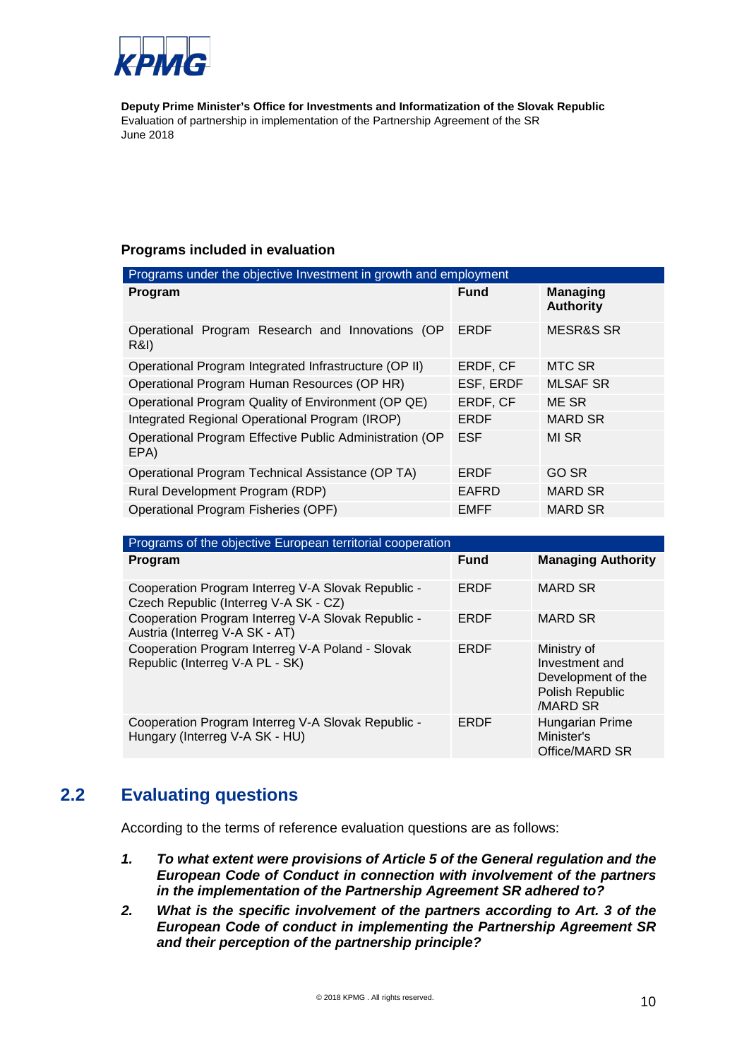**Deputy Prime Minister's Office for Investments and Informatization of the Slovak Republic**
Evaluation of partnership in implementation of the Partnership Agreement of the SR
June 2018

**Programs included in evaluation**

| Programs under the objective Investment in growth and employment | | |
|---|---|---|
| **Program** | **Fund** | **Managing Authority** |
| Operational Program Research and Innovations (OP R&I) | ERDF | MESR&S SR |
| Operational Program Integrated Infrastructure (OP II) | ERDF, CF | MTC SR |
| Operational Program Human Resources (OP HR) | ESF, ERDF | MLSAF SR |
| Operational Program Quality of Environment (OP QE) | ERDF, CF | ME SR |
| Integrated Regional Operational Program (IROP) | ERDF | MARD SR |
| Operational Program Effective Public Administration (OP EPA) | ESF | MI SR |
| Operational Program Technical Assistance (OP TA) | ERDF | GO SR |
| Rural Development Program (RDP) | EAFRD | MARD SR |
| Operational Program Fisheries (OPF) | EMFF | MARD SR |

| Programs of the objective European territorial cooperation | | |
|---|---|---|
| **Program** | **Fund** | **Managing Authority** |
| Cooperation Program Interreg V-A Slovak Republic - Czech Republic (Interreg V-A SK - CZ) | ERDF | MARD SR |
| Cooperation Program Interreg V-A Slovak Republic - Austria (Interreg V-A SK - AT) | ERDF | MARD SR |
| Cooperation Program Interreg V-A Poland - Slovak Republic (Interreg V-A PL - SK) | ERDF | Ministry of Investment and Development of the Polish Republic /MARD SR |
| Cooperation Program Interreg V-A Slovak Republic - Hungary (Interreg V-A SK - HU) | ERDF | Hungarian Prime Minister's Office/MARD SR |

## 2.2 Evaluating questions

According to the terms of reference evaluation questions are as follows:

1. ***To what extent were provisions of Article 5 of the General regulation and the European Code of Conduct in connection with involvement of the partners in the implementation of the Partnership Agreement SR adhered to?***
2. ***What is the specific involvement of the partners according to Art. 3 of the European Code of conduct in implementing the Partnership Agreement SR and their perception of the partnership principle?***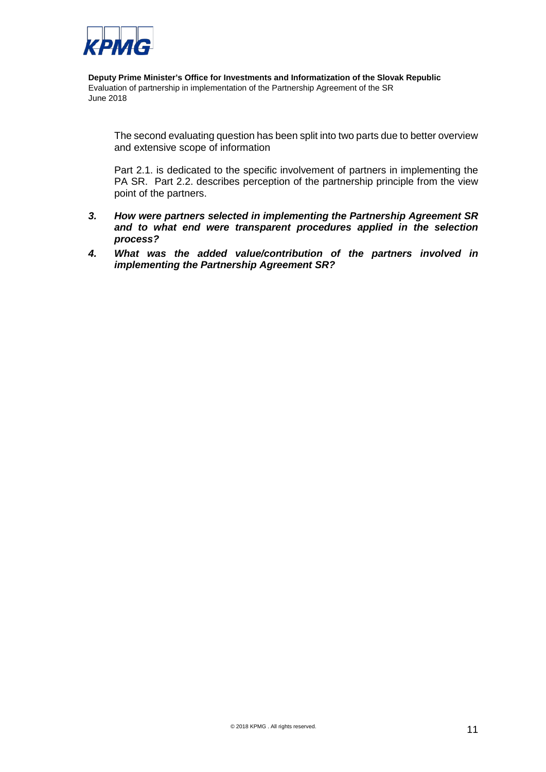The second evaluating question has been split into two parts due to better overview and extensive scope of information

Part 2.1. is dedicated to the specific involvement of partners in implementing the PA SR. Part 2.2. describes perception of the partnership principle from the view point of the partners.

3. ***How were partners selected in implementing the Partnership Agreement SR and to what end were transparent procedures applied in the selection process?***
4. ***What was the added value/contribution of the partners involved in implementing the Partnership Agreement SR?***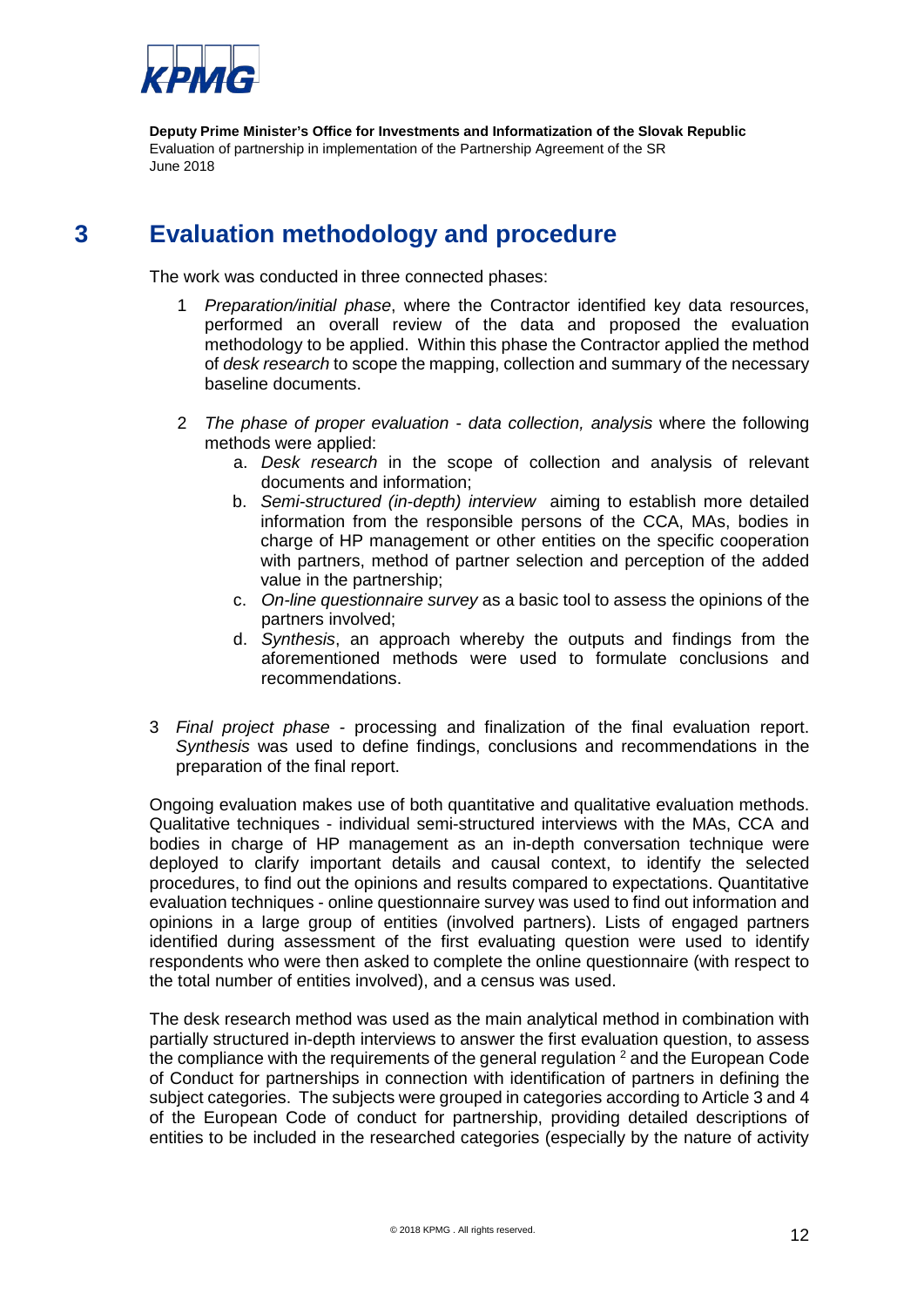# 3 Evaluation methodology and procedure

The work was conducted in three connected phases:

1. *Preparation/initial phase*, where the Contractor identified key data resources, performed an overall review of the data and proposed the evaluation methodology to be applied. Within this phase the Contractor applied the method of *desk research* to scope the mapping, collection and summary of the necessary baseline documents.

2. *The phase of proper evaluation - data collection, analysis* where the following methods were applied:
   a. *Desk research* in the scope of collection and analysis of relevant documents and information;
   b. *Semi-structured (in-depth) interview* aiming to establish more detailed information from the responsible persons of the CCA, MAs, bodies in charge of HP management or other entities on the specific cooperation with partners, method of partner selection and perception of the added value in the partnership;
   c. *On-line questionnaire survey* as a basic tool to assess the opinions of the partners involved;
   d. *Synthesis*, an approach whereby the outputs and findings from the aforementioned methods were used to formulate conclusions and recommendations.

3. *Final project phase* - processing and finalization of the final evaluation report. *Synthesis* was used to define findings, conclusions and recommendations in the preparation of the final report.

Ongoing evaluation makes use of both quantitative and qualitative evaluation methods. Qualitative techniques - individual semi-structured interviews with the MAs, CCA and bodies in charge of HP management as an in-depth conversation technique were deployed to clarify important details and causal context, to identify the selected procedures, to find out the opinions and results compared to expectations. Quantitative evaluation techniques - online questionnaire survey was used to find out information and opinions in a large group of entities (involved partners). Lists of engaged partners identified during assessment of the first evaluating question were used to identify respondents who were then asked to complete the online questionnaire (with respect to the total number of entities involved), and a census was used.

The desk research method was used as the main analytical method in combination with partially structured in-depth interviews to answer the first evaluation question, to assess the compliance with the requirements of the general regulation [2] and the European Code of Conduct for partnerships in connection with identification of partners in defining the subject categories. The subjects were grouped in categories according to Article 3 and 4 of the European Code of conduct for partnership, providing detailed descriptions of entities to be included in the researched categories (especially by the nature of activity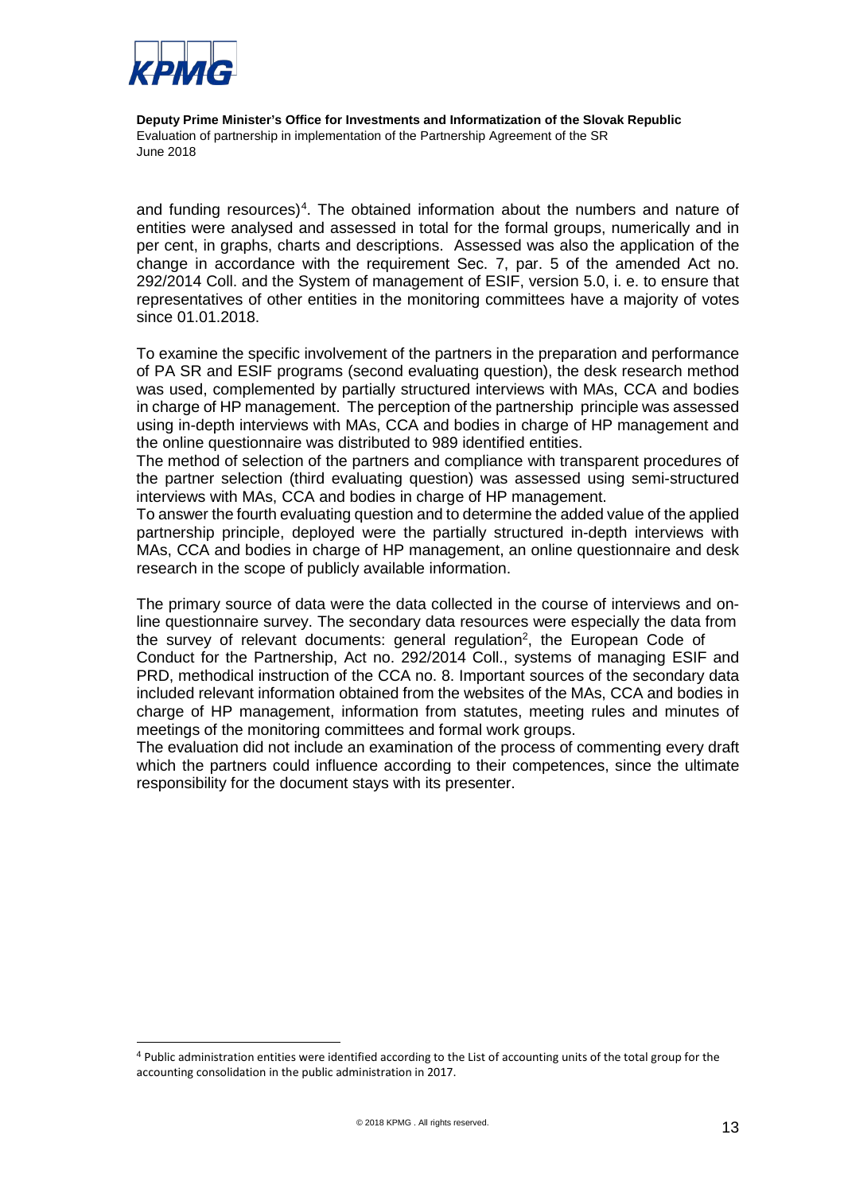and funding resources)[4]. The obtained information about the numbers and nature of entities were analysed and assessed in total for the formal groups, numerically and in per cent, in graphs, charts and descriptions. Assessed was also the application of the change in accordance with the requirement Sec. 7, par. 5 of the amended Act no. 292/2014 Coll. and the System of management of ESIF, version 5.0, i. e. to ensure that representatives of other entities in the monitoring committees have a majority of votes since 01.01.2018.

To examine the specific involvement of the partners in the preparation and performance of PA SR and ESIF programs (second evaluating question), the desk research method was used, complemented by partially structured interviews with MAs, CCA and bodies in charge of HP management. The perception of the partnership principle was assessed using in-depth interviews with MAs, CCA and bodies in charge of HP management and the online questionnaire was distributed to 989 identified entities.

The method of selection of the partners and compliance with transparent procedures of the partner selection (third evaluating question) was assessed using semi-structured interviews with MAs, CCA and bodies in charge of HP management.

To answer the fourth evaluating question and to determine the added value of the applied partnership principle, deployed were the partially structured in-depth interviews with MAs, CCA and bodies in charge of HP management, an online questionnaire and desk research in the scope of publicly available information.

The primary source of data were the data collected in the course of interviews and on-line questionnaire survey. The secondary data resources were especially the data from the survey of relevant documents: general regulation[2], the European Code of Conduct for the Partnership, Act no. 292/2014 Coll., systems of managing ESIF and PRD, methodical instruction of the CCA no. 8. Important sources of the secondary data included relevant information obtained from the websites of the MAs, CCA and bodies in charge of HP management, information from statutes, meeting rules and minutes of meetings of the monitoring committees and formal work groups.

The evaluation did not include an examination of the process of commenting every draft which the partners could influence according to their competences, since the ultimate responsibility for the document stays with its presenter.

---

[4] Public administration entities were identified according to the List of accounting units of the total group for the accounting consolidation in the public administration in 2017.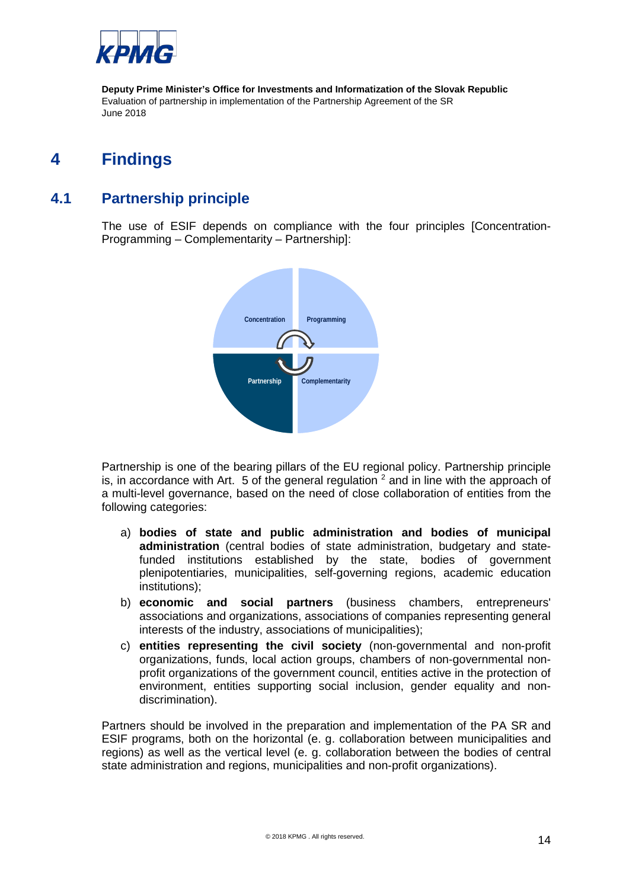# 4 Findings

## 4.1 Partnership principle

The use of ESIF depends on compliance with the four principles [Concentration-Programming – Complementarity – Partnership]:

Concentration Programming Partnership Complementarity

Partnership is one of the bearing pillars of the EU regional policy. Partnership principle is, in accordance with Art. 5 of the general regulation [2] and in line with the approach of a multi-level governance, based on the need of close collaboration of entities from the following categories:

a) **bodies of state and public administration and bodies of municipal administration** (central bodies of state administration, budgetary and state-funded institutions established by the state, bodies of government plenipotentiaries, municipalities, self-governing regions, academic education institutions);
b) **economic and social partners** (business chambers, entrepreneurs' associations and organizations, associations of companies representing general interests of the industry, associations of municipalities);
c) **entities representing the civil society** (non-governmental and non-profit organizations, funds, local action groups, chambers of non-governmental non-profit organizations of the government council, entities active in the protection of environment, entities supporting social inclusion, gender equality and non-discrimination).

Partners should be involved in the preparation and implementation of the PA SR and ESIF programs, both on the horizontal (e. g. collaboration between municipalities and regions) as well as the vertical level (e. g. collaboration between the bodies of central state administration and regions, municipalities and non-profit organizations).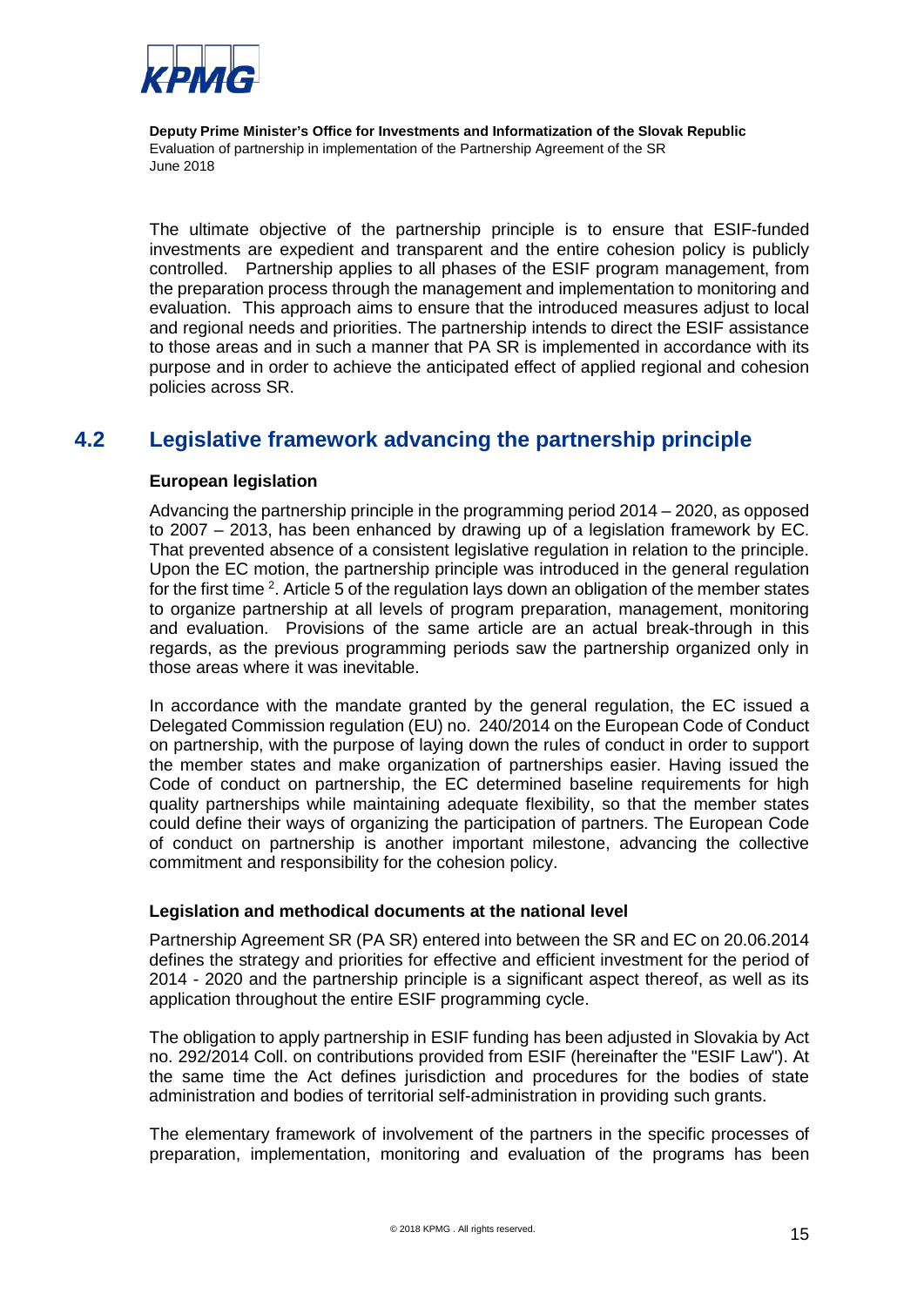The ultimate objective of the partnership principle is to ensure that ESIF-funded investments are expedient and transparent and the entire cohesion policy is publicly controlled. Partnership applies to all phases of the ESIF program management, from the preparation process through the management and implementation to monitoring and evaluation. This approach aims to ensure that the introduced measures adjust to local and regional needs and priorities. The partnership intends to direct the ESIF assistance to those areas and in such a manner that PA SR is implemented in accordance with its purpose and in order to achieve the anticipated effect of applied regional and cohesion policies across SR.

## 4.2 Legislative framework advancing the partnership principle

### European legislation

Advancing the partnership principle in the programming period 2014 – 2020, as opposed to 2007 – 2013, has been enhanced by drawing up of a legislation framework by EC. That prevented absence of a consistent legislative regulation in relation to the principle. Upon the EC motion, the partnership principle was introduced in the general regulation for the first time [2]. Article 5 of the regulation lays down an obligation of the member states to organize partnership at all levels of program preparation, management, monitoring and evaluation. Provisions of the same article are an actual break-through in this regards, as the previous programming periods saw the partnership organized only in those areas where it was inevitable.

In accordance with the mandate granted by the general regulation, the EC issued a Delegated Commission regulation (EU) no. 240/2014 on the European Code of Conduct on partnership, with the purpose of laying down the rules of conduct in order to support the member states and make organization of partnerships easier. Having issued the Code of conduct on partnership, the EC determined baseline requirements for high quality partnerships while maintaining adequate flexibility, so that the member states could define their ways of organizing the participation of partners. The European Code of conduct on partnership is another important milestone, advancing the collective commitment and responsibility for the cohesion policy.

### Legislation and methodical documents at the national level

Partnership Agreement SR (PA SR) entered into between the SR and EC on 20.06.2014 defines the strategy and priorities for effective and efficient investment for the period of 2014 - 2020 and the partnership principle is a significant aspect thereof, as well as its application throughout the entire ESIF programming cycle.

The obligation to apply partnership in ESIF funding has been adjusted in Slovakia by Act no. 292/2014 Coll. on contributions provided from ESIF (hereinafter the "ESIF Law"). At the same time the Act defines jurisdiction and procedures for the bodies of state administration and bodies of territorial self-administration in providing such grants.

The elementary framework of involvement of the partners in the specific processes of preparation, implementation, monitoring and evaluation of the programs has been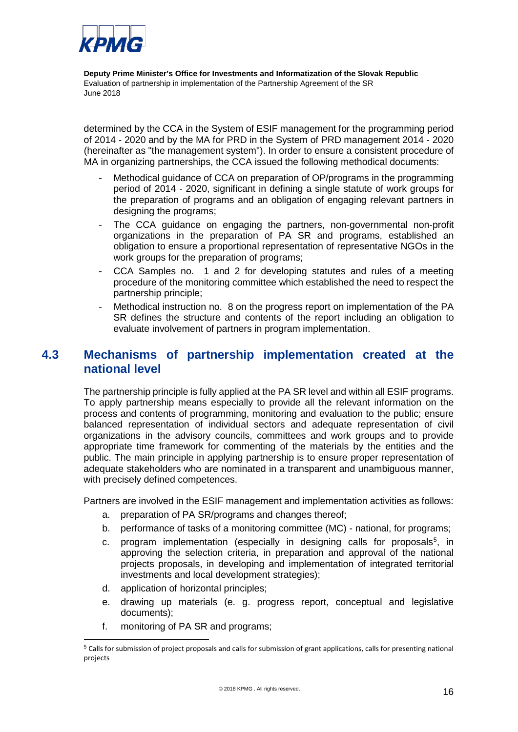determined by the CCA in the System of ESIF management for the programming period of 2014 - 2020 and by the MA for PRD in the System of PRD management 2014 - 2020 (hereinafter as "the management system"). In order to ensure a consistent procedure of MA in organizing partnerships, the CCA issued the following methodical documents:

- Methodical guidance of CCA on preparation of OP/programs in the programming period of 2014 - 2020, significant in defining a single statute of work groups for the preparation of programs and an obligation of engaging relevant partners in designing the programs;
- The CCA guidance on engaging the partners, non-governmental non-profit organizations in the preparation of PA SR and programs, established an obligation to ensure a proportional representation of representative NGOs in the work groups for the preparation of programs;
- CCA Samples no. 1 and 2 for developing statutes and rules of a meeting procedure of the monitoring committee which established the need to respect the partnership principle;
- Methodical instruction no. 8 on the progress report on implementation of the PA SR defines the structure and contents of the report including an obligation to evaluate involvement of partners in program implementation.

## 4.3 Mechanisms of partnership implementation created at the national level

The partnership principle is fully applied at the PA SR level and within all ESIF programs. To apply partnership means especially to provide all the relevant information on the process and contents of programming, monitoring and evaluation to the public; ensure balanced representation of individual sectors and adequate representation of civil organizations in the advisory councils, committees and work groups and to provide appropriate time framework for commenting of the materials by the entities and the public. The main principle in applying partnership is to ensure proper representation of adequate stakeholders who are nominated in a transparent and unambiguous manner, with precisely defined competences.

Partners are involved in the ESIF management and implementation activities as follows:

a. preparation of PA SR/programs and changes thereof;
b. performance of tasks of a monitoring committee (MC) - national, for programs;
c. program implementation (especially in designing calls for proposals[5], in approving the selection criteria, in preparation and approval of the national projects proposals, in developing and implementation of integrated territorial investments and local development strategies);
d. application of horizontal principles;
e. drawing up materials (e. g. progress report, conceptual and legislative documents);
f. monitoring of PA SR and programs;

[5] Calls for submission of project proposals and calls for submission of grant applications, calls for presenting national projects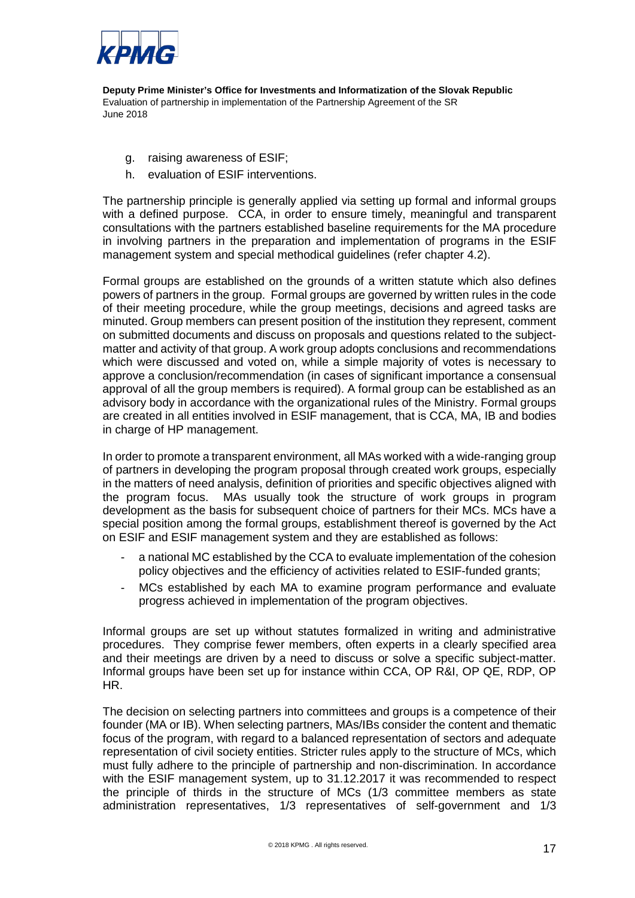g. raising awareness of ESIF;
h. evaluation of ESIF interventions.

The partnership principle is generally applied via setting up formal and informal groups with a defined purpose. CCA, in order to ensure timely, meaningful and transparent consultations with the partners established baseline requirements for the MA procedure in involving partners in the preparation and implementation of programs in the ESIF management system and special methodical guidelines (refer chapter 4.2).

Formal groups are established on the grounds of a written statute which also defines powers of partners in the group. Formal groups are governed by written rules in the code of their meeting procedure, while the group meetings, decisions and agreed tasks are minuted. Group members can present position of the institution they represent, comment on submitted documents and discuss on proposals and questions related to the subject-matter and activity of that group. A work group adopts conclusions and recommendations which were discussed and voted on, while a simple majority of votes is necessary to approve a conclusion/recommendation (in cases of significant importance a consensual approval of all the group members is required). A formal group can be established as an advisory body in accordance with the organizational rules of the Ministry. Formal groups are created in all entities involved in ESIF management, that is CCA, MA, IB and bodies in charge of HP management.

In order to promote a transparent environment, all MAs worked with a wide-ranging group of partners in developing the program proposal through created work groups, especially in the matters of need analysis, definition of priorities and specific objectives aligned with the program focus. MAs usually took the structure of work groups in program development as the basis for subsequent choice of partners for their MCs. MCs have a special position among the formal groups, establishment thereof is governed by the Act on ESIF and ESIF management system and they are established as follows:

- a national MC established by the CCA to evaluate implementation of the cohesion policy objectives and the efficiency of activities related to ESIF-funded grants;
- MCs established by each MA to examine program performance and evaluate progress achieved in implementation of the program objectives.

Informal groups are set up without statutes formalized in writing and administrative procedures. They comprise fewer members, often experts in a clearly specified area and their meetings are driven by a need to discuss or solve a specific subject-matter. Informal groups have been set up for instance within CCA, OP R&I, OP QE, RDP, OP HR.

The decision on selecting partners into committees and groups is a competence of their founder (MA or IB). When selecting partners, MAs/IBs consider the content and thematic focus of the program, with regard to a balanced representation of sectors and adequate representation of civil society entities. Stricter rules apply to the structure of MCs, which must fully adhere to the principle of partnership and non-discrimination. In accordance with the ESIF management system, up to 31.12.2017 it was recommended to respect the principle of thirds in the structure of MCs (1/3 committee members as state administration representatives, 1/3 representatives of self-government and 1/3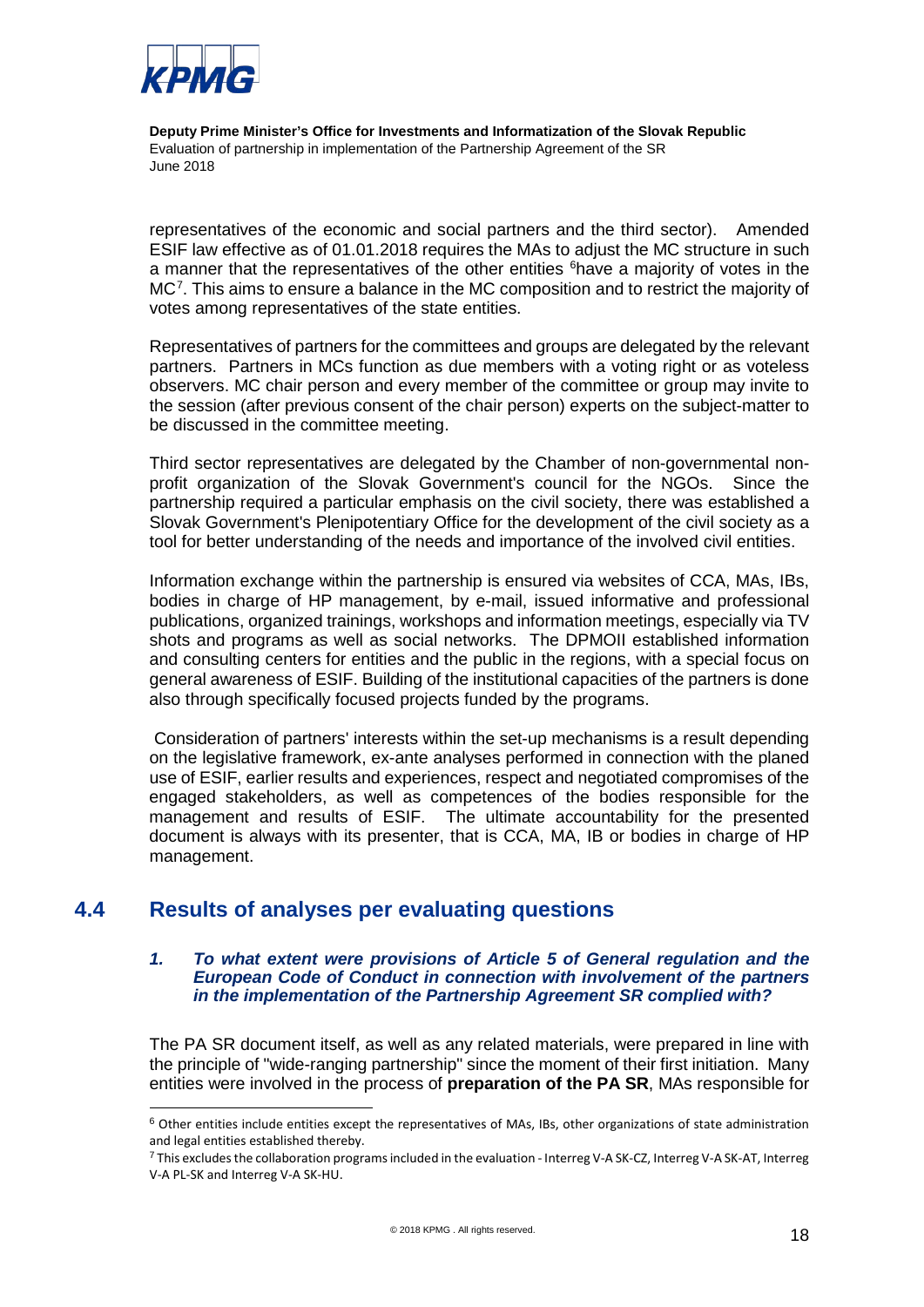representatives of the economic and social partners and the third sector). Amended ESIF law effective as of 01.01.2018 requires the MAs to adjust the MC structure in such a manner that the representatives of the other entities [6]have a majority of votes in the MC[7]. This aims to ensure a balance in the MC composition and to restrict the majority of votes among representatives of the state entities.

Representatives of partners for the committees and groups are delegated by the relevant partners. Partners in MCs function as due members with a voting right or as voteless observers. MC chair person and every member of the committee or group may invite to the session (after previous consent of the chair person) experts on the subject-matter to be discussed in the committee meeting.

Third sector representatives are delegated by the Chamber of non-governmental non-profit organization of the Slovak Government's council for the NGOs. Since the partnership required a particular emphasis on the civil society, there was established a Slovak Government's Plenipotentiary Office for the development of the civil society as a tool for better understanding of the needs and importance of the involved civil entities.

Information exchange within the partnership is ensured via websites of CCA, MAs, IBs, bodies in charge of HP management, by e-mail, issued informative and professional publications, organized trainings, workshops and information meetings, especially via TV shots and programs as well as social networks. The DPMOII established information and consulting centers for entities and the public in the regions, with a special focus on general awareness of ESIF. Building of the institutional capacities of the partners is done also through specifically focused projects funded by the programs.

Consideration of partners' interests within the set-up mechanisms is a result depending on the legislative framework, ex-ante analyses performed in connection with the planed use of ESIF, earlier results and experiences, respect and negotiated compromises of the engaged stakeholders, as well as competences of the bodies responsible for the management and results of ESIF. The ultimate accountability for the presented document is always with its presenter, that is CCA, MA, IB or bodies in charge of HP management.

## 4.4 Results of analyses per evaluating questions

### *1. To what extent were provisions of Article 5 of General regulation and the European Code of Conduct in connection with involvement of the partners in the implementation of the Partnership Agreement SR complied with?*

The PA SR document itself, as well as any related materials, were prepared in line with the principle of "wide-ranging partnership" since the moment of their first initiation. Many entities were involved in the process of **preparation of the PA SR**, MAs responsible for

---

[6] Other entities include entities except the representatives of MAs, IBs, other organizations of state administration and legal entities established thereby.

[7] This excludes the collaboration programs included in the evaluation - Interreg V-A SK-CZ, Interreg V-A SK-AT, Interreg V-A PL-SK and Interreg V-A SK-HU.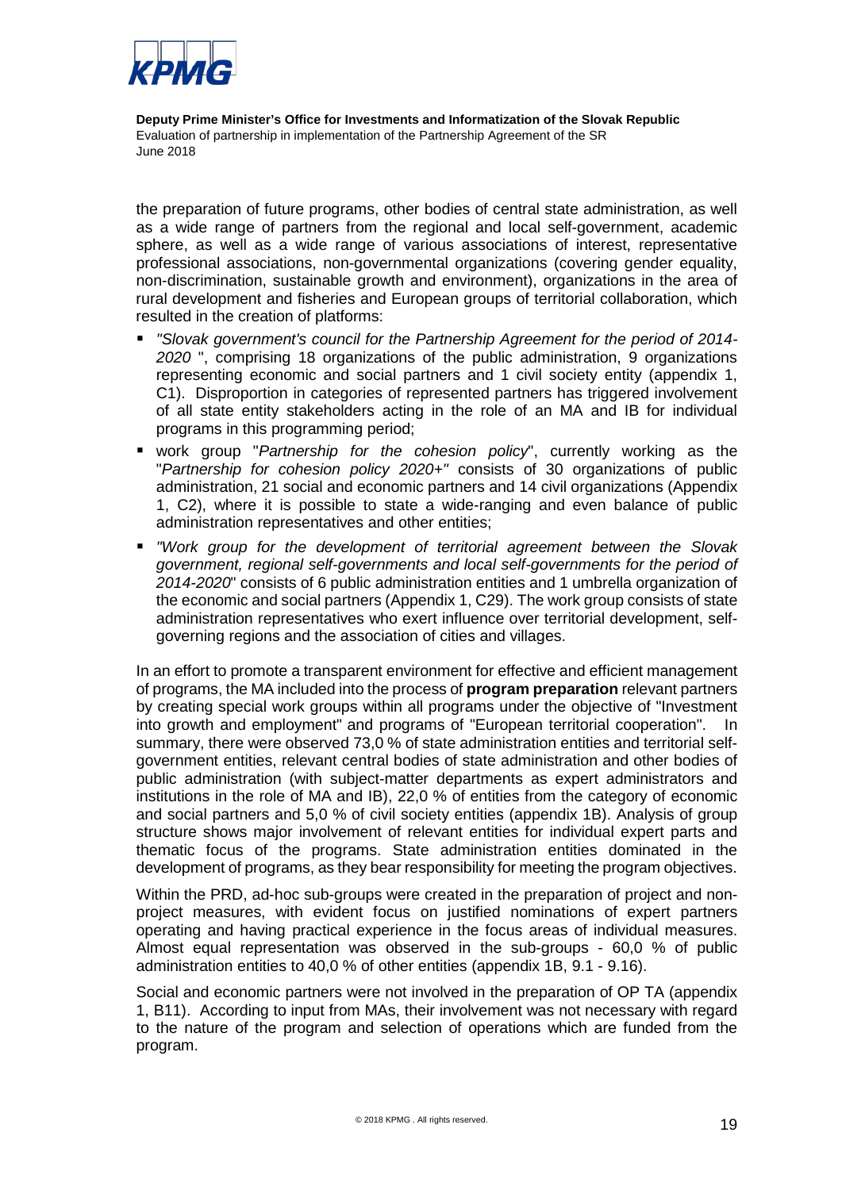the preparation of future programs, other bodies of central state administration, as well as a wide range of partners from the regional and local self-government, academic sphere, as well as a wide range of various associations of interest, representative professional associations, non-governmental organizations (covering gender equality, non-discrimination, sustainable growth and environment), organizations in the area of rural development and fisheries and European groups of territorial collaboration, which resulted in the creation of platforms:

- *"Slovak government's council for the Partnership Agreement for the period of 2014-2020* ", comprising 18 organizations of the public administration, 9 organizations representing economic and social partners and 1 civil society entity (appendix 1, C1). Disproportion in categories of represented partners has triggered involvement of all state entity stakeholders acting in the role of an MA and IB for individual programs in this programming period;
- work group "*Partnership for the cohesion policy*", currently working as the "*Partnership for cohesion policy 2020+"* consists of 30 organizations of public administration, 21 social and economic partners and 14 civil organizations (Appendix 1, C2), where it is possible to state a wide-ranging and even balance of public administration representatives and other entities;
- *"Work group for the development of territorial agreement between the Slovak government, regional self-governments and local self-governments for the period of 2014-2020*" consists of 6 public administration entities and 1 umbrella organization of the economic and social partners (Appendix 1, C29). The work group consists of state administration representatives who exert influence over territorial development, self-governing regions and the association of cities and villages.

In an effort to promote a transparent environment for effective and efficient management of programs, the MA included into the process of **program preparation** relevant partners by creating special work groups within all programs under the objective of "Investment into growth and employment" and programs of "European territorial cooperation". In summary, there were observed 73,0 % of state administration entities and territorial self-government entities, relevant central bodies of state administration and other bodies of public administration (with subject-matter departments as expert administrators and institutions in the role of MA and IB), 22,0 % of entities from the category of economic and social partners and 5,0 % of civil society entities (appendix 1B). Analysis of group structure shows major involvement of relevant entities for individual expert parts and thematic focus of the programs. State administration entities dominated in the development of programs, as they bear responsibility for meeting the program objectives.

Within the PRD, ad-hoc sub-groups were created in the preparation of project and non-project measures, with evident focus on justified nominations of expert partners operating and having practical experience in the focus areas of individual measures. Almost equal representation was observed in the sub-groups - 60,0 % of public administration entities to 40,0 % of other entities (appendix 1B, 9.1 - 9.16).

Social and economic partners were not involved in the preparation of OP TA (appendix 1, B11). According to input from MAs, their involvement was not necessary with regard to the nature of the program and selection of operations which are funded from the program.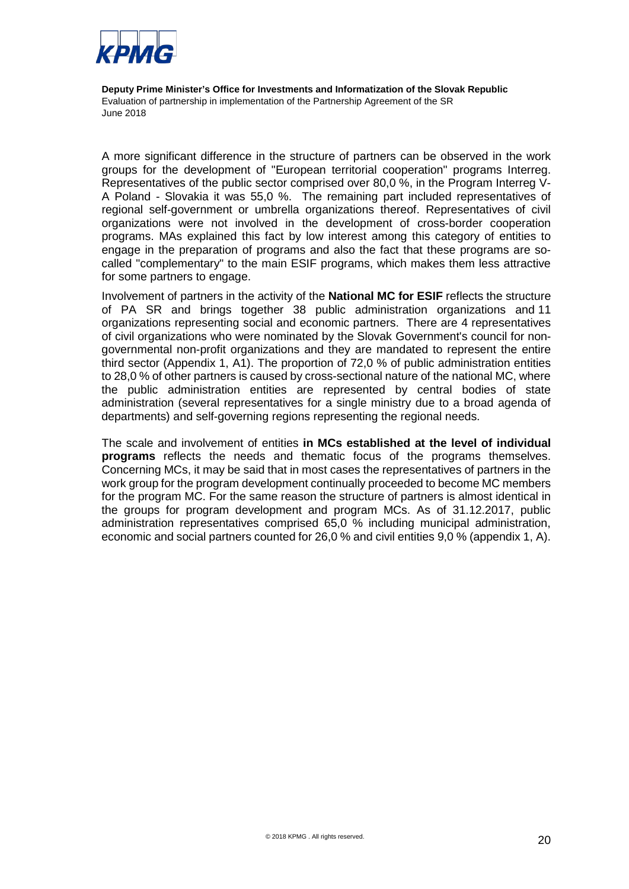A more significant difference in the structure of partners can be observed in the work groups for the development of "European territorial cooperation" programs Interreg. Representatives of the public sector comprised over 80,0 %, in the Program Interreg V-A Poland - Slovakia it was 55,0 %. The remaining part included representatives of regional self-government or umbrella organizations thereof. Representatives of civil organizations were not involved in the development of cross-border cooperation programs. MAs explained this fact by low interest among this category of entities to engage in the preparation of programs and also the fact that these programs are so-called "complementary" to the main ESIF programs, which makes them less attractive for some partners to engage.

Involvement of partners in the activity of the **National MC for ESIF** reflects the structure of PA SR and brings together 38 public administration organizations and 11 organizations representing social and economic partners. There are 4 representatives of civil organizations who were nominated by the Slovak Government's council for non-governmental non-profit organizations and they are mandated to represent the entire third sector (Appendix 1, A1). The proportion of 72,0 % of public administration entities to 28,0 % of other partners is caused by cross-sectional nature of the national MC, where the public administration entities are represented by central bodies of state administration (several representatives for a single ministry due to a broad agenda of departments) and self-governing regions representing the regional needs.

The scale and involvement of entities **in MCs established at the level of individual programs** reflects the needs and thematic focus of the programs themselves. Concerning MCs, it may be said that in most cases the representatives of partners in the work group for the program development continually proceeded to become MC members for the program MC. For the same reason the structure of partners is almost identical in the groups for program development and program MCs. As of 31.12.2017, public administration representatives comprised 65,0 % including municipal administration, economic and social partners counted for 26,0 % and civil entities 9,0 % (appendix 1, A).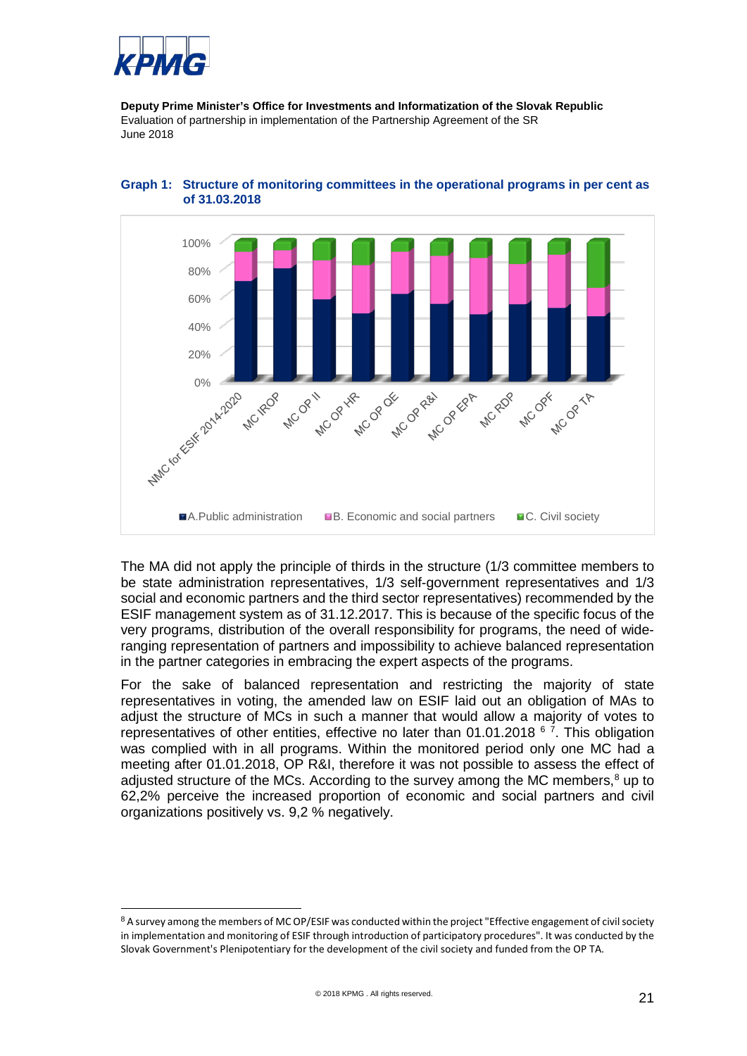**Graph 1: Structure of monitoring committees in the operational programs in per cent as of 31.03.2018**

The MA did not apply the principle of thirds in the structure (1/3 committee members to be state administration representatives, 1/3 self-government representatives and 1/3 social and economic partners and the third sector representatives) recommended by the ESIF management system as of 31.12.2017. This is because of the specific focus of the very programs, distribution of the overall responsibility for programs, the need of wide-ranging representation of partners and impossibility to achieve balanced representation in the partner categories in embracing the expert aspects of the programs.

For the sake of balanced representation and restricting the majority of state representatives in voting, the amended law on ESIF laid out an obligation of MAs to adjust the structure of MCs in such a manner that would allow a majority of votes to representatives of other entities, effective no later than 01.01.2018 [6 7]. This obligation was complied with in all programs. Within the monitored period only one MC had a meeting after 01.01.2018, OP R&I, therefore it was not possible to assess the effect of adjusted structure of the MCs. According to the survey among the MC members,[8] up to 62,2% perceive the increased proportion of economic and social partners and civil organizations positively vs. 9,2 % negatively.

[8] A survey among the members of MC OP/ESIF was conducted within the project "Effective engagement of civil society in implementation and monitoring of ESIF through introduction of participatory procedures". It was conducted by the Slovak Government's Plenipotentiary for the development of the civil society and funded from the OP TA.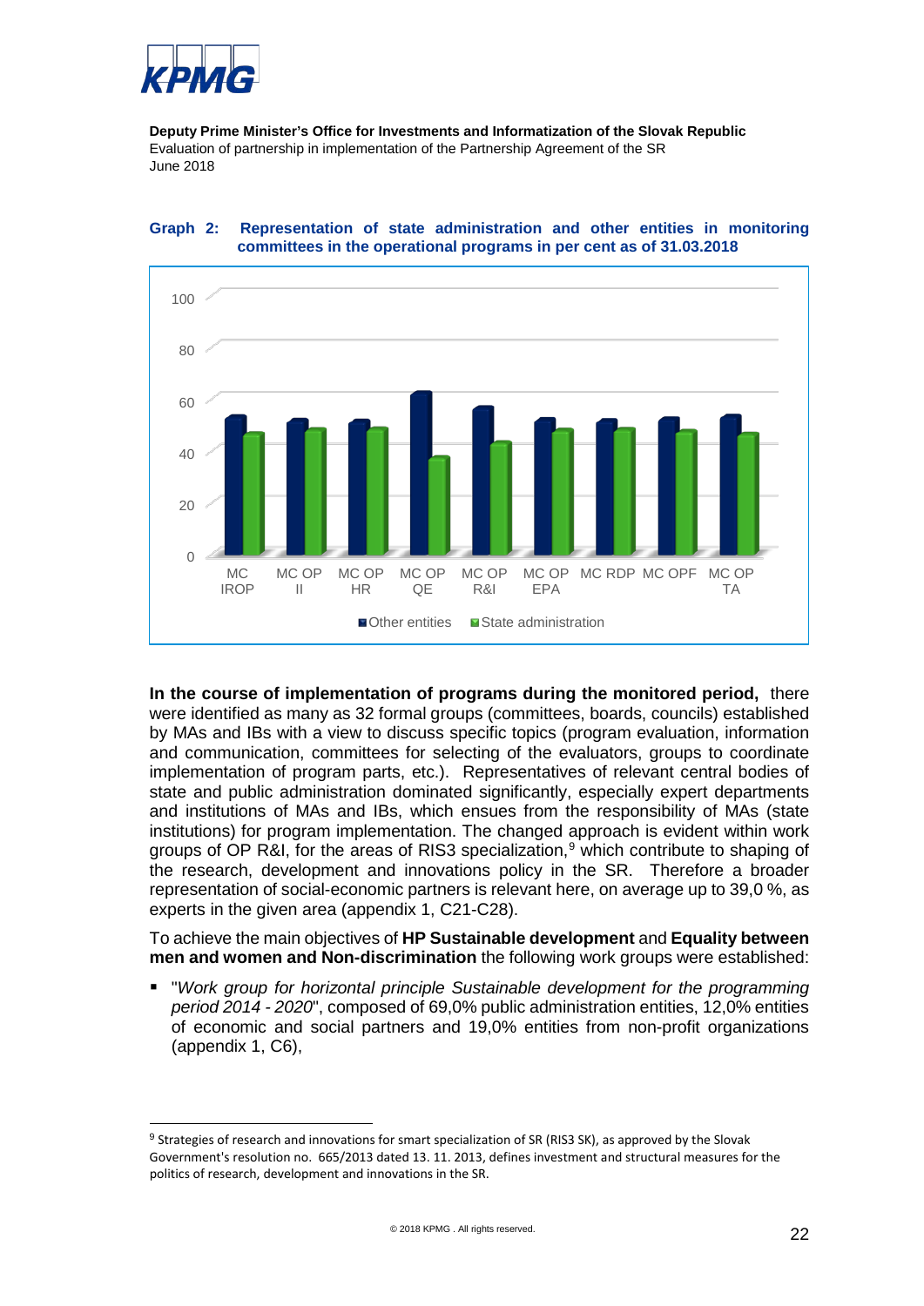**Graph 2: Representation of state administration and other entities in monitoring committees in the operational programs in per cent as of 31.03.2018**

**In the course of implementation of programs during the monitored period,** there were identified as many as 32 formal groups (committees, boards, councils) established by MAs and IBs with a view to discuss specific topics (program evaluation, information and communication, committees for selecting of the evaluators, groups to coordinate implementation of program parts, etc.). Representatives of relevant central bodies of state and public administration dominated significantly, especially expert departments and institutions of MAs and IBs, which ensues from the responsibility of MAs (state institutions) for program implementation. The changed approach is evident within work groups of OP R&I, for the areas of RIS3 specialization,[9] which contribute to shaping of the research, development and innovations policy in the SR. Therefore a broader representation of social-economic partners is relevant here, on average up to 39,0 %, as experts in the given area (appendix 1, C21-C28).

To achieve the main objectives of **HP Sustainable development** and **Equality between men and women and Non-discrimination** the following work groups were established:

- "*Work group for horizontal principle Sustainable development for the programming period 2014 - 2020*", composed of 69,0% public administration entities, 12,0% entities of economic and social partners and 19,0% entities from non-profit organizations (appendix 1, C6),

[9] Strategies of research and innovations for smart specialization of SR (RIS3 SK), as approved by the Slovak Government's resolution no. 665/2013 dated 13. 11. 2013, defines investment and structural measures for the politics of research, development and innovations in the SR.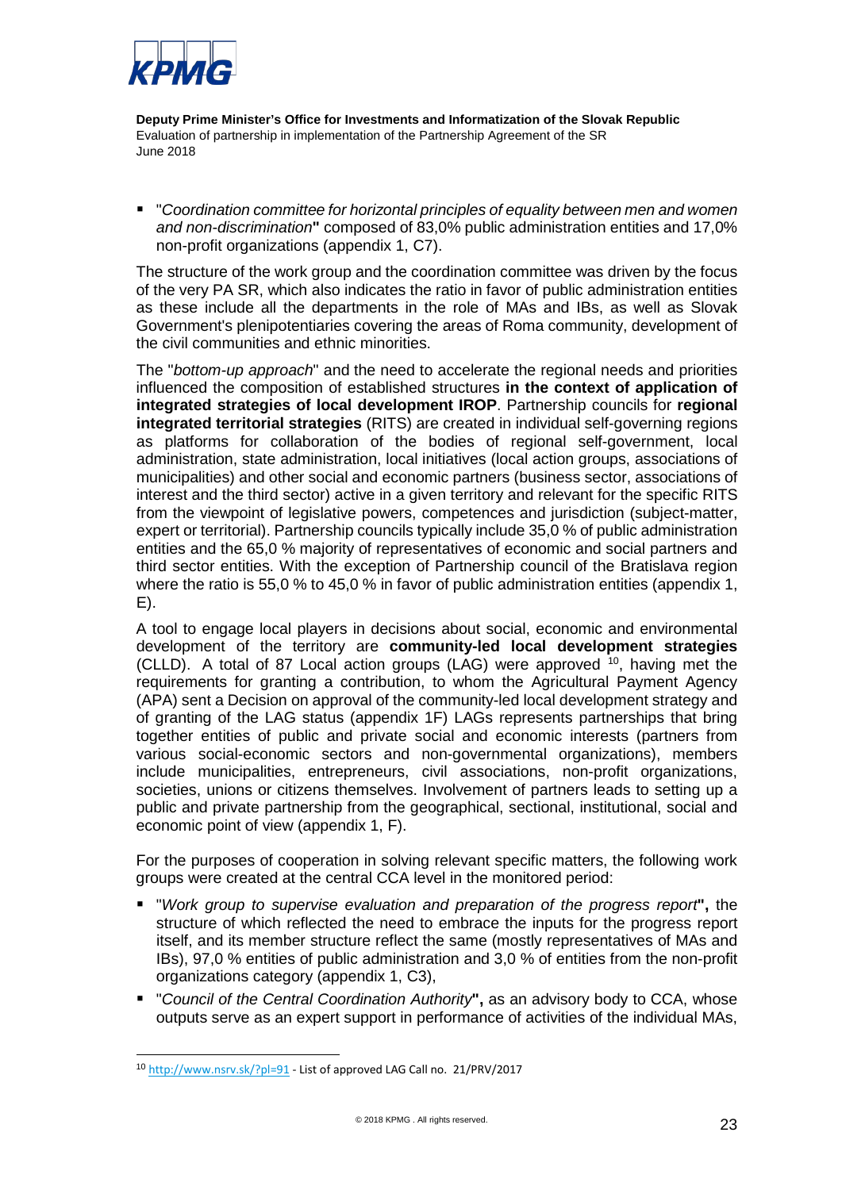- "*Coordination committee for horizontal principles of equality between men and women and non-discrimination*" composed of 83,0% public administration entities and 17,0% non-profit organizations (appendix 1, C7).

The structure of the work group and the coordination committee was driven by the focus of the very PA SR, which also indicates the ratio in favor of public administration entities as these include all the departments in the role of MAs and IBs, as well as Slovak Government's plenipotentiaries covering the areas of Roma community, development of the civil communities and ethnic minorities.

The "*bottom-up approach*" and the need to accelerate the regional needs and priorities influenced the composition of established structures **in the context of application of integrated strategies of local development IROP**. Partnership councils for **regional integrated territorial strategies** (RITS) are created in individual self-governing regions as platforms for collaboration of the bodies of regional self-government, local administration, state administration, local initiatives (local action groups, associations of municipalities) and other social and economic partners (business sector, associations of interest and the third sector) active in a given territory and relevant for the specific RITS from the viewpoint of legislative powers, competences and jurisdiction (subject-matter, expert or territorial). Partnership councils typically include 35,0 % of public administration entities and the 65,0 % majority of representatives of economic and social partners and third sector entities. With the exception of Partnership council of the Bratislava region where the ratio is 55,0 % to 45,0 % in favor of public administration entities (appendix 1, E).

A tool to engage local players in decisions about social, economic and environmental development of the territory are **community-led local development strategies** (CLLD). A total of 87 Local action groups (LAG) were approved [10], having met the requirements for granting a contribution, to whom the Agricultural Payment Agency (APA) sent a Decision on approval of the community-led local development strategy and of granting of the LAG status (appendix 1F) LAGs represents partnerships that bring together entities of public and private social and economic interests (partners from various social-economic sectors and non-governmental organizations), members include municipalities, entrepreneurs, civil associations, non-profit organizations, societies, unions or citizens themselves. Involvement of partners leads to setting up a public and private partnership from the geographical, sectional, institutional, social and economic point of view (appendix 1, F).

For the purposes of cooperation in solving relevant specific matters, the following work groups were created at the central CCA level in the monitored period:

- "*Work group to supervise evaluation and preparation of the progress report*", the structure of which reflected the need to embrace the inputs for the progress report itself, and its member structure reflect the same (mostly representatives of MAs and IBs), 97,0 % entities of public administration and 3,0 % of entities from the non-profit organizations category (appendix 1, C3),
- "*Council of the Central Coordination Authority*", as an advisory body to CCA, whose outputs serve as an expert support in performance of activities of the individual MAs,

[10] http://www.nsrv.sk/?pl=91 - List of approved LAG Call no. 21/PRV/2017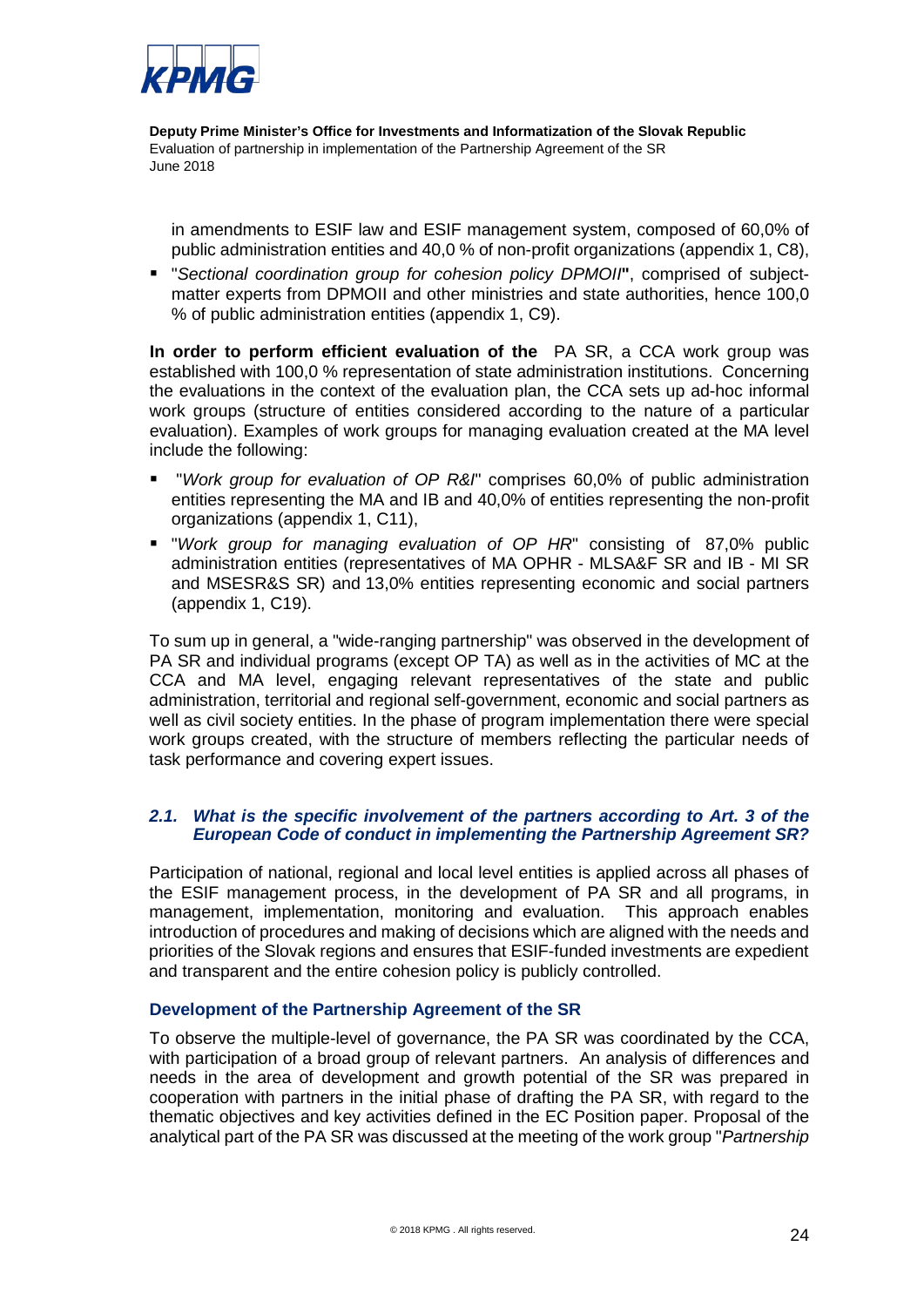in amendments to ESIF law and ESIF management system, composed of 60,0% of public administration entities and 40,0 % of non-profit organizations (appendix 1, C8),

- "*Sectional coordination group for cohesion policy DPMOII*", comprised of subject-matter experts from DPMOII and other ministries and state authorities, hence 100,0 % of public administration entities (appendix 1, C9).

**In order to perform efficient evaluation of the** PA SR, a CCA work group was established with 100,0 % representation of state administration institutions. Concerning the evaluations in the context of the evaluation plan, the CCA sets up ad-hoc informal work groups (structure of entities considered according to the nature of a particular evaluation). Examples of work groups for managing evaluation created at the MA level include the following:

- "*Work group for evaluation of OP R&I*" comprises 60,0% of public administration entities representing the MA and IB and 40,0% of entities representing the non-profit organizations (appendix 1, C11),
- "*Work group for managing evaluation of OP HR*" consisting of 87,0% public administration entities (representatives of MA OPHR - MLSA&F SR and IB - MI SR and MSESR&S SR) and 13,0% entities representing economic and social partners (appendix 1, C19).

To sum up in general, a "wide-ranging partnership" was observed in the development of PA SR and individual programs (except OP TA) as well as in the activities of MC at the CCA and MA level, engaging relevant representatives of the state and public administration, territorial and regional self-government, economic and social partners as well as civil society entities. In the phase of program implementation there were special work groups created, with the structure of members reflecting the particular needs of task performance and covering expert issues.

### *2.1. What is the specific involvement of the partners according to Art. 3 of the European Code of conduct in implementing the Partnership Agreement SR?*

Participation of national, regional and local level entities is applied across all phases of the ESIF management process, in the development of PA SR and all programs, in management, implementation, monitoring and evaluation. This approach enables introduction of procedures and making of decisions which are aligned with the needs and priorities of the Slovak regions and ensures that ESIF-funded investments are expedient and transparent and the entire cohesion policy is publicly controlled.

#### Development of the Partnership Agreement of the SR

To observe the multiple-level of governance, the PA SR was coordinated by the CCA, with participation of a broad group of relevant partners. An analysis of differences and needs in the area of development and growth potential of the SR was prepared in cooperation with partners in the initial phase of drafting the PA SR, with regard to the thematic objectives and key activities defined in the EC Position paper. Proposal of the analytical part of the PA SR was discussed at the meeting of the work group "*Partnership*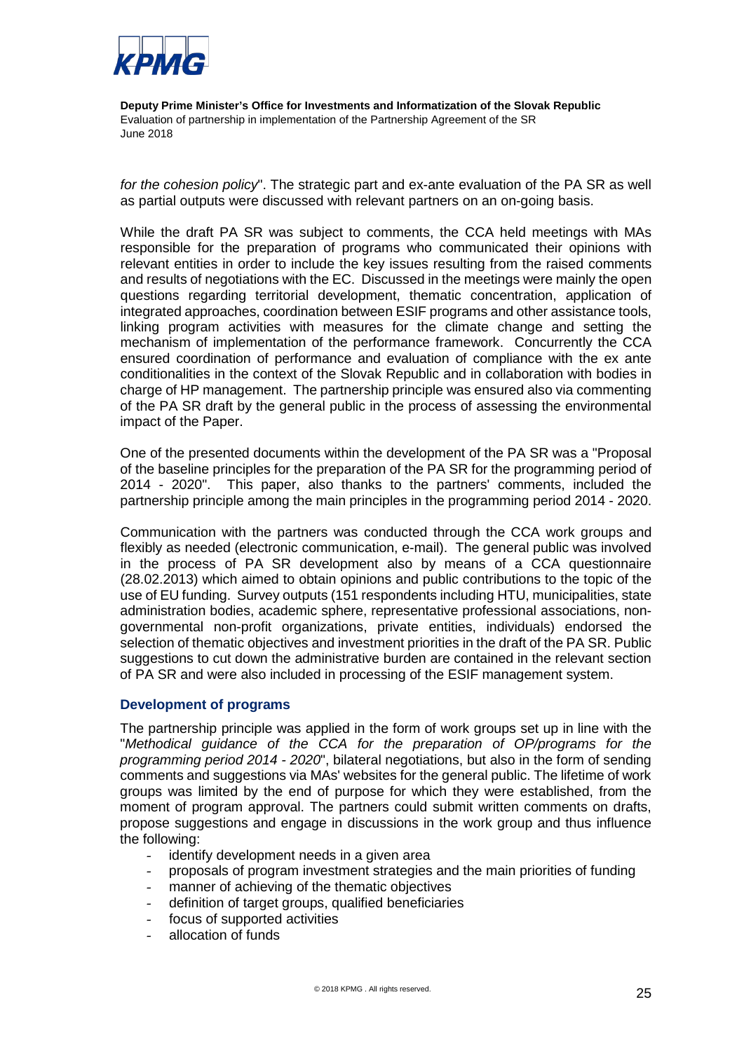*for the cohesion policy*". The strategic part and ex-ante evaluation of the PA SR as well as partial outputs were discussed with relevant partners on an on-going basis.

While the draft PA SR was subject to comments, the CCA held meetings with MAs responsible for the preparation of programs who communicated their opinions with relevant entities in order to include the key issues resulting from the raised comments and results of negotiations with the EC. Discussed in the meetings were mainly the open questions regarding territorial development, thematic concentration, application of integrated approaches, coordination between ESIF programs and other assistance tools, linking program activities with measures for the climate change and setting the mechanism of implementation of the performance framework. Concurrently the CCA ensured coordination of performance and evaluation of compliance with the ex ante conditionalities in the context of the Slovak Republic and in collaboration with bodies in charge of HP management. The partnership principle was ensured also via commenting of the PA SR draft by the general public in the process of assessing the environmental impact of the Paper.

One of the presented documents within the development of the PA SR was a "Proposal of the baseline principles for the preparation of the PA SR for the programming period of 2014 - 2020". This paper, also thanks to the partners' comments, included the partnership principle among the main principles in the programming period 2014 - 2020.

Communication with the partners was conducted through the CCA work groups and flexibly as needed (electronic communication, e-mail). The general public was involved in the process of PA SR development also by means of a CCA questionnaire (28.02.2013) which aimed to obtain opinions and public contributions to the topic of the use of EU funding. Survey outputs (151 respondents including HTU, municipalities, state administration bodies, academic sphere, representative professional associations, non-governmental non-profit organizations, private entities, individuals) endorsed the selection of thematic objectives and investment priorities in the draft of the PA SR. Public suggestions to cut down the administrative burden are contained in the relevant section of PA SR and were also included in processing of the ESIF management system.

### Development of programs

The partnership principle was applied in the form of work groups set up in line with the "*Methodical guidance of the CCA for the preparation of OP/programs for the programming period 2014 - 2020*", bilateral negotiations, but also in the form of sending comments and suggestions via MAs' websites for the general public. The lifetime of work groups was limited by the end of purpose for which they were established, from the moment of program approval. The partners could submit written comments on drafts, propose suggestions and engage in discussions in the work group and thus influence the following:

- identify development needs in a given area
- proposals of program investment strategies and the main priorities of funding
- manner of achieving of the thematic objectives
- definition of target groups, qualified beneficiaries
- focus of supported activities
- allocation of funds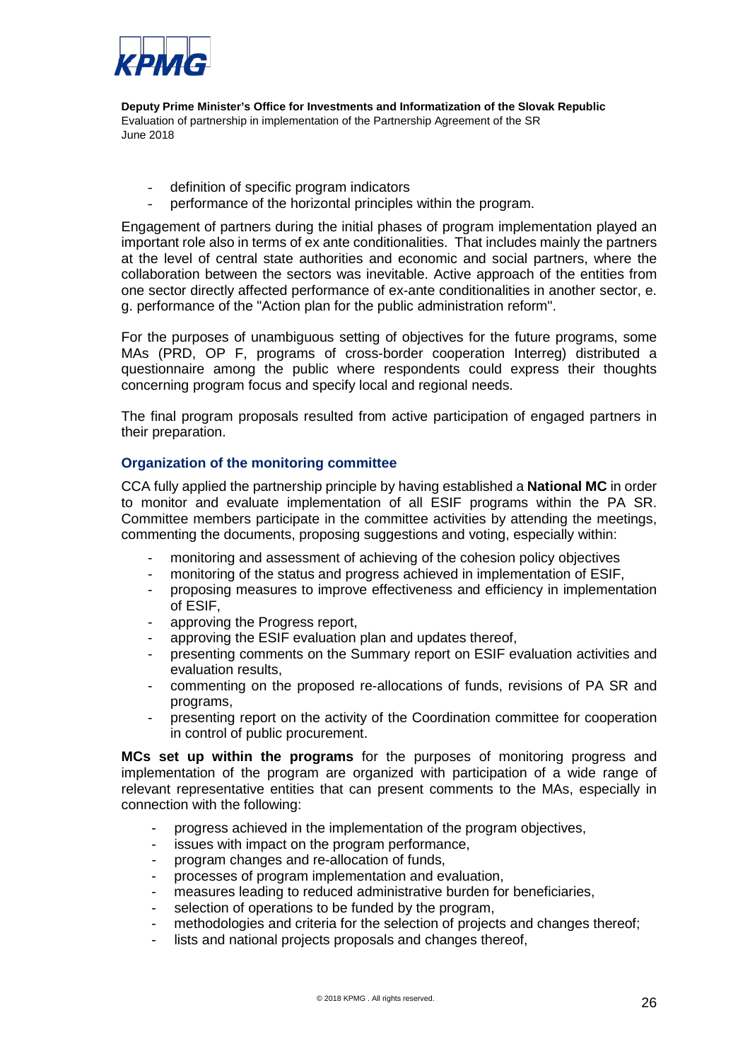- definition of specific program indicators
- performance of the horizontal principles within the program.

Engagement of partners during the initial phases of program implementation played an important role also in terms of ex ante conditionalities. That includes mainly the partners at the level of central state authorities and economic and social partners, where the collaboration between the sectors was inevitable. Active approach of the entities from one sector directly affected performance of ex-ante conditionalities in another sector, e. g. performance of the "Action plan for the public administration reform".

For the purposes of unambiguous setting of objectives for the future programs, some MAs (PRD, OP F, programs of cross-border cooperation Interreg) distributed a questionnaire among the public where respondents could express their thoughts concerning program focus and specify local and regional needs.

The final program proposals resulted from active participation of engaged partners in their preparation.

### Organization of the monitoring committee

CCA fully applied the partnership principle by having established a **National MC** in order to monitor and evaluate implementation of all ESIF programs within the PA SR. Committee members participate in the committee activities by attending the meetings, commenting the documents, proposing suggestions and voting, especially within:

- monitoring and assessment of achieving of the cohesion policy objectives
- monitoring of the status and progress achieved in implementation of ESIF,
- proposing measures to improve effectiveness and efficiency in implementation of ESIF,
- approving the Progress report,
- approving the ESIF evaluation plan and updates thereof,
- presenting comments on the Summary report on ESIF evaluation activities and evaluation results,
- commenting on the proposed re-allocations of funds, revisions of PA SR and programs,
- presenting report on the activity of the Coordination committee for cooperation in control of public procurement.

**MCs set up within the programs** for the purposes of monitoring progress and implementation of the program are organized with participation of a wide range of relevant representative entities that can present comments to the MAs, especially in connection with the following:

- progress achieved in the implementation of the program objectives,
- issues with impact on the program performance,
- program changes and re-allocation of funds,
- processes of program implementation and evaluation,
- measures leading to reduced administrative burden for beneficiaries,
- selection of operations to be funded by the program,
- methodologies and criteria for the selection of projects and changes thereof;
- lists and national projects proposals and changes thereof,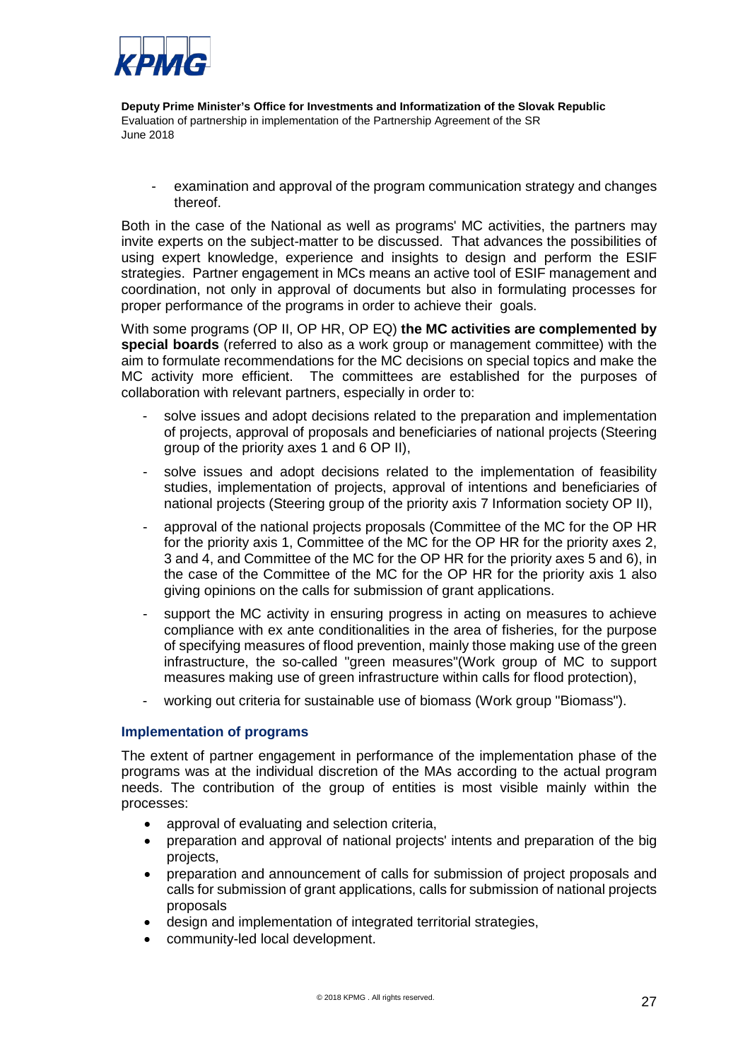- examination and approval of the program communication strategy and changes thereof.

Both in the case of the National as well as programs' MC activities, the partners may invite experts on the subject-matter to be discussed. That advances the possibilities of using expert knowledge, experience and insights to design and perform the ESIF strategies. Partner engagement in MCs means an active tool of ESIF management and coordination, not only in approval of documents but also in formulating processes for proper performance of the programs in order to achieve their goals.

With some programs (OP II, OP HR, OP EQ) **the MC activities are complemented by special boards** (referred to also as a work group or management committee) with the aim to formulate recommendations for the MC decisions on special topics and make the MC activity more efficient. The committees are established for the purposes of collaboration with relevant partners, especially in order to:

- solve issues and adopt decisions related to the preparation and implementation of projects, approval of proposals and beneficiaries of national projects (Steering group of the priority axes 1 and 6 OP II),
- solve issues and adopt decisions related to the implementation of feasibility studies, implementation of projects, approval of intentions and beneficiaries of national projects (Steering group of the priority axis 7 Information society OP II),
- approval of the national projects proposals (Committee of the MC for the OP HR for the priority axis 1, Committee of the MC for the OP HR for the priority axes 2, 3 and 4, and Committee of the MC for the OP HR for the priority axes 5 and 6), in the case of the Committee of the MC for the OP HR for the priority axis 1 also giving opinions on the calls for submission of grant applications.
- support the MC activity in ensuring progress in acting on measures to achieve compliance with ex ante conditionalities in the area of fisheries, for the purpose of specifying measures of flood prevention, mainly those making use of the green infrastructure, the so-called "green measures"(Work group of MC to support measures making use of green infrastructure within calls for flood protection),
- working out criteria for sustainable use of biomass (Work group "Biomass").

### Implementation of programs

The extent of partner engagement in performance of the implementation phase of the programs was at the individual discretion of the MAs according to the actual program needs. The contribution of the group of entities is most visible mainly within the processes:

- approval of evaluating and selection criteria,
- preparation and approval of national projects' intents and preparation of the big projects,
- preparation and announcement of calls for submission of project proposals and calls for submission of grant applications, calls for submission of national projects proposals
- design and implementation of integrated territorial strategies,
- community-led local development.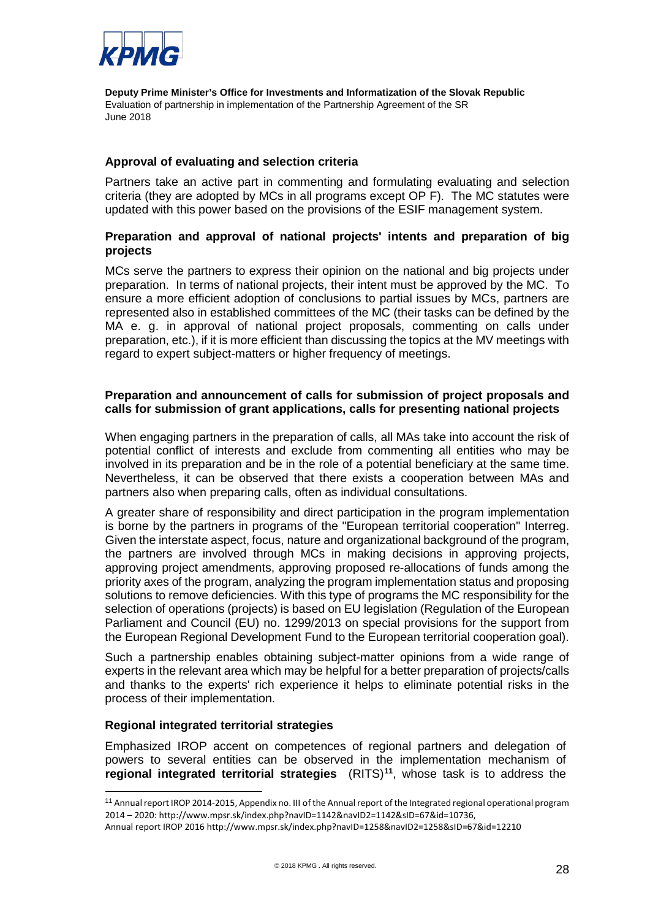### Approval of evaluating and selection criteria

Partners take an active part in commenting and formulating evaluating and selection criteria (they are adopted by MCs in all programs except OP F). The MC statutes were updated with this power based on the provisions of the ESIF management system.

### Preparation and approval of national projects' intents and preparation of big projects

MCs serve the partners to express their opinion on the national and big projects under preparation. In terms of national projects, their intent must be approved by the MC. To ensure a more efficient adoption of conclusions to partial issues by MCs, partners are represented also in established committees of the MC (their tasks can be defined by the MA e. g. in approval of national project proposals, commenting on calls under preparation, etc.), if it is more efficient than discussing the topics at the MV meetings with regard to expert subject-matters or higher frequency of meetings.

### Preparation and announcement of calls for submission of project proposals and calls for submission of grant applications, calls for presenting national projects

When engaging partners in the preparation of calls, all MAs take into account the risk of potential conflict of interests and exclude from commenting all entities who may be involved in its preparation and be in the role of a potential beneficiary at the same time. Nevertheless, it can be observed that there exists a cooperation between MAs and partners also when preparing calls, often as individual consultations.

A greater share of responsibility and direct participation in the program implementation is borne by the partners in programs of the "European territorial cooperation" Interreg. Given the interstate aspect, focus, nature and organizational background of the program, the partners are involved through MCs in making decisions in approving projects, approving project amendments, approving proposed re-allocations of funds among the priority axes of the program, analyzing the program implementation status and proposing solutions to remove deficiencies. With this type of programs the MC responsibility for the selection of operations (projects) is based on EU legislation (Regulation of the European Parliament and Council (EU) no. 1299/2013 on special provisions for the support from the European Regional Development Fund to the European territorial cooperation goal).

Such a partnership enables obtaining subject-matter opinions from a wide range of experts in the relevant area which may be helpful for a better preparation of projects/calls and thanks to the experts' rich experience it helps to eliminate potential risks in the process of their implementation.

### Regional integrated territorial strategies

Emphasized IROP accent on competences of regional partners and delegation of powers to several entities can be observed in the implementation mechanism of **regional integrated territorial strategies** (RITS)[11], whose task is to address the

[11] Annual report IROP 2014-2015, Appendix no. III of the Annual report of the Integrated regional operational program 2014 – 2020: http://www.mpsr.sk/index.php?navID=1142&navID2=1142&sID=67&id=10736,
Annual report IROP 2016 http://www.mpsr.sk/index.php?navID=1258&navID2=1258&sID=67&id=12210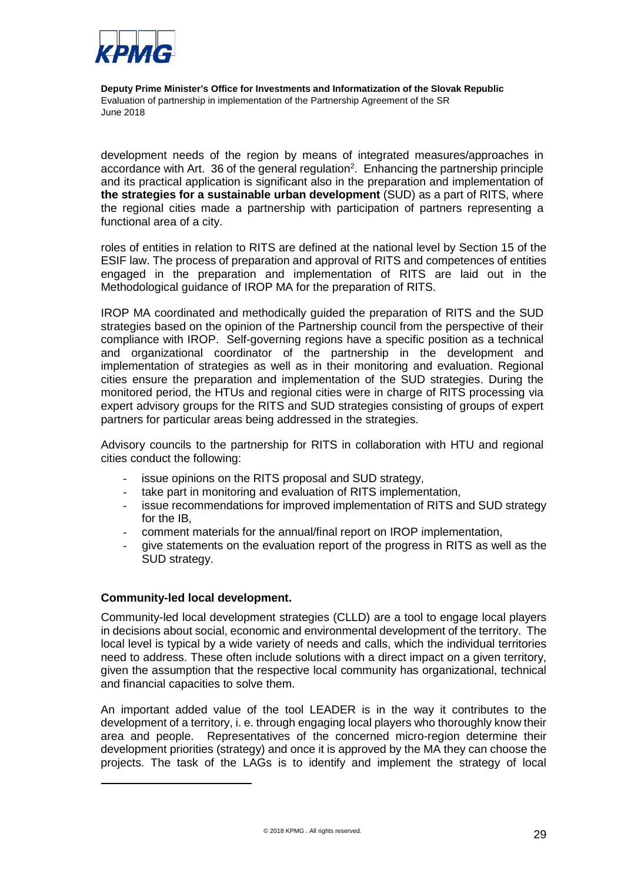development needs of the region by means of integrated measures/approaches in accordance with Art. 36 of the general regulation[2]. Enhancing the partnership principle and its practical application is significant also in the preparation and implementation of **the strategies for a sustainable urban development** (SUD) as a part of RITS, where the regional cities made a partnership with participation of partners representing a functional area of a city.

roles of entities in relation to RITS are defined at the national level by Section 15 of the ESIF law. The process of preparation and approval of RITS and competences of entities engaged in the preparation and implementation of RITS are laid out in the Methodological guidance of IROP MA for the preparation of RITS.

IROP MA coordinated and methodically guided the preparation of RITS and the SUD strategies based on the opinion of the Partnership council from the perspective of their compliance with IROP. Self-governing regions have a specific position as a technical and organizational coordinator of the partnership in the development and implementation of strategies as well as in their monitoring and evaluation. Regional cities ensure the preparation and implementation of the SUD strategies. During the monitored period, the HTUs and regional cities were in charge of RITS processing via expert advisory groups for the RITS and SUD strategies consisting of groups of expert partners for particular areas being addressed in the strategies.

Advisory councils to the partnership for RITS in collaboration with HTU and regional cities conduct the following:

- issue opinions on the RITS proposal and SUD strategy,
- take part in monitoring and evaluation of RITS implementation,
- issue recommendations for improved implementation of RITS and SUD strategy for the IB,
- comment materials for the annual/final report on IROP implementation,
- give statements on the evaluation report of the progress in RITS as well as the SUD strategy.

**Community-led local development.**

Community-led local development strategies (CLLD) are a tool to engage local players in decisions about social, economic and environmental development of the territory. The local level is typical by a wide variety of needs and calls, which the individual territories need to address. These often include solutions with a direct impact on a given territory, given the assumption that the respective local community has organizational, technical and financial capacities to solve them.

An important added value of the tool LEADER is in the way it contributes to the development of a territory, i. e. through engaging local players who thoroughly know their area and people. Representatives of the concerned micro-region determine their development priorities (strategy) and once it is approved by the MA they can choose the projects. The task of the LAGs is to identify and implement the strategy of local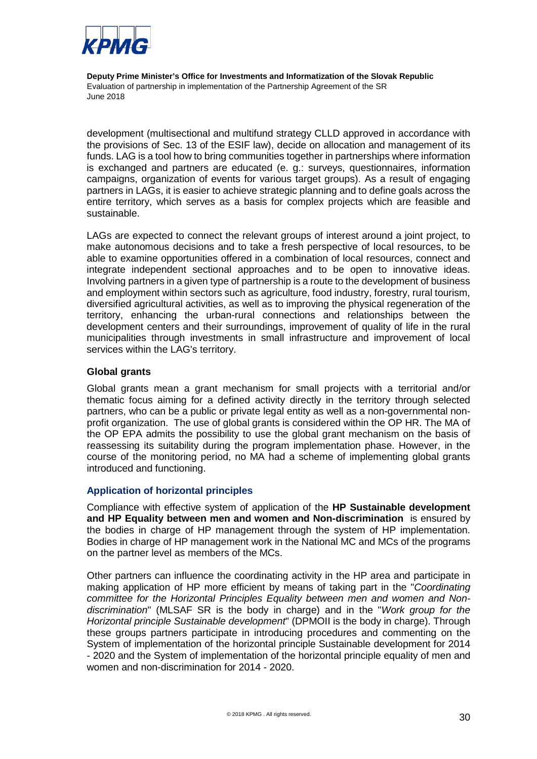development (multisectional and multifund strategy CLLD approved in accordance with the provisions of Sec. 13 of the ESIF law), decide on allocation and management of its funds. LAG is a tool how to bring communities together in partnerships where information is exchanged and partners are educated (e. g.: surveys, questionnaires, information campaigns, organization of events for various target groups). As a result of engaging partners in LAGs, it is easier to achieve strategic planning and to define goals across the entire territory, which serves as a basis for complex projects which are feasible and sustainable.

LAGs are expected to connect the relevant groups of interest around a joint project, to make autonomous decisions and to take a fresh perspective of local resources, to be able to examine opportunities offered in a combination of local resources, connect and integrate independent sectional approaches and to be open to innovative ideas. Involving partners in a given type of partnership is a route to the development of business and employment within sectors such as agriculture, food industry, forestry, rural tourism, diversified agricultural activities, as well as to improving the physical regeneration of the territory, enhancing the urban-rural connections and relationships between the development centers and their surroundings, improvement of quality of life in the rural municipalities through investments in small infrastructure and improvement of local services within the LAG's territory.

#### Global grants

Global grants mean a grant mechanism for small projects with a territorial and/or thematic focus aiming for a defined activity directly in the territory through selected partners, who can be a public or private legal entity as well as a non-governmental non-profit organization. The use of global grants is considered within the OP HR. The MA of the OP EPA admits the possibility to use the global grant mechanism on the basis of reassessing its suitability during the program implementation phase. However, in the course of the monitoring period, no MA had a scheme of implementing global grants introduced and functioning.

### Application of horizontal principles

Compliance with effective system of application of the **HP Sustainable development and HP Equality between men and women and Non-discrimination** is ensured by the bodies in charge of HP management through the system of HP implementation. Bodies in charge of HP management work in the National MC and MCs of the programs on the partner level as members of the MCs.

Other partners can influence the coordinating activity in the HP area and participate in making application of HP more efficient by means of taking part in the "*Coordinating committee for the Horizontal Principles Equality between men and women and Non-discrimination*" (MLSAF SR is the body in charge) and in the "*Work group for the Horizontal principle Sustainable development*" (DPMOII is the body in charge). Through these groups partners participate in introducing procedures and commenting on the System of implementation of the horizontal principle Sustainable development for 2014 - 2020 and the System of implementation of the horizontal principle equality of men and women and non-discrimination for 2014 - 2020.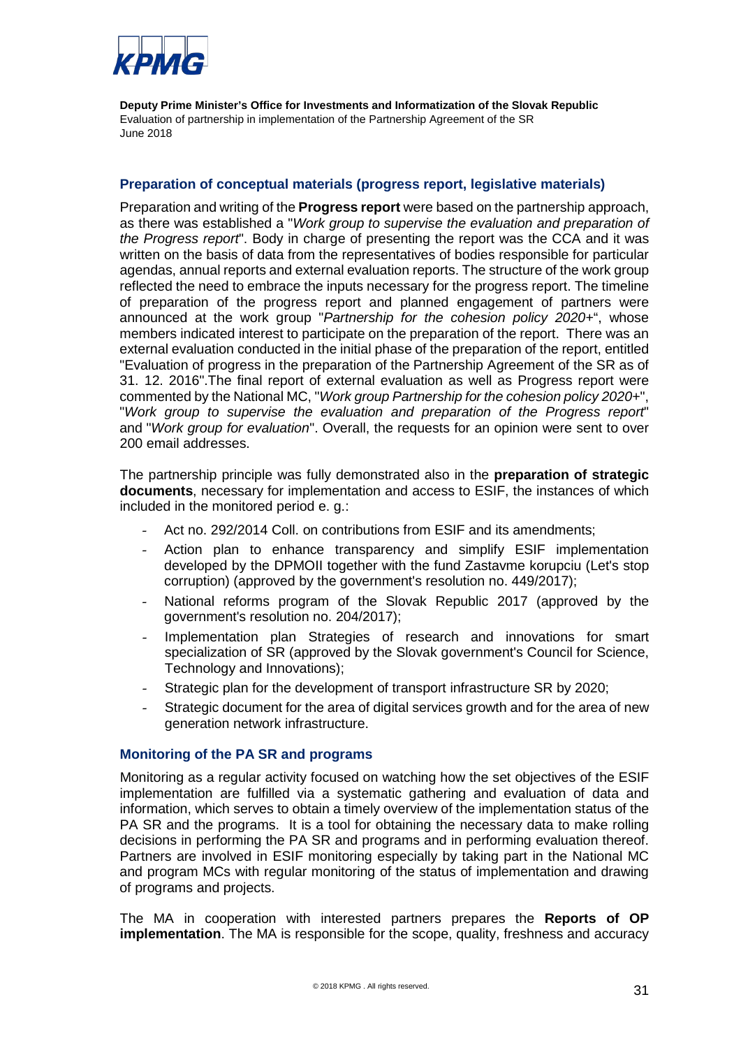### Preparation of conceptual materials (progress report, legislative materials)

Preparation and writing of the **Progress report** were based on the partnership approach, as there was established a "*Work group to supervise the evaluation and preparation of the Progress report*". Body in charge of presenting the report was the CCA and it was written on the basis of data from the representatives of bodies responsible for particular agendas, annual reports and external evaluation reports. The structure of the work group reflected the need to embrace the inputs necessary for the progress report. The timeline of preparation of the progress report and planned engagement of partners were announced at the work group "*Partnership for the cohesion policy 2020+*", whose members indicated interest to participate on the preparation of the report. There was an external evaluation conducted in the initial phase of the preparation of the report, entitled "Evaluation of progress in the preparation of the Partnership Agreement of the SR as of 31. 12. 2016".The final report of external evaluation as well as Progress report were commented by the National MC, "*Work group Partnership for the cohesion policy 2020+*", "*Work group to supervise the evaluation and preparation of the Progress report*" and "*Work group for evaluation*". Overall, the requests for an opinion were sent to over 200 email addresses.

The partnership principle was fully demonstrated also in the **preparation of strategic documents**, necessary for implementation and access to ESIF, the instances of which included in the monitored period e. g.:

- Act no. 292/2014 Coll. on contributions from ESIF and its amendments;
- Action plan to enhance transparency and simplify ESIF implementation developed by the DPMOII together with the fund Zastavme korupciu (Let's stop corruption) (approved by the government's resolution no. 449/2017);
- National reforms program of the Slovak Republic 2017 (approved by the government's resolution no. 204/2017);
- Implementation plan Strategies of research and innovations for smart specialization of SR (approved by the Slovak government's Council for Science, Technology and Innovations);
- Strategic plan for the development of transport infrastructure SR by 2020;
- Strategic document for the area of digital services growth and for the area of new generation network infrastructure.

### Monitoring of the PA SR and programs

Monitoring as a regular activity focused on watching how the set objectives of the ESIF implementation are fulfilled via a systematic gathering and evaluation of data and information, which serves to obtain a timely overview of the implementation status of the PA SR and the programs. It is a tool for obtaining the necessary data to make rolling decisions in performing the PA SR and programs and in performing evaluation thereof. Partners are involved in ESIF monitoring especially by taking part in the National MC and program MCs with regular monitoring of the status of implementation and drawing of programs and projects.

The MA in cooperation with interested partners prepares the **Reports of OP implementation**. The MA is responsible for the scope, quality, freshness and accuracy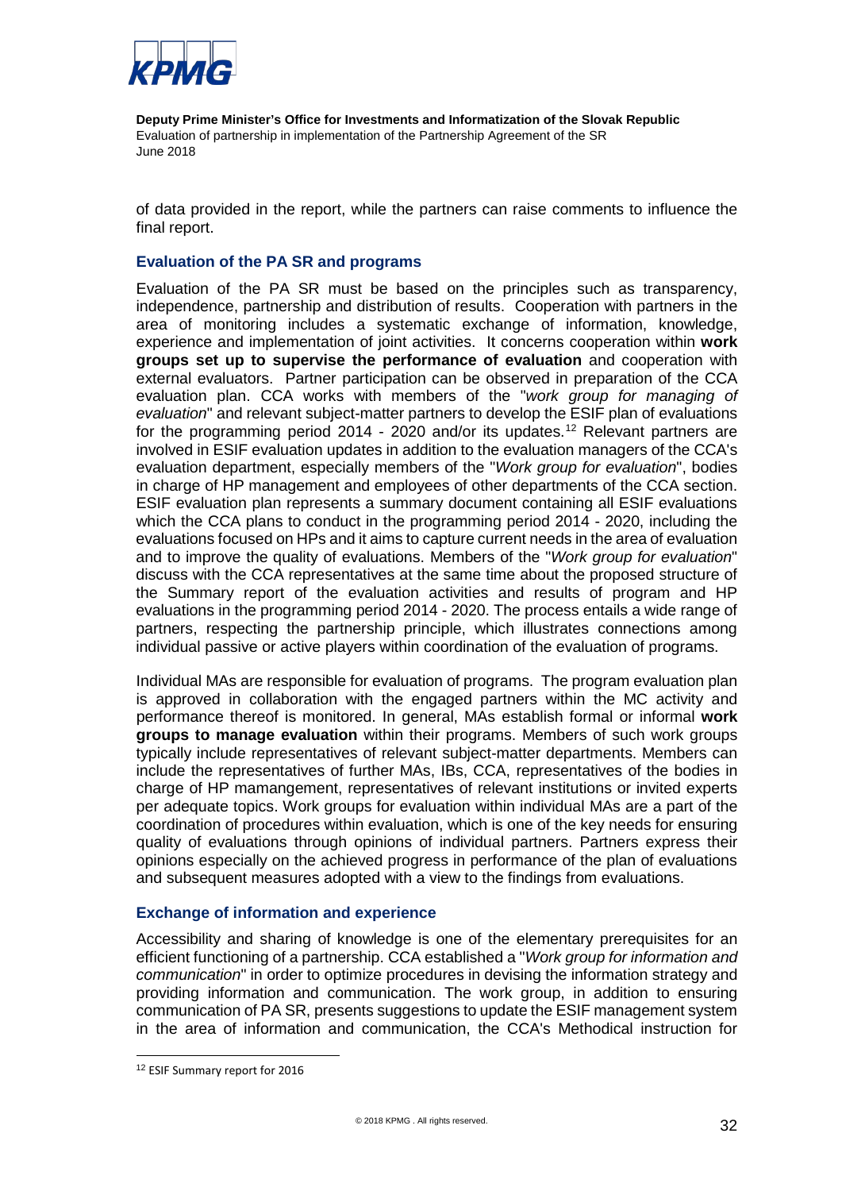of data provided in the report, while the partners can raise comments to influence the final report.

### Evaluation of the PA SR and programs

Evaluation of the PA SR must be based on the principles such as transparency, independence, partnership and distribution of results. Cooperation with partners in the area of monitoring includes a systematic exchange of information, knowledge, experience and implementation of joint activities. It concerns cooperation within **work groups set up to supervise the performance of evaluation** and cooperation with external evaluators. Partner participation can be observed in preparation of the CCA evaluation plan. CCA works with members of the "*work group for managing of evaluation*" and relevant subject-matter partners to develop the ESIF plan of evaluations for the programming period 2014 - 2020 and/or its updates.[12] Relevant partners are involved in ESIF evaluation updates in addition to the evaluation managers of the CCA's evaluation department, especially members of the "*Work group for evaluation*", bodies in charge of HP management and employees of other departments of the CCA section. ESIF evaluation plan represents a summary document containing all ESIF evaluations which the CCA plans to conduct in the programming period 2014 - 2020, including the evaluations focused on HPs and it aims to capture current needs in the area of evaluation and to improve the quality of evaluations. Members of the "*Work group for evaluation*" discuss with the CCA representatives at the same time about the proposed structure of the Summary report of the evaluation activities and results of program and HP evaluations in the programming period 2014 - 2020. The process entails a wide range of partners, respecting the partnership principle, which illustrates connections among individual passive or active players within coordination of the evaluation of programs.

Individual MAs are responsible for evaluation of programs. The program evaluation plan is approved in collaboration with the engaged partners within the MC activity and performance thereof is monitored. In general, MAs establish formal or informal **work groups to manage evaluation** within their programs. Members of such work groups typically include representatives of relevant subject-matter departments. Members can include the representatives of further MAs, IBs, CCA, representatives of the bodies in charge of HP mamangement, representatives of relevant institutions or invited experts per adequate topics. Work groups for evaluation within individual MAs are a part of the coordination of procedures within evaluation, which is one of the key needs for ensuring quality of evaluations through opinions of individual partners. Partners express their opinions especially on the achieved progress in performance of the plan of evaluations and subsequent measures adopted with a view to the findings from evaluations.

### Exchange of information and experience

Accessibility and sharing of knowledge is one of the elementary prerequisites for an efficient functioning of a partnership. CCA established a "*Work group for information and communication*" in order to optimize procedures in devising the information strategy and providing information and communication. The work group, in addition to ensuring communication of PA SR, presents suggestions to update the ESIF management system in the area of information and communication, the CCA's Methodical instruction for

[12] ESIF Summary report for 2016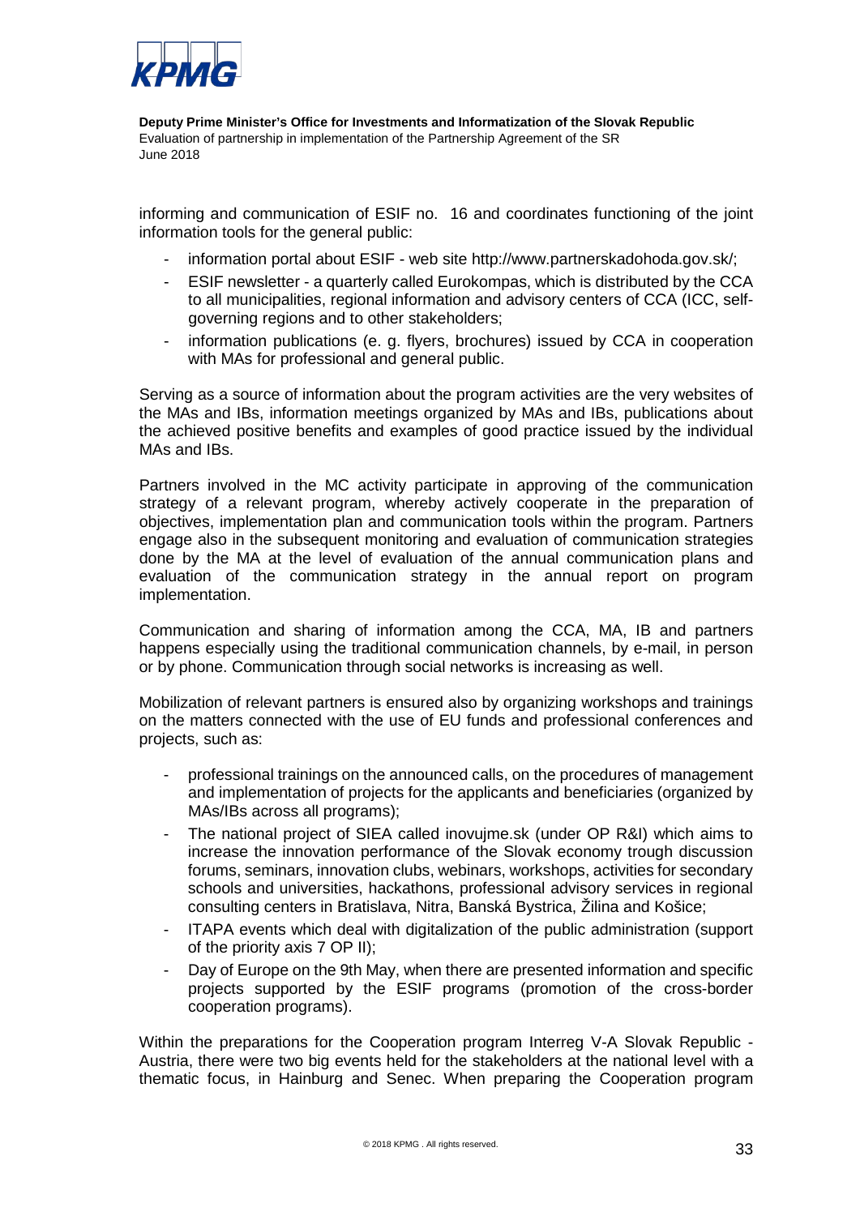informing and communication of ESIF no. 16 and coordinates functioning of the joint information tools for the general public:

- information portal about ESIF - web site http://www.partnerskadohoda.gov.sk/;
- ESIF newsletter - a quarterly called Eurokompas, which is distributed by the CCA to all municipalities, regional information and advisory centers of CCA (ICC, self-governing regions and to other stakeholders;
- information publications (e. g. flyers, brochures) issued by CCA in cooperation with MAs for professional and general public.

Serving as a source of information about the program activities are the very websites of the MAs and IBs, information meetings organized by MAs and IBs, publications about the achieved positive benefits and examples of good practice issued by the individual MAs and IBs.

Partners involved in the MC activity participate in approving of the communication strategy of a relevant program, whereby actively cooperate in the preparation of objectives, implementation plan and communication tools within the program. Partners engage also in the subsequent monitoring and evaluation of communication strategies done by the MA at the level of evaluation of the annual communication plans and evaluation of the communication strategy in the annual report on program implementation.

Communication and sharing of information among the CCA, MA, IB and partners happens especially using the traditional communication channels, by e-mail, in person or by phone. Communication through social networks is increasing as well.

Mobilization of relevant partners is ensured also by organizing workshops and trainings on the matters connected with the use of EU funds and professional conferences and projects, such as:

- professional trainings on the announced calls, on the procedures of management and implementation of projects for the applicants and beneficiaries (organized by MAs/IBs across all programs);
- The national project of SIEA called inovujme.sk (under OP R&I) which aims to increase the innovation performance of the Slovak economy trough discussion forums, seminars, innovation clubs, webinars, workshops, activities for secondary schools and universities, hackathons, professional advisory services in regional consulting centers in Bratislava, Nitra, Banská Bystrica, Žilina and Košice;
- ITAPA events which deal with digitalization of the public administration (support of the priority axis 7 OP II);
- Day of Europe on the 9th May, when there are presented information and specific projects supported by the ESIF programs (promotion of the cross-border cooperation programs).

Within the preparations for the Cooperation program Interreg V-A Slovak Republic - Austria, there were two big events held for the stakeholders at the national level with a thematic focus, in Hainburg and Senec. When preparing the Cooperation program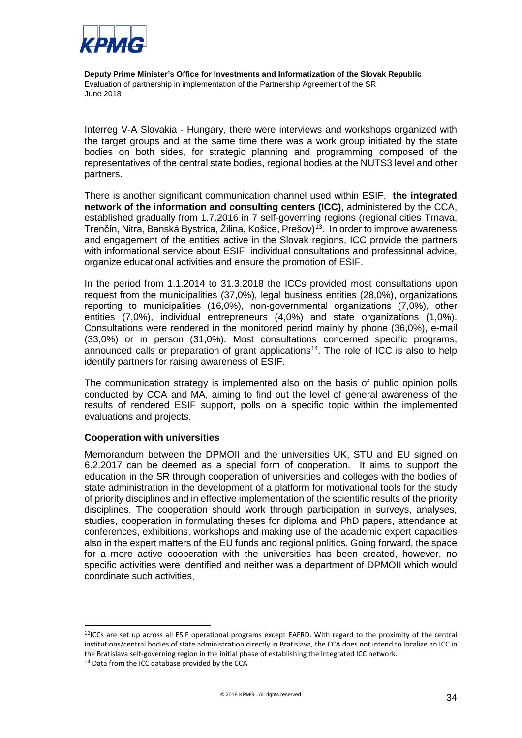Interreg V-A Slovakia - Hungary, there were interviews and workshops organized with the target groups and at the same time there was a work group initiated by the state bodies on both sides, for strategic planning and programming composed of the representatives of the central state bodies, regional bodies at the NUTS3 level and other partners.

There is another significant communication channel used within ESIF, **the integrated network of the information and consulting centers (ICC)**, administered by the CCA, established gradually from 1.7.2016 in 7 self-governing regions (regional cities Trnava, Trenčín, Nitra, Banská Bystrica, Žilina, Košice, Prešov)[13]. In order to improve awareness and engagement of the entities active in the Slovak regions, ICC provide the partners with informational service about ESIF, individual consultations and professional advice, organize educational activities and ensure the promotion of ESIF.

In the period from 1.1.2014 to 31.3.2018 the ICCs provided most consultations upon request from the municipalities (37,0%), legal business entities (28,0%), organizations reporting to municipalities (16,0%), non-governmental organizations (7,0%), other entities (7,0%), individual entrepreneurs (4,0%) and state organizations (1,0%). Consultations were rendered in the monitored period mainly by phone (36,0%), e-mail (33,0%) or in person (31,0%). Most consultations concerned specific programs, announced calls or preparation of grant applications[14]. The role of ICC is also to help identify partners for raising awareness of ESIF.

The communication strategy is implemented also on the basis of public opinion polls conducted by CCA and MA, aiming to find out the level of general awareness of the results of rendered ESIF support, polls on a specific topic within the implemented evaluations and projects.

**Cooperation with universities**

Memorandum between the DPMOII and the universities UK, STU and EU signed on 6.2.2017 can be deemed as a special form of cooperation. It aims to support the education in the SR through cooperation of universities and colleges with the bodies of state administration in the development of a platform for motivational tools for the study of priority disciplines and in effective implementation of the scientific results of the priority disciplines. The cooperation should work through participation in surveys, analyses, studies, cooperation in formulating theses for diploma and PhD papers, attendance at conferences, exhibitions, workshops and making use of the academic expert capacities also in the expert matters of the EU funds and regional politics. Going forward, the space for a more active cooperation with the universities has been created, however, no specific activities were identified and neither was a department of DPMOII which would coordinate such activities.

[13] ICCs are set up across all ESIF operational programs except EAFRD. With regard to the proximity of the central institutions/central bodies of state administration directly in Bratislava, the CCA does not intend to localize an ICC in the Bratislava self-governing region in the initial phase of establishing the integrated ICC network.

[14] Data from the ICC database provided by the CCA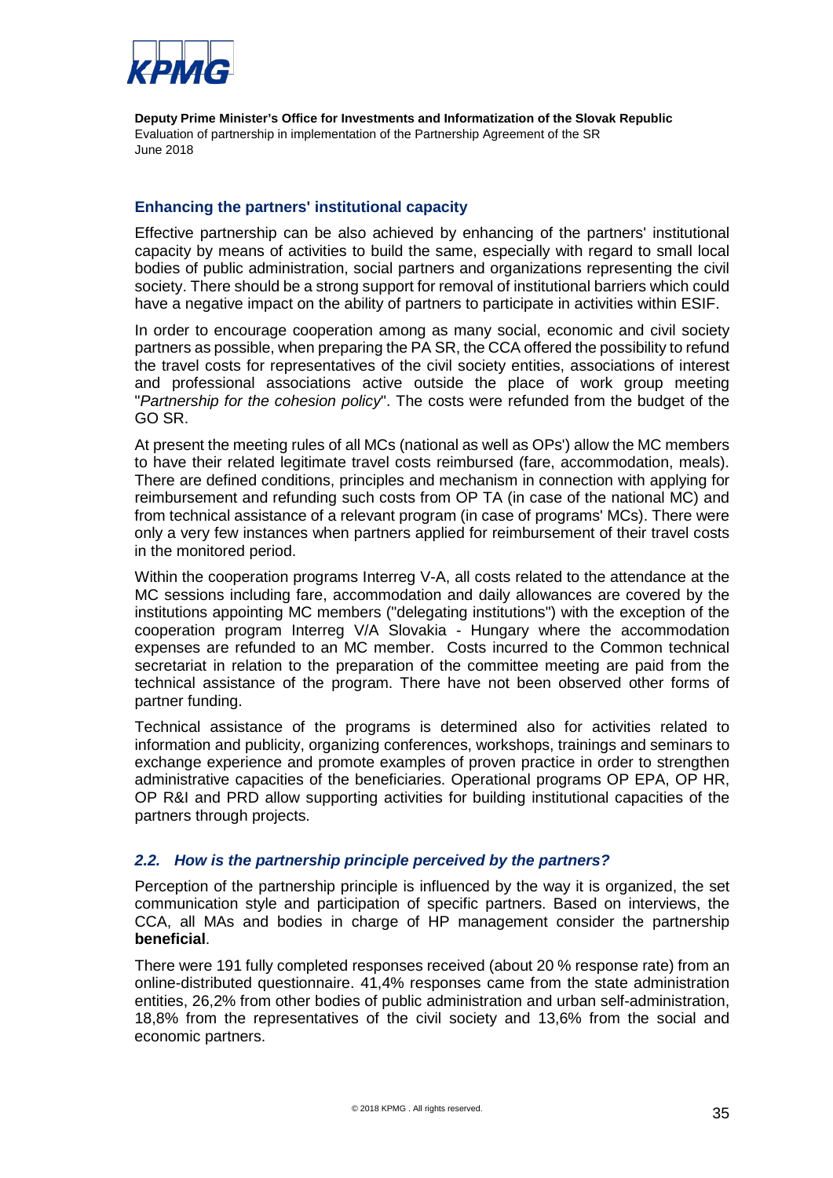### Enhancing the partners' institutional capacity

Effective partnership can be also achieved by enhancing of the partners' institutional capacity by means of activities to build the same, especially with regard to small local bodies of public administration, social partners and organizations representing the civil society. There should be a strong support for removal of institutional barriers which could have a negative impact on the ability of partners to participate in activities within ESIF.

In order to encourage cooperation among as many social, economic and civil society partners as possible, when preparing the PA SR, the CCA offered the possibility to refund the travel costs for representatives of the civil society entities, associations of interest and professional associations active outside the place of work group meeting "*Partnership for the cohesion policy*". The costs were refunded from the budget of the GO SR.

At present the meeting rules of all MCs (national as well as OPs') allow the MC members to have their related legitimate travel costs reimbursed (fare, accommodation, meals). There are defined conditions, principles and mechanism in connection with applying for reimbursement and refunding such costs from OP TA (in case of the national MC) and from technical assistance of a relevant program (in case of programs' MCs). There were only a very few instances when partners applied for reimbursement of their travel costs in the monitored period.

Within the cooperation programs Interreg V-A, all costs related to the attendance at the MC sessions including fare, accommodation and daily allowances are covered by the institutions appointing MC members ("delegating institutions") with the exception of the cooperation program Interreg V/A Slovakia - Hungary where the accommodation expenses are refunded to an MC member. Costs incurred to the Common technical secretariat in relation to the preparation of the committee meeting are paid from the technical assistance of the program. There have not been observed other forms of partner funding.

Technical assistance of the programs is determined also for activities related to information and publicity, organizing conferences, workshops, trainings and seminars to exchange experience and promote examples of proven practice in order to strengthen administrative capacities of the beneficiaries. Operational programs OP EPA, OP HR, OP R&I and PRD allow supporting activities for building institutional capacities of the partners through projects.

### *2.2. How is the partnership principle perceived by the partners?*

Perception of the partnership principle is influenced by the way it is organized, the set communication style and participation of specific partners. Based on interviews, the CCA, all MAs and bodies in charge of HP management consider the partnership **beneficial**.

There were 191 fully completed responses received (about 20 % response rate) from an online-distributed questionnaire. 41,4% responses came from the state administration entities, 26,2% from other bodies of public administration and urban self-administration, 18,8% from the representatives of the civil society and 13,6% from the social and economic partners.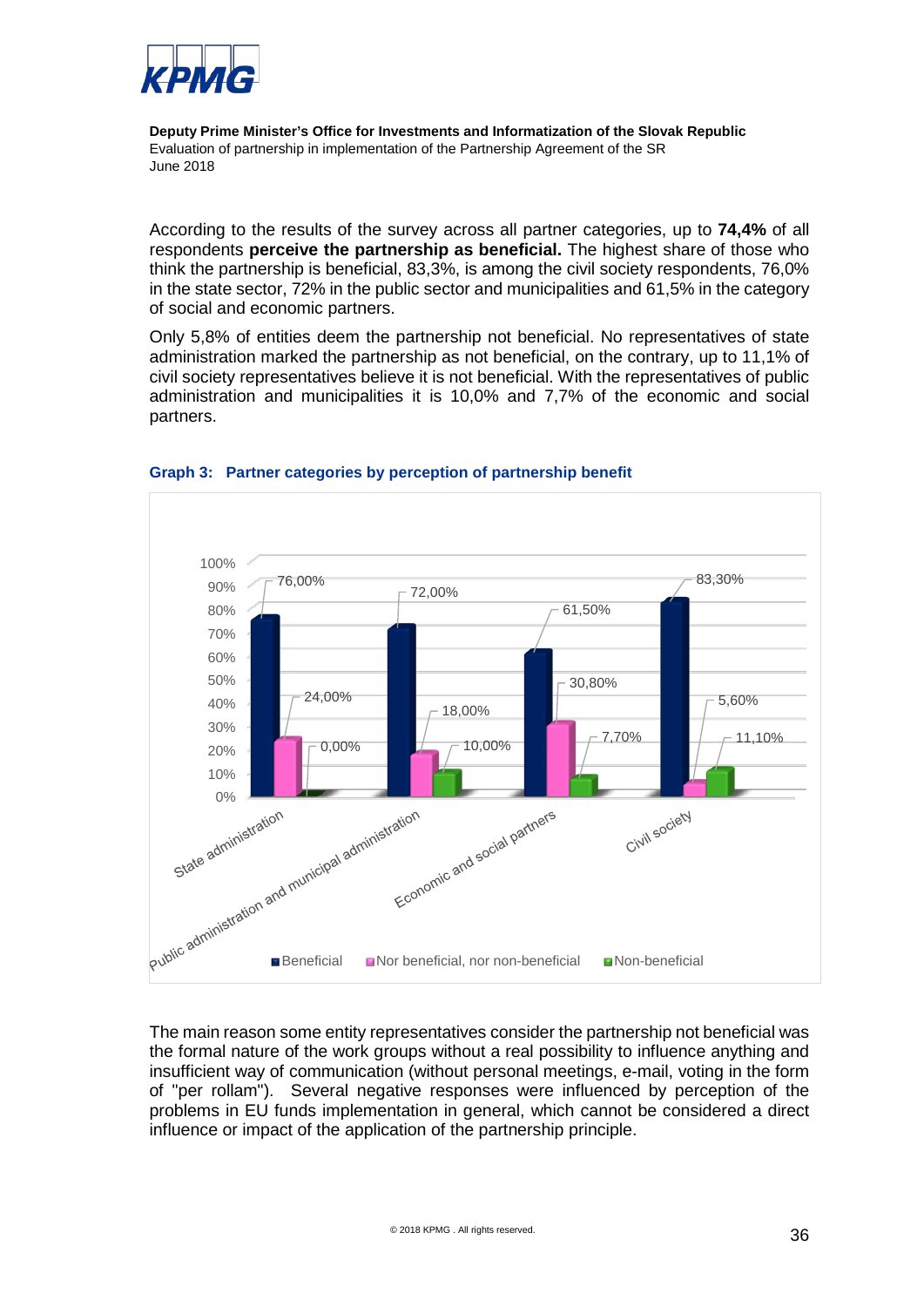According to the results of the survey across all partner categories, up to **74,4%** of all respondents **perceive the partnership as beneficial.** The highest share of those who think the partnership is beneficial, 83,3%, is among the civil society respondents, 76,0% in the state sector, 72% in the public sector and municipalities and 61,5% in the category of social and economic partners.

Only 5,8% of entities deem the partnership not beneficial. No representatives of state administration marked the partnership as not beneficial, on the contrary, up to 11,1% of civil society representatives believe it is not beneficial. With the representatives of public administration and municipalities it is 10,0% and 7,7% of the economic and social partners.

**Graph 3: Partner categories by perception of partnership benefit**

| | Beneficial | Nor beneficial, nor non-beneficial | Non-beneficial |
|---|---|---|---|
| State administration | 76,00% | 24,00% | 0,00% |
| Public administration and municipal administration | 72,00% | 18,00% | 10,00% |
| Economic and social partners | 61,50% | 30,80% | 7,70% |
| Civil society | 83,30% | 5,60% | 11,10% |

The main reason some entity representatives consider the partnership not beneficial was the formal nature of the work groups without a real possibility to influence anything and insufficient way of communication (without personal meetings, e-mail, voting in the form of "per rollam"). Several negative responses were influenced by perception of the problems in EU funds implementation in general, which cannot be considered a direct influence or impact of the application of the partnership principle.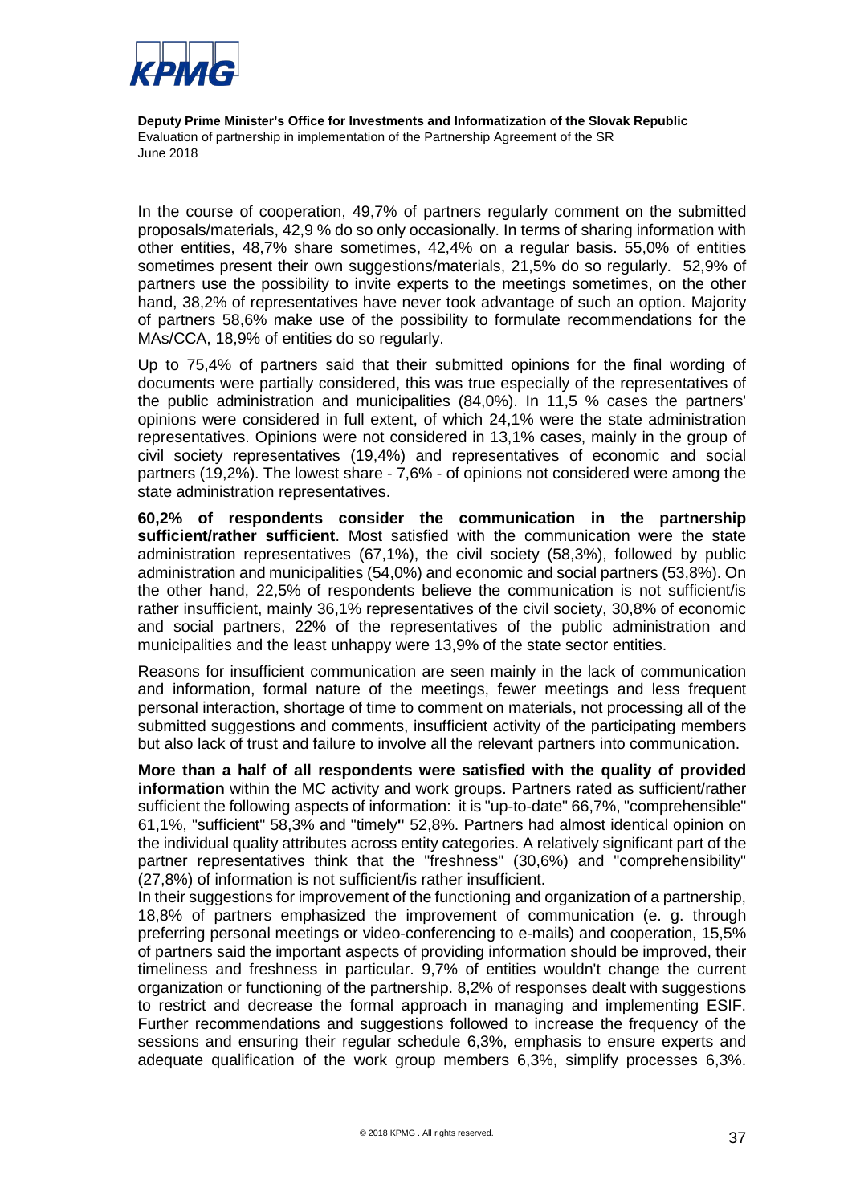In the course of cooperation, 49,7% of partners regularly comment on the submitted proposals/materials, 42,9 % do so only occasionally. In terms of sharing information with other entities, 48,7% share sometimes, 42,4% on a regular basis. 55,0% of entities sometimes present their own suggestions/materials, 21,5% do so regularly. 52,9% of partners use the possibility to invite experts to the meetings sometimes, on the other hand, 38,2% of representatives have never took advantage of such an option. Majority of partners 58,6% make use of the possibility to formulate recommendations for the MAs/CCA, 18,9% of entities do so regularly.

Up to 75,4% of partners said that their submitted opinions for the final wording of documents were partially considered, this was true especially of the representatives of the public administration and municipalities (84,0%). In 11,5 % cases the partners' opinions were considered in full extent, of which 24,1% were the state administration representatives. Opinions were not considered in 13,1% cases, mainly in the group of civil society representatives (19,4%) and representatives of economic and social partners (19,2%). The lowest share - 7,6% - of opinions not considered were among the state administration representatives.

**60,2% of respondents consider the communication in the partnership sufficient/rather sufficient**. Most satisfied with the communication were the state administration representatives (67,1%), the civil society (58,3%), followed by public administration and municipalities (54,0%) and economic and social partners (53,8%). On the other hand, 22,5% of respondents believe the communication is not sufficient/is rather insufficient, mainly 36,1% representatives of the civil society, 30,8% of economic and social partners, 22% of the representatives of the public administration and municipalities and the least unhappy were 13,9% of the state sector entities.

Reasons for insufficient communication are seen mainly in the lack of communication and information, formal nature of the meetings, fewer meetings and less frequent personal interaction, shortage of time to comment on materials, not processing all of the submitted suggestions and comments, insufficient activity of the participating members but also lack of trust and failure to involve all the relevant partners into communication.

**More than a half of all respondents were satisfied with the quality of provided information** within the MC activity and work groups. Partners rated as sufficient/rather sufficient the following aspects of information: it is "up-to-date" 66,7%, "comprehensible" 61,1%, "sufficient" 58,3% and "timely" 52,8%. Partners had almost identical opinion on the individual quality attributes across entity categories. A relatively significant part of the partner representatives think that the "freshness" (30,6%) and "comprehensibility" (27,8%) of information is not sufficient/is rather insufficient.

In their suggestions for improvement of the functioning and organization of a partnership, 18,8% of partners emphasized the improvement of communication (e. g. through preferring personal meetings or video-conferencing to e-mails) and cooperation, 15,5% of partners said the important aspects of providing information should be improved, their timeliness and freshness in particular. 9,7% of entities wouldn't change the current organization or functioning of the partnership. 8,2% of responses dealt with suggestions to restrict and decrease the formal approach in managing and implementing ESIF. Further recommendations and suggestions followed to increase the frequency of the sessions and ensuring their regular schedule 6,3%, emphasis to ensure experts and adequate qualification of the work group members 6,3%, simplify processes 6,3%.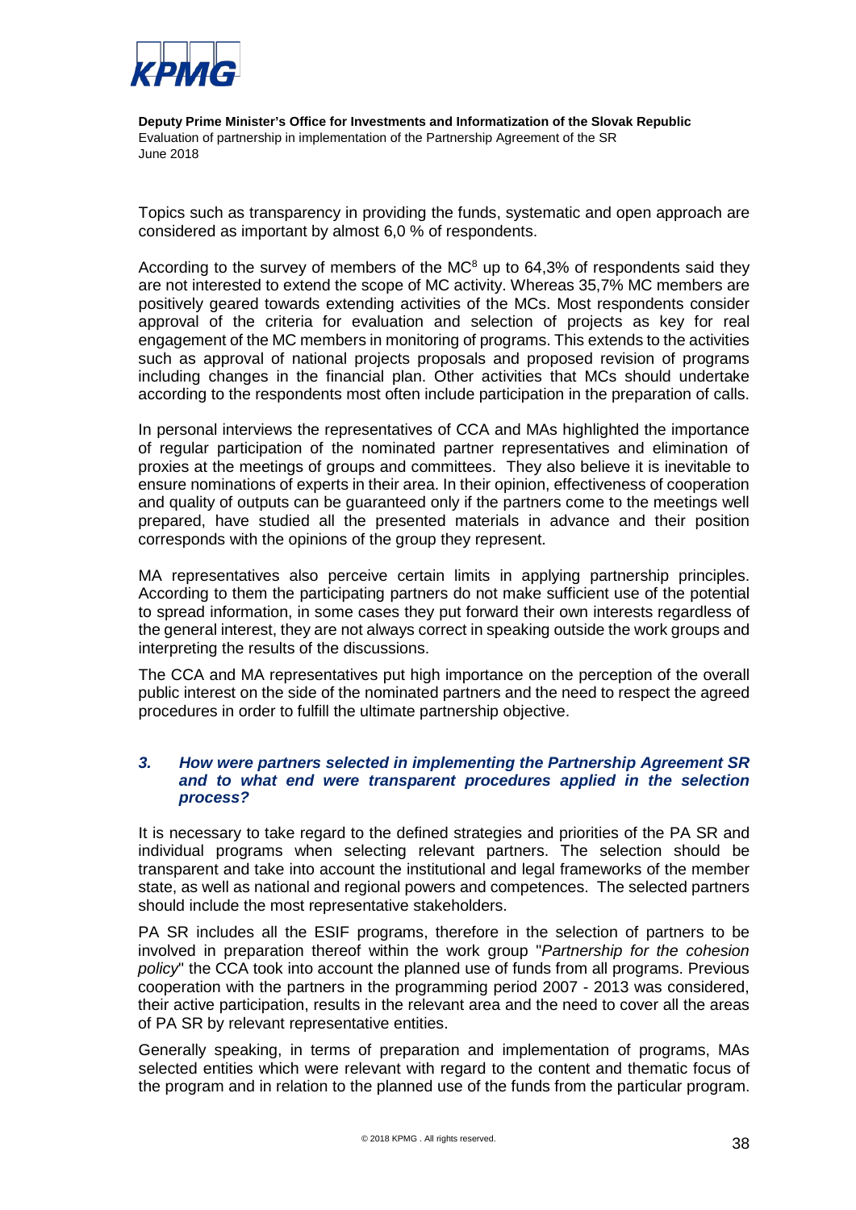Topics such as transparency in providing the funds, systematic and open approach are considered as important by almost 6,0 % of respondents.

According to the survey of members of the MC[8] up to 64,3% of respondents said they are not interested to extend the scope of MC activity. Whereas 35,7% MC members are positively geared towards extending activities of the MCs. Most respondents consider approval of the criteria for evaluation and selection of projects as key for real engagement of the MC members in monitoring of programs. This extends to the activities such as approval of national projects proposals and proposed revision of programs including changes in the financial plan. Other activities that MCs should undertake according to the respondents most often include participation in the preparation of calls.

In personal interviews the representatives of CCA and MAs highlighted the importance of regular participation of the nominated partner representatives and elimination of proxies at the meetings of groups and committees. They also believe it is inevitable to ensure nominations of experts in their area. In their opinion, effectiveness of cooperation and quality of outputs can be guaranteed only if the partners come to the meetings well prepared, have studied all the presented materials in advance and their position corresponds with the opinions of the group they represent.

MA representatives also perceive certain limits in applying partnership principles. According to them the participating partners do not make sufficient use of the potential to spread information, in some cases they put forward their own interests regardless of the general interest, they are not always correct in speaking outside the work groups and interpreting the results of the discussions.

The CCA and MA representatives put high importance on the perception of the overall public interest on the side of the nominated partners and the need to respect the agreed procedures in order to fulfill the ultimate partnership objective.

### *3. How were partners selected in implementing the Partnership Agreement SR and to what end were transparent procedures applied in the selection process?*

It is necessary to take regard to the defined strategies and priorities of the PA SR and individual programs when selecting relevant partners. The selection should be transparent and take into account the institutional and legal frameworks of the member state, as well as national and regional powers and competences. The selected partners should include the most representative stakeholders.

PA SR includes all the ESIF programs, therefore in the selection of partners to be involved in preparation thereof within the work group "*Partnership for the cohesion policy*" the CCA took into account the planned use of funds from all programs. Previous cooperation with the partners in the programming period 2007 - 2013 was considered, their active participation, results in the relevant area and the need to cover all the areas of PA SR by relevant representative entities.

Generally speaking, in terms of preparation and implementation of programs, MAs selected entities which were relevant with regard to the content and thematic focus of the program and in relation to the planned use of the funds from the particular program.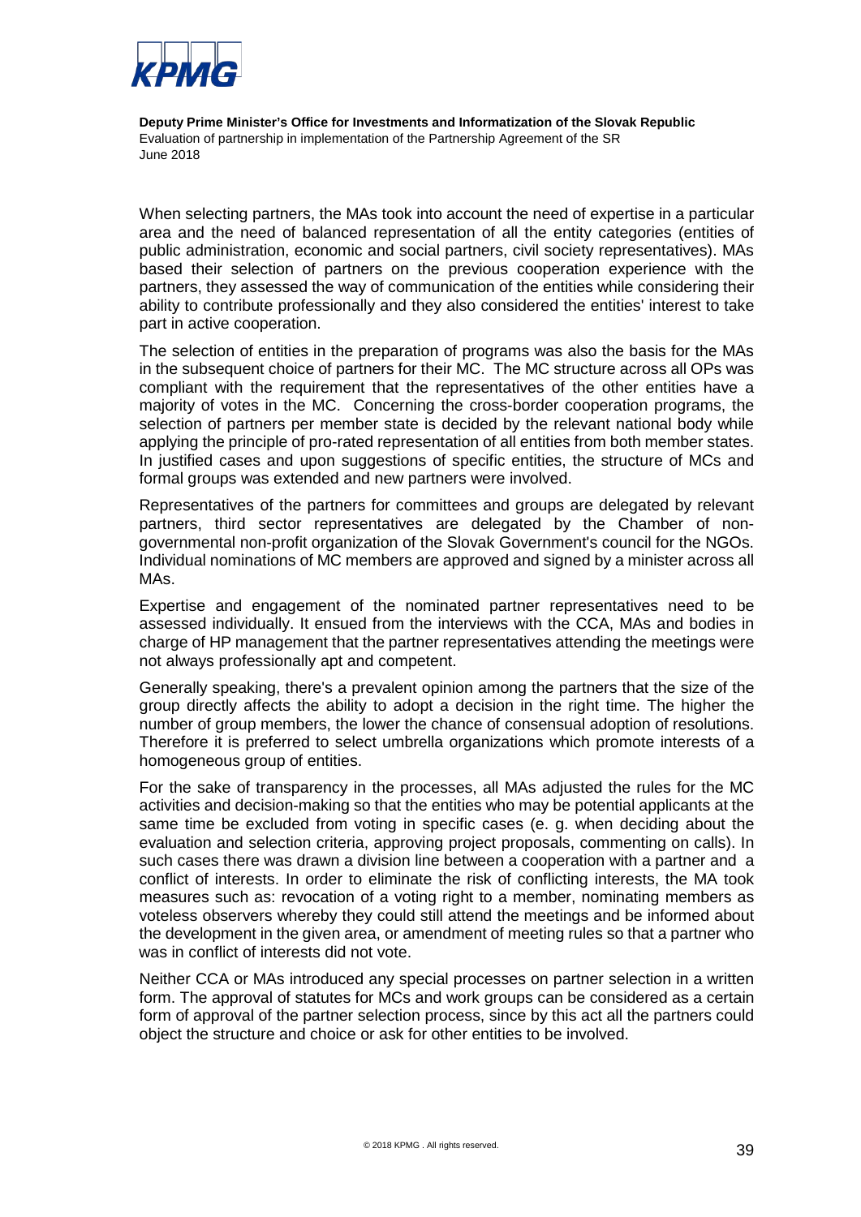When selecting partners, the MAs took into account the need of expertise in a particular area and the need of balanced representation of all the entity categories (entities of public administration, economic and social partners, civil society representatives). MAs based their selection of partners on the previous cooperation experience with the partners, they assessed the way of communication of the entities while considering their ability to contribute professionally and they also considered the entities' interest to take part in active cooperation.

The selection of entities in the preparation of programs was also the basis for the MAs in the subsequent choice of partners for their MC. The MC structure across all OPs was compliant with the requirement that the representatives of the other entities have a majority of votes in the MC. Concerning the cross-border cooperation programs, the selection of partners per member state is decided by the relevant national body while applying the principle of pro-rated representation of all entities from both member states. In justified cases and upon suggestions of specific entities, the structure of MCs and formal groups was extended and new partners were involved.

Representatives of the partners for committees and groups are delegated by relevant partners, third sector representatives are delegated by the Chamber of non-governmental non-profit organization of the Slovak Government's council for the NGOs. Individual nominations of MC members are approved and signed by a minister across all MAs.

Expertise and engagement of the nominated partner representatives need to be assessed individually. It ensued from the interviews with the CCA, MAs and bodies in charge of HP management that the partner representatives attending the meetings were not always professionally apt and competent.

Generally speaking, there's a prevalent opinion among the partners that the size of the group directly affects the ability to adopt a decision in the right time. The higher the number of group members, the lower the chance of consensual adoption of resolutions. Therefore it is preferred to select umbrella organizations which promote interests of a homogeneous group of entities.

For the sake of transparency in the processes, all MAs adjusted the rules for the MC activities and decision-making so that the entities who may be potential applicants at the same time be excluded from voting in specific cases (e. g. when deciding about the evaluation and selection criteria, approving project proposals, commenting on calls). In such cases there was drawn a division line between a cooperation with a partner and a conflict of interests. In order to eliminate the risk of conflicting interests, the MA took measures such as: revocation of a voting right to a member, nominating members as voteless observers whereby they could still attend the meetings and be informed about the development in the given area, or amendment of meeting rules so that a partner who was in conflict of interests did not vote.

Neither CCA or MAs introduced any special processes on partner selection in a written form. The approval of statutes for MCs and work groups can be considered as a certain form of approval of the partner selection process, since by this act all the partners could object the structure and choice or ask for other entities to be involved.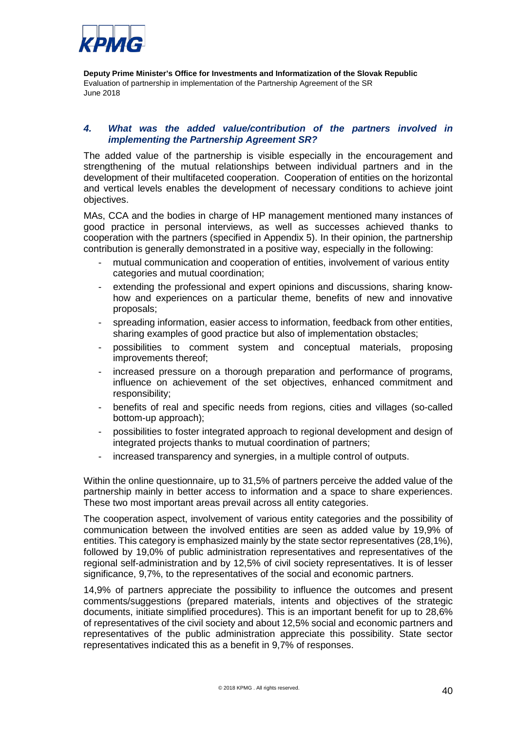### *4. What was the added value/contribution of the partners involved in implementing the Partnership Agreement SR?*

The added value of the partnership is visible especially in the encouragement and strengthening of the mutual relationships between individual partners and in the development of their multifaceted cooperation. Cooperation of entities on the horizontal and vertical levels enables the development of necessary conditions to achieve joint objectives.

MAs, CCA and the bodies in charge of HP management mentioned many instances of good practice in personal interviews, as well as successes achieved thanks to cooperation with the partners (specified in Appendix 5). In their opinion, the partnership contribution is generally demonstrated in a positive way, especially in the following:

- mutual communication and cooperation of entities, involvement of various entity categories and mutual coordination;
- extending the professional and expert opinions and discussions, sharing know-how and experiences on a particular theme, benefits of new and innovative proposals;
- spreading information, easier access to information, feedback from other entities, sharing examples of good practice but also of implementation obstacles;
- possibilities to comment system and conceptual materials, proposing improvements thereof;
- increased pressure on a thorough preparation and performance of programs, influence on achievement of the set objectives, enhanced commitment and responsibility;
- benefits of real and specific needs from regions, cities and villages (so-called bottom-up approach);
- possibilities to foster integrated approach to regional development and design of integrated projects thanks to mutual coordination of partners;
- increased transparency and synergies, in a multiple control of outputs.

Within the online questionnaire, up to 31,5% of partners perceive the added value of the partnership mainly in better access to information and a space to share experiences. These two most important areas prevail across all entity categories.

The cooperation aspect, involvement of various entity categories and the possibility of communication between the involved entities are seen as added value by 19,9% of entities. This category is emphasized mainly by the state sector representatives (28,1%), followed by 19,0% of public administration representatives and representatives of the regional self-administration and by 12,5% of civil society representatives. It is of lesser significance, 9,7%, to the representatives of the social and economic partners.

14,9% of partners appreciate the possibility to influence the outcomes and present comments/suggestions (prepared materials, intents and objectives of the strategic documents, initiate simplified procedures). This is an important benefit for up to 28,6% of representatives of the civil society and about 12,5% social and economic partners and representatives of the public administration appreciate this possibility. State sector representatives indicated this as a benefit in 9,7% of responses.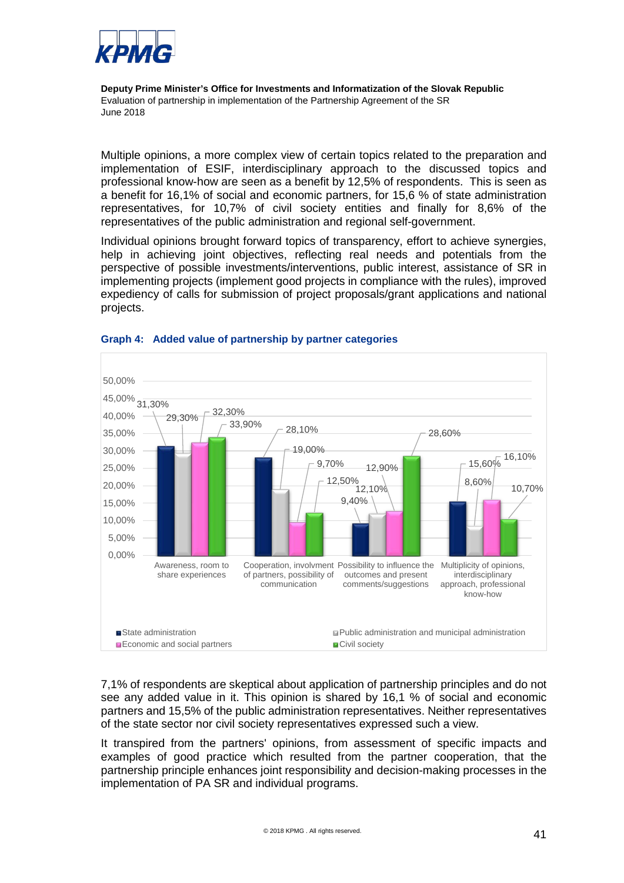Multiple opinions, a more complex view of certain topics related to the preparation and implementation of ESIF, interdisciplinary approach to the discussed topics and professional know-how are seen as a benefit by 12,5% of respondents. This is seen as a benefit for 16,1% of social and economic partners, for 15,6 % of state administration representatives, for 10,7% of civil society entities and finally for 8,6% of the representatives of the public administration and regional self-government.

Individual opinions brought forward topics of transparency, effort to achieve synergies, help in achieving joint objectives, reflecting real needs and potentials from the perspective of possible investments/interventions, public interest, assistance of SR in implementing projects (implement good projects in compliance with the rules), improved expediency of calls for submission of project proposals/grant applications and national projects.

**Graph 4: Added value of partnership by partner categories**

| | State administration | Public administration and municipal administration | Economic and social partners | Civil society |
|---|---|---|---|---|
| Awareness, room to share experiences | 31,30% | 29,30% | 32,30% | 33,90% |
| Cooperation, involvment of partners, possibility of communication | 28,10% | 19,00% | 9,70% | 12,50% |
| Possibility to influence the outcomes and present comments/suggestions | 9,40% | 12,10% | 12,90% | 28,60% |
| Multiplicity of opinions, interdisciplinary approach, professional know-how | 15,60% | 8,60% | 16,10% | 10,70% |

7,1% of respondents are skeptical about application of partnership principles and do not see any added value in it. This opinion is shared by 16,1 % of social and economic partners and 15,5% of the public administration representatives. Neither representatives of the state sector nor civil society representatives expressed such a view.

It transpired from the partners' opinions, from assessment of specific impacts and examples of good practice which resulted from the partner cooperation, that the partnership principle enhances joint responsibility and decision-making processes in the implementation of PA SR and individual programs.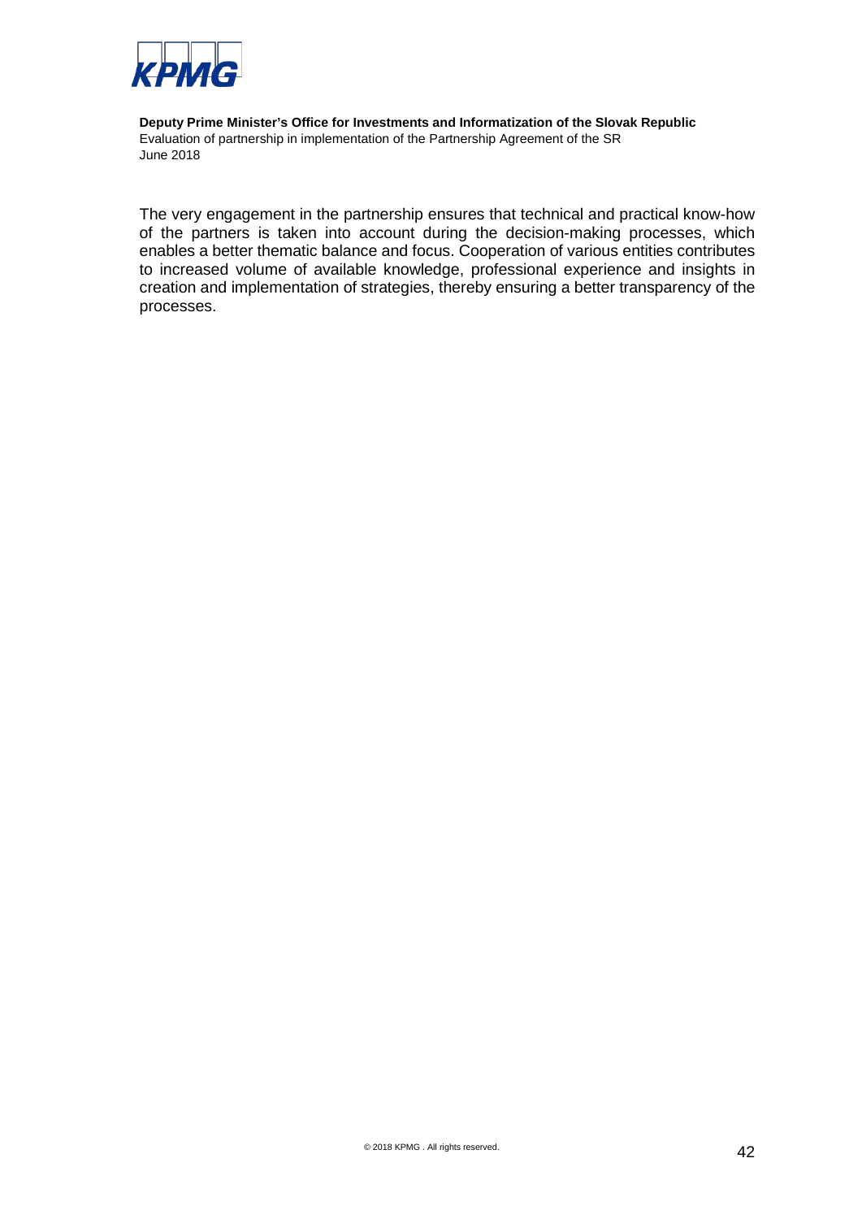The very engagement in the partnership ensures that technical and practical know-how of the partners is taken into account during the decision-making processes, which enables a better thematic balance and focus. Cooperation of various entities contributes to increased volume of available knowledge, professional experience and insights in creation and implementation of strategies, thereby ensuring a better transparency of the processes.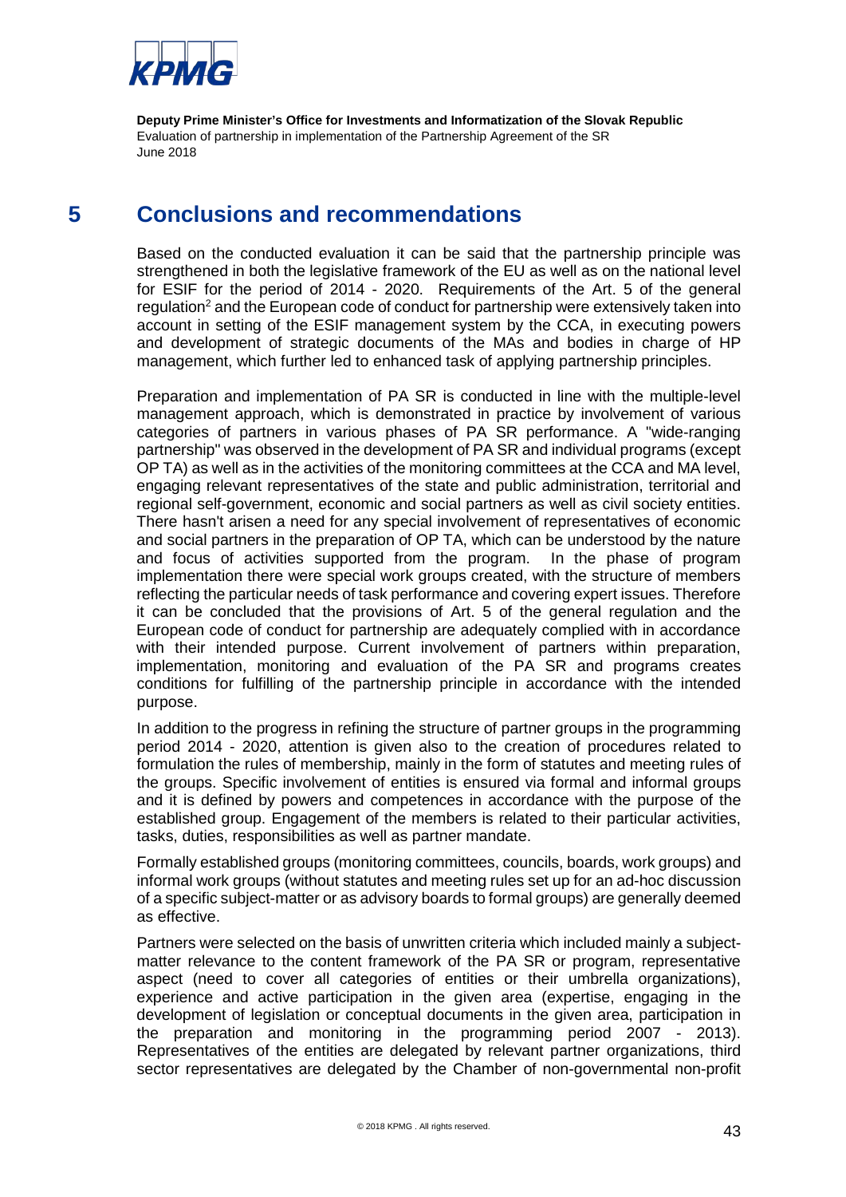# 5 Conclusions and recommendations

Based on the conducted evaluation it can be said that the partnership principle was strengthened in both the legislative framework of the EU as well as on the national level for ESIF for the period of 2014 - 2020. Requirements of the Art. 5 of the general regulation[2] and the European code of conduct for partnership were extensively taken into account in setting of the ESIF management system by the CCA, in executing powers and development of strategic documents of the MAs and bodies in charge of HP management, which further led to enhanced task of applying partnership principles.

Preparation and implementation of PA SR is conducted in line with the multiple-level management approach, which is demonstrated in practice by involvement of various categories of partners in various phases of PA SR performance. A "wide-ranging partnership" was observed in the development of PA SR and individual programs (except OP TA) as well as in the activities of the monitoring committees at the CCA and MA level, engaging relevant representatives of the state and public administration, territorial and regional self-government, economic and social partners as well as civil society entities. There hasn't arisen a need for any special involvement of representatives of economic and social partners in the preparation of OP TA, which can be understood by the nature and focus of activities supported from the program. In the phase of program implementation there were special work groups created, with the structure of members reflecting the particular needs of task performance and covering expert issues. Therefore it can be concluded that the provisions of Art. 5 of the general regulation and the European code of conduct for partnership are adequately complied with in accordance with their intended purpose. Current involvement of partners within preparation, implementation, monitoring and evaluation of the PA SR and programs creates conditions for fulfilling of the partnership principle in accordance with the intended purpose.

In addition to the progress in refining the structure of partner groups in the programming period 2014 - 2020, attention is given also to the creation of procedures related to formulation the rules of membership, mainly in the form of statutes and meeting rules of the groups. Specific involvement of entities is ensured via formal and informal groups and it is defined by powers and competences in accordance with the purpose of the established group. Engagement of the members is related to their particular activities, tasks, duties, responsibilities as well as partner mandate.

Formally established groups (monitoring committees, councils, boards, work groups) and informal work groups (without statutes and meeting rules set up for an ad-hoc discussion of a specific subject-matter or as advisory boards to formal groups) are generally deemed as effective.

Partners were selected on the basis of unwritten criteria which included mainly a subject-matter relevance to the content framework of the PA SR or program, representative aspect (need to cover all categories of entities or their umbrella organizations), experience and active participation in the given area (expertise, engaging in the development of legislation or conceptual documents in the given area, participation in the preparation and monitoring in the programming period 2007 - 2013). Representatives of the entities are delegated by relevant partner organizations, third sector representatives are delegated by the Chamber of non-governmental non-profit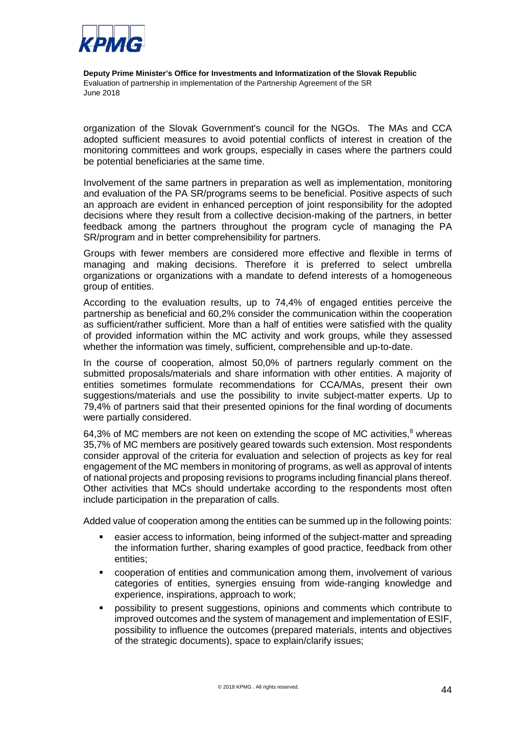organization of the Slovak Government's council for the NGOs. The MAs and CCA adopted sufficient measures to avoid potential conflicts of interest in creation of the monitoring committees and work groups, especially in cases where the partners could be potential beneficiaries at the same time.

Involvement of the same partners in preparation as well as implementation, monitoring and evaluation of the PA SR/programs seems to be beneficial. Positive aspects of such an approach are evident in enhanced perception of joint responsibility for the adopted decisions where they result from a collective decision-making of the partners, in better feedback among the partners throughout the program cycle of managing the PA SR/program and in better comprehensibility for partners.

Groups with fewer members are considered more effective and flexible in terms of managing and making decisions. Therefore it is preferred to select umbrella organizations or organizations with a mandate to defend interests of a homogeneous group of entities.

According to the evaluation results, up to 74,4% of engaged entities perceive the partnership as beneficial and 60,2% consider the communication within the cooperation as sufficient/rather sufficient. More than a half of entities were satisfied with the quality of provided information within the MC activity and work groups, while they assessed whether the information was timely, sufficient, comprehensible and up-to-date.

In the course of cooperation, almost 50,0% of partners regularly comment on the submitted proposals/materials and share information with other entities. A majority of entities sometimes formulate recommendations for CCA/MAs, present their own suggestions/materials and use the possibility to invite subject-matter experts. Up to 79,4% of partners said that their presented opinions for the final wording of documents were partially considered.

64,3% of MC members are not keen on extending the scope of MC activities,[8] whereas 35,7% of MC members are positively geared towards such extension. Most respondents consider approval of the criteria for evaluation and selection of projects as key for real engagement of the MC members in monitoring of programs, as well as approval of intents of national projects and proposing revisions to programs including financial plans thereof. Other activities that MCs should undertake according to the respondents most often include participation in the preparation of calls.

Added value of cooperation among the entities can be summed up in the following points:

- easier access to information, being informed of the subject-matter and spreading the information further, sharing examples of good practice, feedback from other entities;
- cooperation of entities and communication among them, involvement of various categories of entities, synergies ensuing from wide-ranging knowledge and experience, inspirations, approach to work;
- possibility to present suggestions, opinions and comments which contribute to improved outcomes and the system of management and implementation of ESIF, possibility to influence the outcomes (prepared materials, intents and objectives of the strategic documents), space to explain/clarify issues;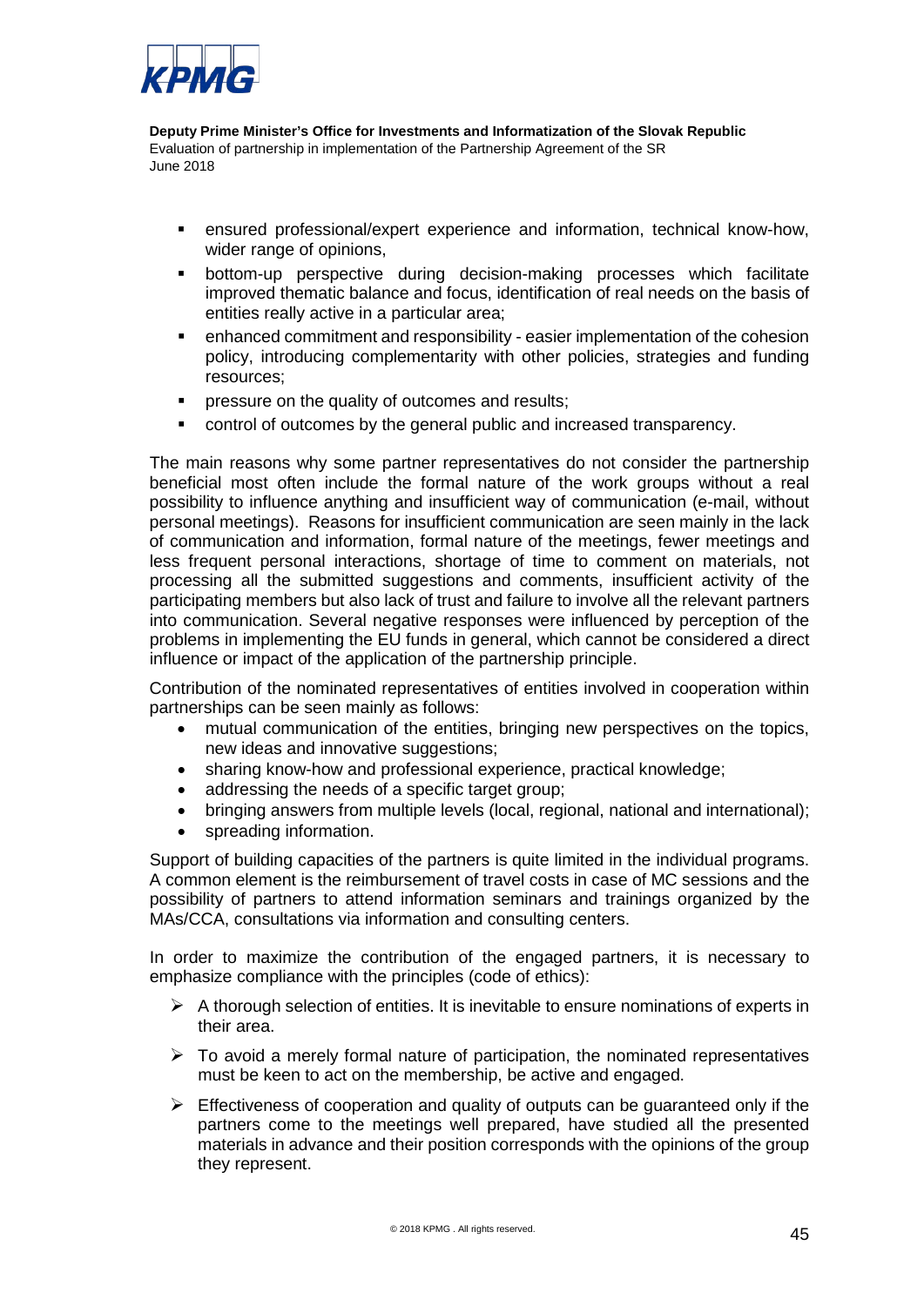- ensured professional/expert experience and information, technical know-how, wider range of opinions,
- bottom-up perspective during decision-making processes which facilitate improved thematic balance and focus, identification of real needs on the basis of entities really active in a particular area;
- enhanced commitment and responsibility - easier implementation of the cohesion policy, introducing complementarity with other policies, strategies and funding resources;
- pressure on the quality of outcomes and results;
- control of outcomes by the general public and increased transparency.

The main reasons why some partner representatives do not consider the partnership beneficial most often include the formal nature of the work groups without a real possibility to influence anything and insufficient way of communication (e-mail, without personal meetings). Reasons for insufficient communication are seen mainly in the lack of communication and information, formal nature of the meetings, fewer meetings and less frequent personal interactions, shortage of time to comment on materials, not processing all the submitted suggestions and comments, insufficient activity of the participating members but also lack of trust and failure to involve all the relevant partners into communication. Several negative responses were influenced by perception of the problems in implementing the EU funds in general, which cannot be considered a direct influence or impact of the application of the partnership principle.

Contribution of the nominated representatives of entities involved in cooperation within partnerships can be seen mainly as follows:

- mutual communication of the entities, bringing new perspectives on the topics, new ideas and innovative suggestions;
- sharing know-how and professional experience, practical knowledge;
- addressing the needs of a specific target group;
- bringing answers from multiple levels (local, regional, national and international);
- spreading information.

Support of building capacities of the partners is quite limited in the individual programs. A common element is the reimbursement of travel costs in case of MC sessions and the possibility of partners to attend information seminars and trainings organized by the MAs/CCA, consultations via information and consulting centers.

In order to maximize the contribution of the engaged partners, it is necessary to emphasize compliance with the principles (code of ethics):

- A thorough selection of entities. It is inevitable to ensure nominations of experts in their area.
- To avoid a merely formal nature of participation, the nominated representatives must be keen to act on the membership, be active and engaged.
- Effectiveness of cooperation and quality of outputs can be guaranteed only if the partners come to the meetings well prepared, have studied all the presented materials in advance and their position corresponds with the opinions of the group they represent.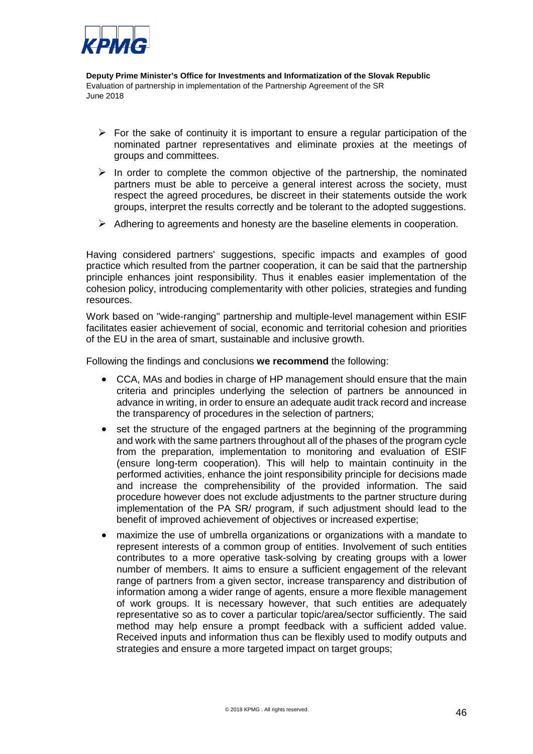- For the sake of continuity it is important to ensure a regular participation of the nominated partner representatives and eliminate proxies at the meetings of groups and committees.
- In order to complete the common objective of the partnership, the nominated partners must be able to perceive a general interest across the society, must respect the agreed procedures, be discreet in their statements outside the work groups, interpret the results correctly and be tolerant to the adopted suggestions.
- Adhering to agreements and honesty are the baseline elements in cooperation.

Having considered partners' suggestions, specific impacts and examples of good practice which resulted from the partner cooperation, it can be said that the partnership principle enhances joint responsibility. Thus it enables easier implementation of the cohesion policy, introducing complementarity with other policies, strategies and funding resources.

Work based on "wide-ranging" partnership and multiple-level management within ESIF facilitates easier achievement of social, economic and territorial cohesion and priorities of the EU in the area of smart, sustainable and inclusive growth.

Following the findings and conclusions **we recommend** the following:

- CCA, MAs and bodies in charge of HP management should ensure that the main criteria and principles underlying the selection of partners be announced in advance in writing, in order to ensure an adequate audit track record and increase the transparency of procedures in the selection of partners;
- set the structure of the engaged partners at the beginning of the programming and work with the same partners throughout all of the phases of the program cycle from the preparation, implementation to monitoring and evaluation of ESIF (ensure long-term cooperation). This will help to maintain continuity in the performed activities, enhance the joint responsibility principle for decisions made and increase the comprehensibility of the provided information. The said procedure however does not exclude adjustments to the partner structure during implementation of the PA SR/ program, if such adjustment should lead to the benefit of improved achievement of objectives or increased expertise;
- maximize the use of umbrella organizations or organizations with a mandate to represent interests of a common group of entities. Involvement of such entities contributes to a more operative task-solving by creating groups with a lower number of members. It aims to ensure a sufficient engagement of the relevant range of partners from a given sector, increase transparency and distribution of information among a wider range of agents, ensure a more flexible management of work groups. It is necessary however, that such entities are adequately representative so as to cover a particular topic/area/sector sufficiently. The said method may help ensure a prompt feedback with a sufficient added value. Received inputs and information thus can be flexibly used to modify outputs and strategies and ensure a more targeted impact on target groups;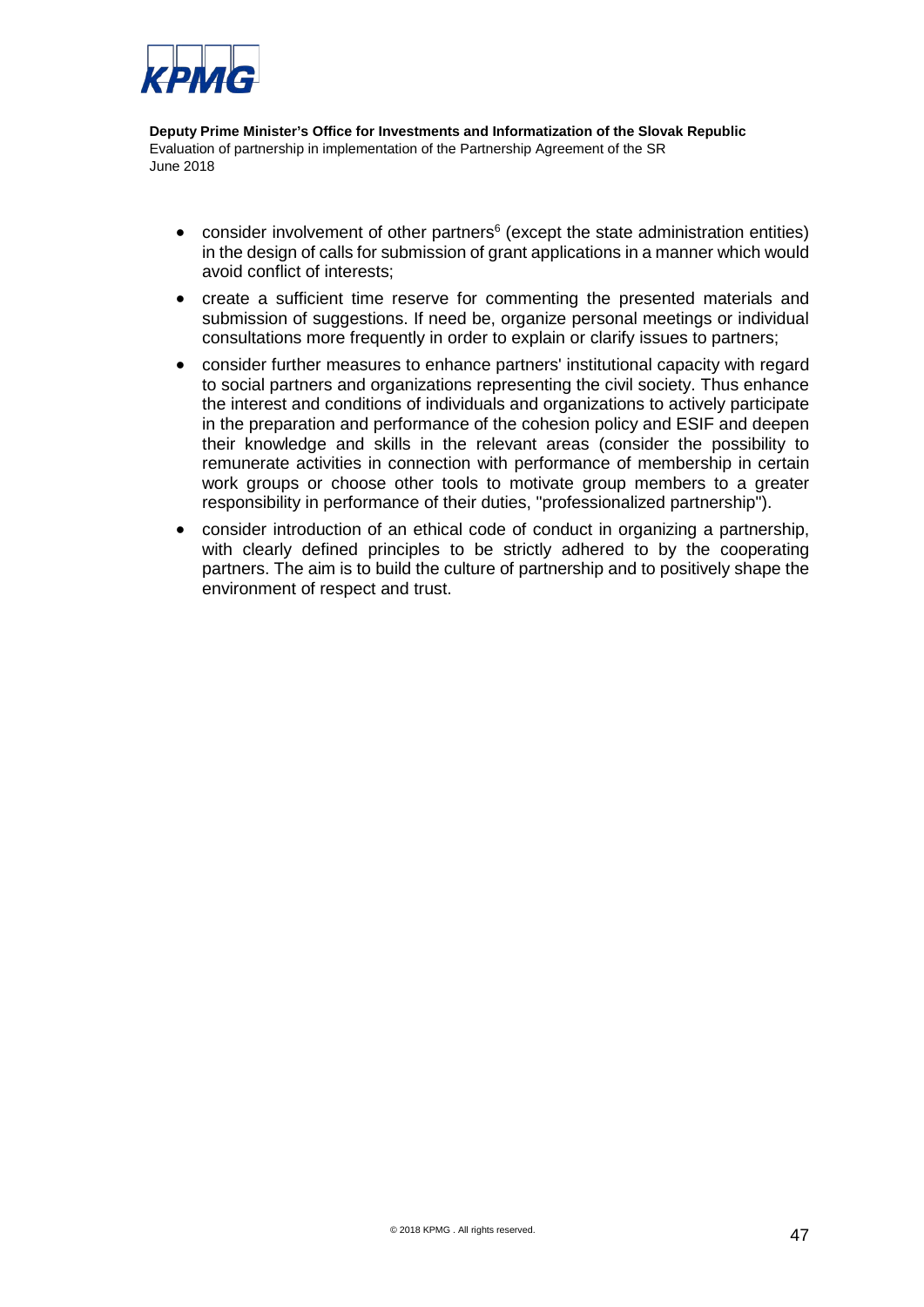- consider involvement of other partners[6] (except the state administration entities) in the design of calls for submission of grant applications in a manner which would avoid conflict of interests;
- create a sufficient time reserve for commenting the presented materials and submission of suggestions. If need be, organize personal meetings or individual consultations more frequently in order to explain or clarify issues to partners;
- consider further measures to enhance partners' institutional capacity with regard to social partners and organizations representing the civil society. Thus enhance the interest and conditions of individuals and organizations to actively participate in the preparation and performance of the cohesion policy and ESIF and deepen their knowledge and skills in the relevant areas (consider the possibility to remunerate activities in connection with performance of membership in certain work groups or choose other tools to motivate group members to a greater responsibility in performance of their duties, "professionalized partnership").
- consider introduction of an ethical code of conduct in organizing a partnership, with clearly defined principles to be strictly adhered to by the cooperating partners. The aim is to build the culture of partnership and to positively shape the environment of respect and trust.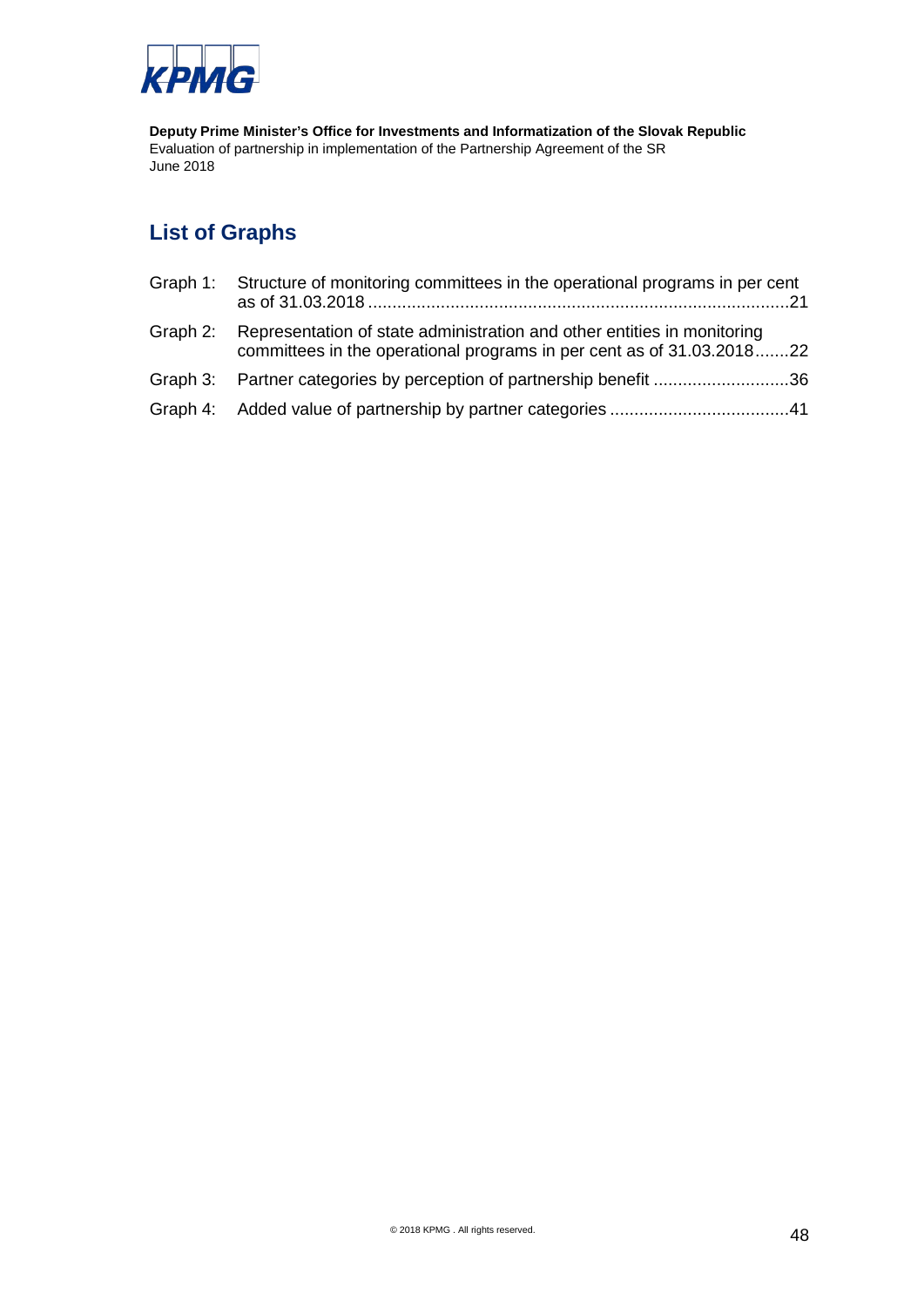## List of Graphs

Graph 1: Structure of monitoring committees in the operational programs in per cent as of 31.03.2018 ......................................................................................21

Graph 2: Representation of state administration and other entities in monitoring committees in the operational programs in per cent as of 31.03.2018.......22

Graph 3: Partner categories by perception of partnership benefit ............................36

Graph 4: Added value of partnership by partner categories ....................................41